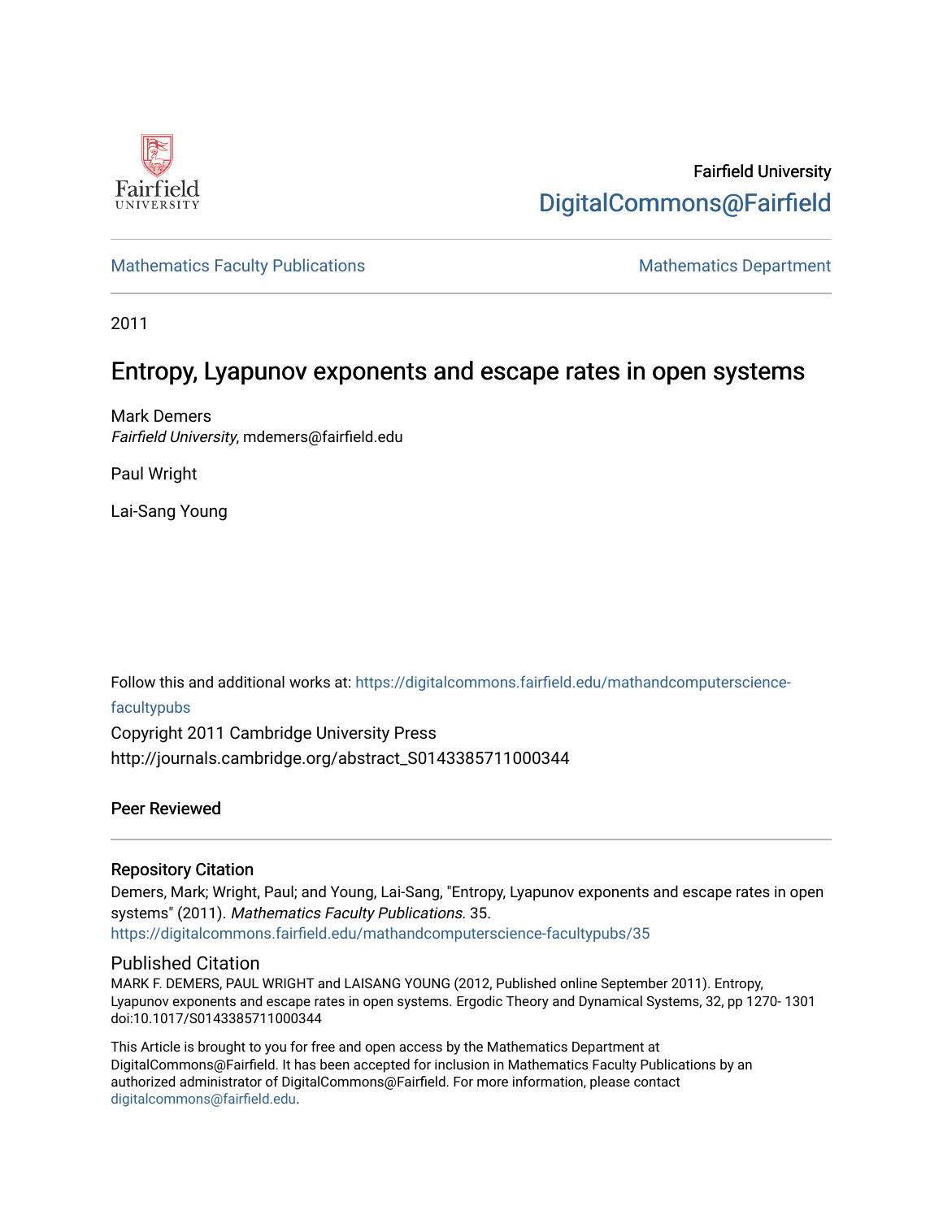Fairfield University

DigitalCommons@Fairfield

Mathematics Faculty Publications

Mathematics Department

2011

# Entropy, Lyapunov exponents and escape rates in open systems

Mark Demers
*Fairfield University*, mdemers@fairfield.edu

Paul Wright

Lai-Sang Young

Follow this and additional works at: https://digitalcommons.fairfield.edu/mathandcomputerscience-facultypubs

Copyright 2011 Cambridge University Press
http://journals.cambridge.org/abstract_S0143385711000344

**Peer Reviewed**

## Repository Citation

Demers, Mark; Wright, Paul; and Young, Lai-Sang, "Entropy, Lyapunov exponents and escape rates in open systems" (2011). *Mathematics Faculty Publications*. 35.
https://digitalcommons.fairfield.edu/mathandcomputerscience-facultypubs/35

## Published Citation

MARK F. DEMERS, PAUL WRIGHT and LAISANG YOUNG (2012, Published online September 2011). Entropy, Lyapunov exponents and escape rates in open systems. Ergodic Theory and Dynamical Systems, 32, pp 1270- 1301 doi:10.1017/S0143385711000344

This Article is brought to you for free and open access by the Mathematics Department at DigitalCommons@Fairfield. It has been accepted for inclusion in Mathematics Faculty Publications by an authorized administrator of DigitalCommons@Fairfield. For more information, please contact digitalcommons@fairfield.edu.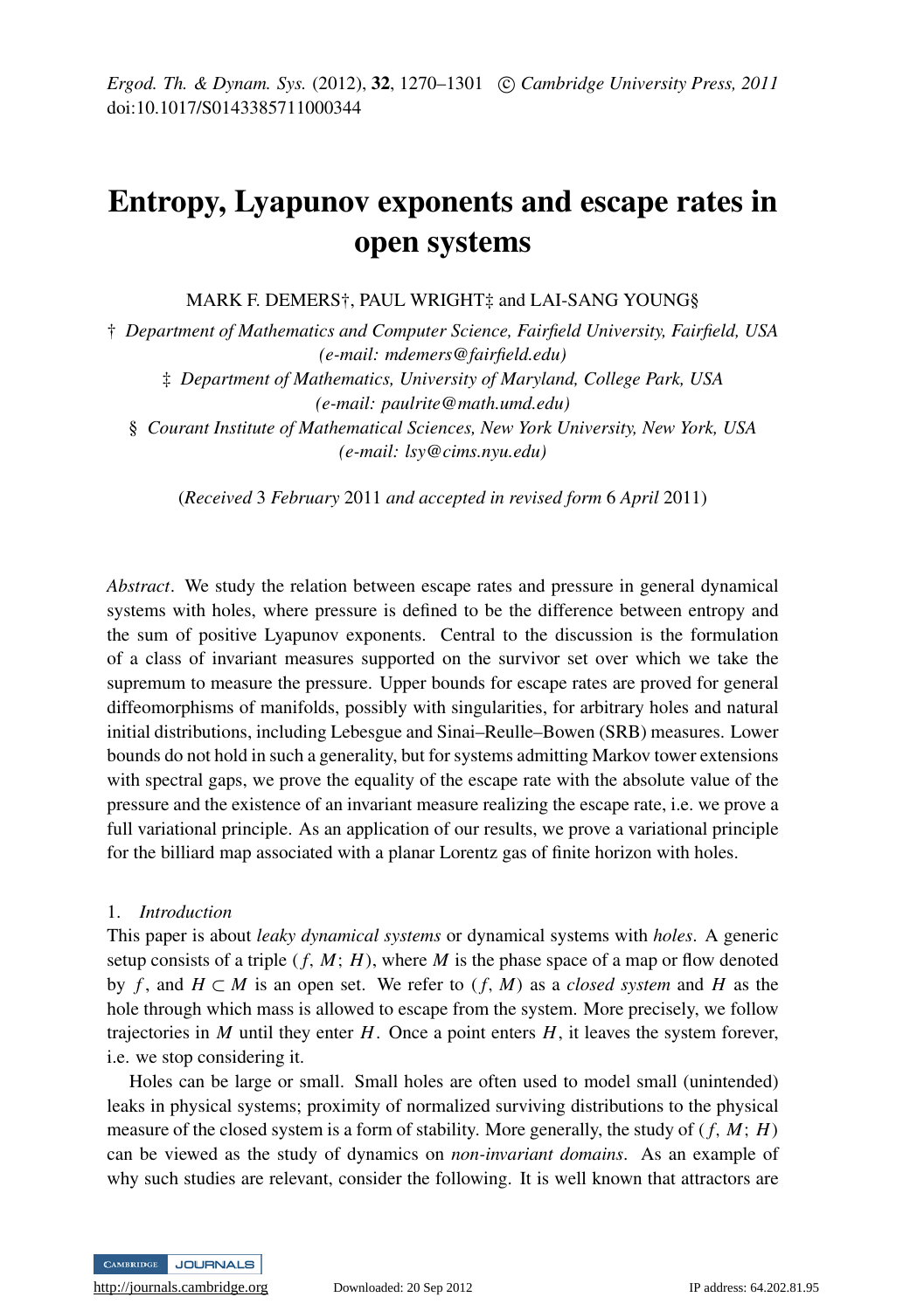*Ergod. Th. & Dynam. Sys.* (2012), **32**, 1270–1301 © *Cambridge University Press, 2011*
doi:10.1017/S0143385711000344

# Entropy, Lyapunov exponents and escape rates in open systems

MARK F. DEMERS†, PAUL WRIGHT‡ and LAI-SANG YOUNG§

† *Department of Mathematics and Computer Science, Fairfield University, Fairfield, USA*
*(e-mail: mdemers@fairfield.edu)*

‡ *Department of Mathematics, University of Maryland, College Park, USA*
*(e-mail: paulrite@math.umd.edu)*

§ *Courant Institute of Mathematical Sciences, New York University, New York, USA*
*(e-mail: lsy@cims.nyu.edu)*

(*Received* 3 *February* 2011 *and accepted in revised form* 6 *April* 2011)

*Abstract*. We study the relation between escape rates and pressure in general dynamical systems with holes, where pressure is defined to be the difference between entropy and the sum of positive Lyapunov exponents. Central to the discussion is the formulation of a class of invariant measures supported on the survivor set over which we take the supremum to measure the pressure. Upper bounds for escape rates are proved for general diffeomorphisms of manifolds, possibly with singularities, for arbitrary holes and natural initial distributions, including Lebesgue and Sinai–Reulle–Bowen (SRB) measures. Lower bounds do not hold in such a generality, but for systems admitting Markov tower extensions with spectral gaps, we prove the equality of the escape rate with the absolute value of the pressure and the existence of an invariant measure realizing the escape rate, i.e. we prove a full variational principle. As an application of our results, we prove a variational principle for the billiard map associated with a planar Lorentz gas of finite horizon with holes.

## 1. *Introduction*

This paper is about *leaky dynamical systems* or dynamical systems with *holes*. A generic setup consists of a triple $(f, M; H)$, where $M$ is the phase space of a map or flow denoted by $f$, and $H \subset M$ is an open set. We refer to $(f, M)$ as a *closed system* and $H$ as the hole through which mass is allowed to escape from the system. More precisely, we follow trajectories in $M$ until they enter $H$. Once a point enters $H$, it leaves the system forever, i.e. we stop considering it.

Holes can be large or small. Small holes are often used to model small (unintended) leaks in physical systems; proximity of normalized surviving distributions to the physical measure of the closed system is a form of stability. More generally, the study of $(f, M; H)$ can be viewed as the study of dynamics on *non-invariant domains*. As an example of why such studies are relevant, consider the following. It is well known that attractors are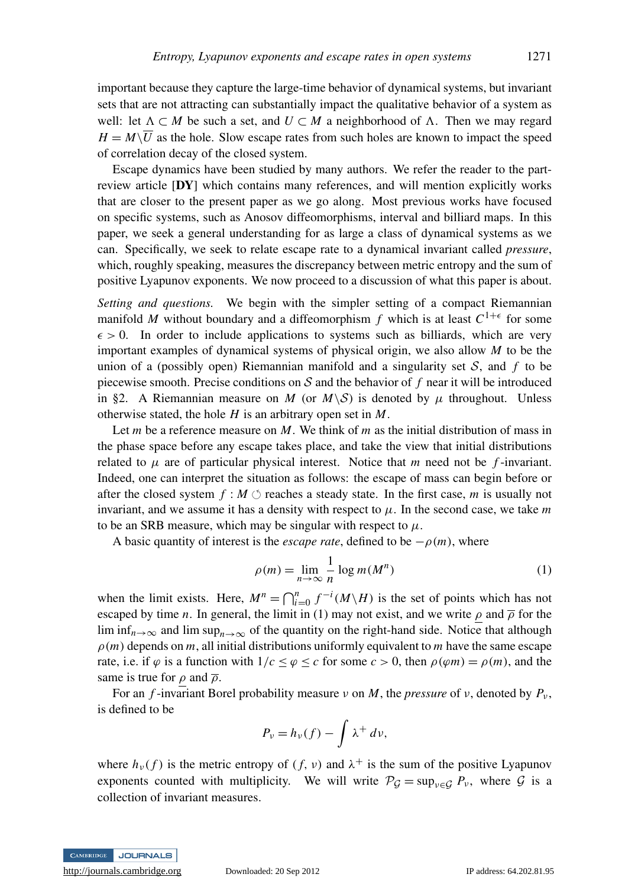important because they capture the large-time behavior of dynamical systems, but invariant sets that are not attracting can substantially impact the qualitative behavior of a system as well: let $\Lambda \subset M$ be such a set, and $U \subset M$ a neighborhood of $\Lambda$. Then we may regard $H = M \backslash \overline{U}$ as the hole. Slow escape rates from such holes are known to impact the speed of correlation decay of the closed system.

Escape dynamics have been studied by many authors. We refer the reader to the part-review article [**DY**] which contains many references, and will mention explicitly works that are closer to the present paper as we go along. Most previous works have focused on specific systems, such as Anosov diffeomorphisms, interval and billiard maps. In this paper, we seek a general understanding for as large a class of dynamical systems as we can. Specifically, we seek to relate escape rate to a dynamical invariant called *pressure*, which, roughly speaking, measures the discrepancy between metric entropy and the sum of positive Lyapunov exponents. We now proceed to a discussion of what this paper is about.

*Setting and questions.* We begin with the simpler setting of a compact Riemannian manifold $M$ without boundary and a diffeomorphism $f$ which is at least $C^{1+\epsilon}$ for some $\epsilon > 0$. In order to include applications to systems such as billiards, which are very important examples of dynamical systems of physical origin, we also allow $M$ to be the union of a (possibly open) Riemannian manifold and a singularity set $\mathcal{S}$, and $f$ to be piecewise smooth. Precise conditions on $\mathcal{S}$ and the behavior of $f$ near it will be introduced in §2. A Riemannian measure on $M$ (or $M \backslash \mathcal{S}$) is denoted by $\mu$ throughout. Unless otherwise stated, the hole $H$ is an arbitrary open set in $M$.

Let $m$ be a reference measure on $M$. We think of $m$ as the initial distribution of mass in the phase space before any escape takes place, and take the view that initial distributions related to $\mu$ are of particular physical interest. Notice that $m$ need not be $f$-invariant. Indeed, one can interpret the situation as follows: the escape of mass can begin before or after the closed system $f : M \circlearrowleft$ reaches a steady state. In the first case, $m$ is usually not invariant, and we assume it has a density with respect to $\mu$. In the second case, we take $m$ to be an SRB measure, which may be singular with respect to $\mu$.

A basic quantity of interest is the *escape rate*, defined to be $-\rho(m)$, where

$$\rho(m) = \lim_{n\to\infty} \frac{1}{n} \log m(M^n) \tag{1}$$

when the limit exists. Here, $M^n = \bigcap_{i=0}^{n} f^{-i}(M \backslash H)$ is the set of points which has not escaped by time $n$. In general, the limit in (1) may not exist, and we write $\underline{\rho}$ and $\overline{\rho}$ for the $\liminf_{n\to\infty}$ and $\limsup_{n\to\infty}$ of the quantity on the right-hand side. Notice that although $\rho(m)$ depends on $m$, all initial distributions uniformly equivalent to $m$ have the same escape rate, i.e. if $\varphi$ is a function with $1/c \leq \varphi \leq c$ for some $c > 0$, then $\rho(\varphi m) = \rho(m)$, and the same is true for $\underline{\rho}$ and $\overline{\rho}$.

For an $f$-invariant Borel probability measure $\nu$ on $M$, the *pressure* of $\nu$, denoted by $P_\nu$, is defined to be

$$P_\nu = h_\nu(f) - \int \lambda^+ \, d\nu,$$

where $h_\nu(f)$ is the metric entropy of $(f, \nu)$ and $\lambda^+$ is the sum of the positive Lyapunov exponents counted with multiplicity. We will write $\mathcal{P}_{\mathcal{G}} = \sup_{\nu \in \mathcal{G}} P_\nu$, where $\mathcal{G}$ is a collection of invariant measures.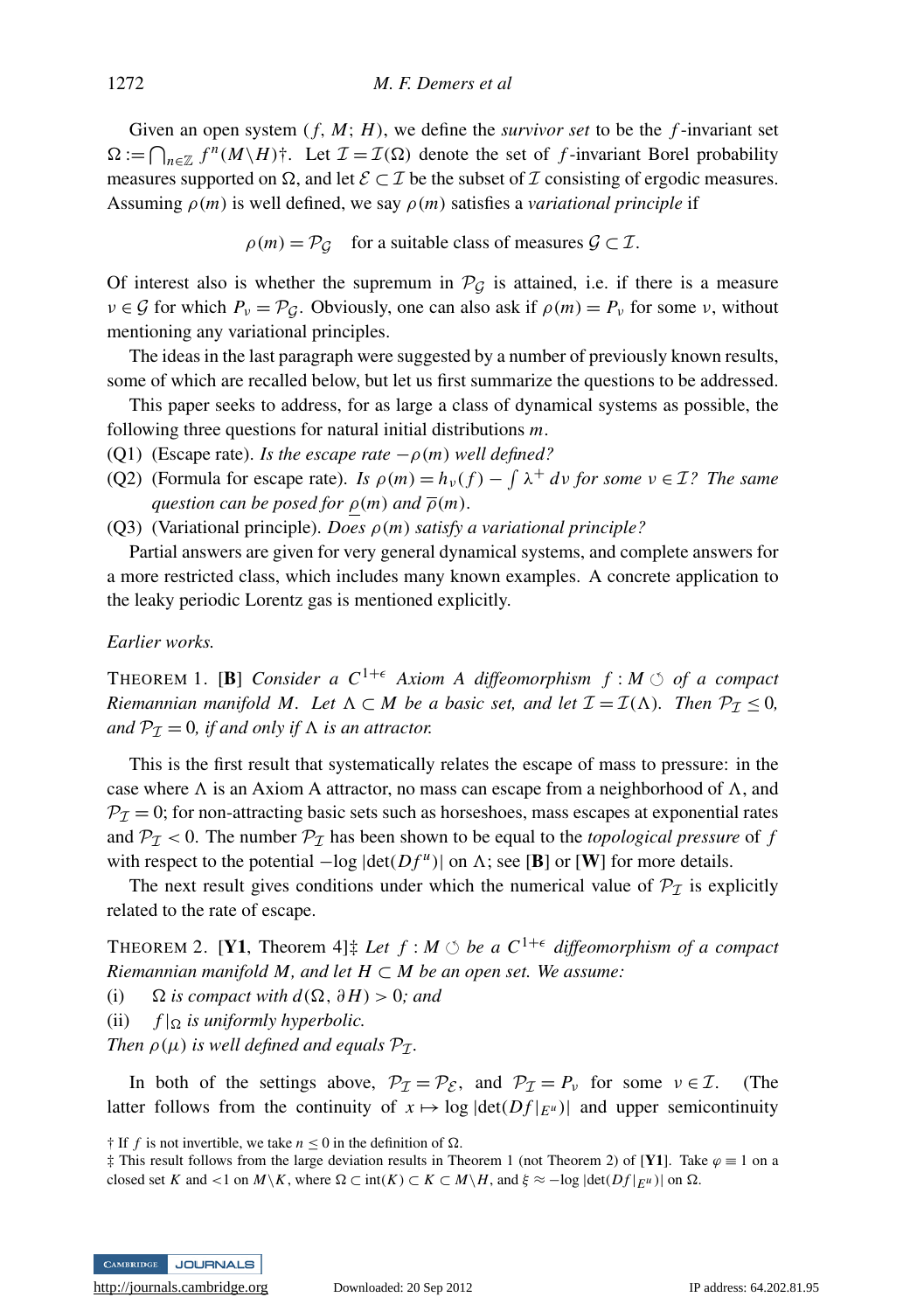Given an open system $(f, M; H)$, we define the *survivor set* to be the $f$-invariant set $\Omega := \bigcap_{n\in\mathbb{Z}} f^n(M\backslash H)$†. Let $\mathcal{I} = \mathcal{I}(\Omega)$ denote the set of $f$-invariant Borel probability measures supported on $\Omega$, and let $\mathcal{E} \subset \mathcal{I}$ be the subset of $\mathcal{I}$ consisting of ergodic measures. Assuming $\rho(m)$ is well defined, we say $\rho(m)$ satisfies a *variational principle* if

$$\rho(m) = \mathcal{P}_{\mathcal{G}} \quad \text{for a suitable class of measures } \mathcal{G} \subset \mathcal{I}.$$

Of interest also is whether the supremum in $\mathcal{P}_{\mathcal{G}}$ is attained, i.e. if there is a measure $\nu \in \mathcal{G}$ for which $P_\nu = \mathcal{P}_{\mathcal{G}}$. Obviously, one can also ask if $\rho(m) = P_\nu$ for some $\nu$, without mentioning any variational principles.

The ideas in the last paragraph were suggested by a number of previously known results, some of which are recalled below, but let us first summarize the questions to be addressed.

This paper seeks to address, for as large a class of dynamical systems as possible, the following three questions for natural initial distributions $m$.

(Q1) (Escape rate). *Is the escape rate $-\rho(m)$ well defined?*

(Q2) (Formula for escape rate). *Is $\rho(m) = h_\nu(f) - \int \lambda^+ \, d\nu$ for some $\nu \in \mathcal{I}$? The same question can be posed for $\underline{\rho}(m)$ and $\overline{\rho}(m)$.*

(Q3) (Variational principle). *Does $\rho(m)$ satisfy a variational principle?*

Partial answers are given for very general dynamical systems, and complete answers for a more restricted class, which includes many known examples. A concrete application to the leaky periodic Lorentz gas is mentioned explicitly.

*Earlier works.*

THEOREM 1. **[B]** *Consider a $C^{1+\epsilon}$ Axiom A diffeomorphism $f : M \circlearrowleft$ of a compact Riemannian manifold $M$. Let $\Lambda \subset M$ be a basic set, and let $\mathcal{I} = \mathcal{I}(\Lambda)$. Then $\mathcal{P}_{\mathcal{I}} \leq 0$, and $\mathcal{P}_{\mathcal{I}} = 0$, if and only if $\Lambda$ is an attractor.*

This is the first result that systematically relates the escape of mass to pressure: in the case where $\Lambda$ is an Axiom A attractor, no mass can escape from a neighborhood of $\Lambda$, and $\mathcal{P}_{\mathcal{I}} = 0$; for non-attracting basic sets such as horseshoes, mass escapes at exponential rates and $\mathcal{P}_{\mathcal{I}} < 0$. The number $\mathcal{P}_{\mathcal{I}}$ has been shown to be equal to the *topological pressure* of $f$ with respect to the potential $-\log|\det(Df^u)|$ on $\Lambda$; see **[B]** or **[W]** for more details.

The next result gives conditions under which the numerical value of $\mathcal{P}_{\mathcal{I}}$ is explicitly related to the rate of escape.

THEOREM 2. **[Y1**, Theorem 4**]**‡ *Let $f : M \circlearrowleft$ be a $C^{1+\epsilon}$ diffeomorphism of a compact Riemannian manifold $M$, and let $H \subset M$ be an open set. We assume:*

(i) *$\Omega$ is compact with $d(\Omega, \partial H) > 0$; and*

(ii) *$f|_\Omega$ is uniformly hyperbolic.*

*Then $\rho(\mu)$ is well defined and equals $\mathcal{P}_{\mathcal{I}}$.*

In both of the settings above, $\mathcal{P}_{\mathcal{I}} = \mathcal{P}_{\mathcal{E}}$, and $\mathcal{P}_{\mathcal{I}} = P_\nu$ for some $\nu \in \mathcal{I}$. (The latter follows from the continuity of $x \mapsto \log|\det(Df|_{E^u})|$ and upper semicontinuity

† If $f$ is not invertible, we take $n \leq 0$ in the definition of $\Omega$.

‡ This result follows from the large deviation results in Theorem 1 (not Theorem 2) of **[Y1]**. Take $\varphi \equiv 1$ on a closed set $K$ and $<1$ on $M\backslash K$, where $\Omega \subset \text{int}(K) \subset K \subset M\backslash H$, and $\xi \approx -\log|\det(Df|_{E^u})|$ on $\Omega$.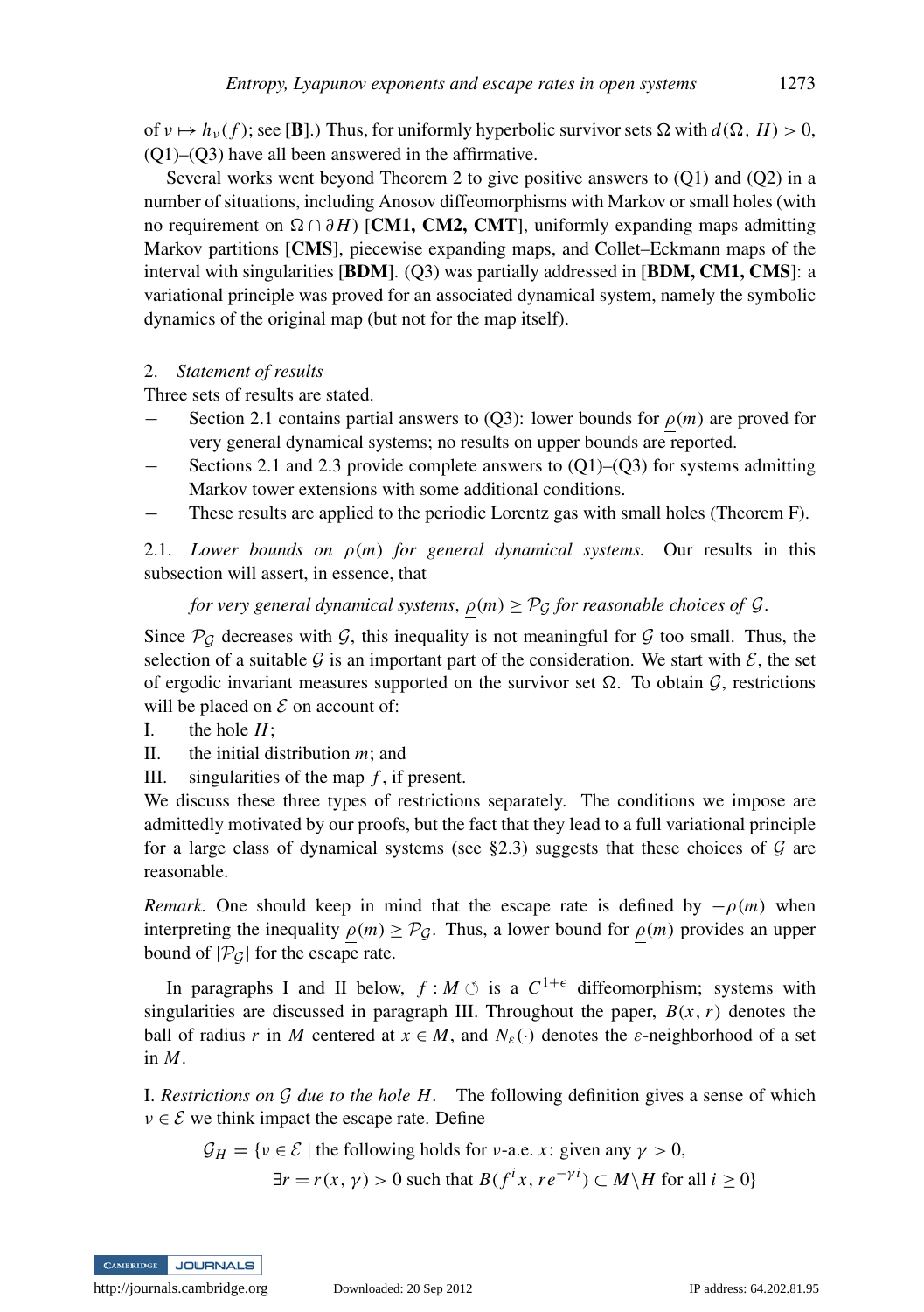of $\nu \mapsto h_\nu(f)$; see [**B**].) Thus, for uniformly hyperbolic survivor sets $\Omega$ with $d(\Omega, H) > 0$, (Q1)–(Q3) have all been answered in the affirmative.

Several works went beyond Theorem 2 to give positive answers to (Q1) and (Q2) in a number of situations, including Anosov diffeomorphisms with Markov or small holes (with no requirement on $\Omega \cap \partial H$) [**CM1, CM2, CMT**], uniformly expanding maps admitting Markov partitions [**CMS**], piecewise expanding maps, and Collet–Eckmann maps of the interval with singularities [**BDM**]. (Q3) was partially addressed in [**BDM, CM1, CMS**]: a variational principle was proved for an associated dynamical system, namely the symbolic dynamics of the original map (but not for the map itself).

## 2. *Statement of results*

Three sets of results are stated.

- Section 2.1 contains partial answers to (Q3): lower bounds for $\underline{\rho}(m)$ are proved for very general dynamical systems; no results on upper bounds are reported.
- Sections 2.1 and 2.3 provide complete answers to (Q1)–(Q3) for systems admitting Markov tower extensions with some additional conditions.
- These results are applied to the periodic Lorentz gas with small holes (Theorem F).

### 2.1. *Lower bounds on $\underline{\rho}(m)$ for general dynamical systems.*

Our results in this subsection will assert, in essence, that

*for very general dynamical systems*, $\underline{\rho}(m) \geq \mathcal{P}_{\mathcal{G}}$ *for reasonable choices of* $\mathcal{G}$.

Since $\mathcal{P}_{\mathcal{G}}$ decreases with $\mathcal{G}$, this inequality is not meaningful for $\mathcal{G}$ too small. Thus, the selection of a suitable $\mathcal{G}$ is an important part of the consideration. We start with $\mathcal{E}$, the set of ergodic invariant measures supported on the survivor set $\Omega$. To obtain $\mathcal{G}$, restrictions will be placed on $\mathcal{E}$ on account of:

I. the hole $H$;
II. the initial distribution $m$; and
III. singularities of the map $f$, if present.

We discuss these three types of restrictions separately. The conditions we impose are admittedly motivated by our proofs, but the fact that they lead to a full variational principle for a large class of dynamical systems (see §2.3) suggests that these choices of $\mathcal{G}$ are reasonable.

*Remark.* One should keep in mind that the escape rate is defined by $-\rho(m)$ when interpreting the inequality $\underline{\rho}(m) \geq \mathcal{P}_{\mathcal{G}}$. Thus, a lower bound for $\underline{\rho}(m)$ provides an upper bound of $|\mathcal{P}_{\mathcal{G}}|$ for the escape rate.

In paragraphs I and II below, $f : M \circlearrowleft$ is a $C^{1+\epsilon}$ diffeomorphism; systems with singularities are discussed in paragraph III. Throughout the paper, $B(x, r)$ denotes the ball of radius $r$ in $M$ centered at $x \in M$, and $N_\varepsilon(\cdot)$ denotes the $\varepsilon$-neighborhood of a set in $M$.

I. *Restrictions on $\mathcal{G}$ due to the hole $H$.* The following definition gives a sense of which $\nu \in \mathcal{E}$ we think impact the escape rate. Define

$$\begin{aligned}\mathcal{G}_H = \{\nu \in \mathcal{E} \mid & \text{ the following holds for } \nu\text{-a.e. } x\text{: given any } \gamma > 0,\\ & \exists r = r(x, \gamma) > 0 \text{ such that } B(f^i x, re^{-\gamma i}) \subset M \backslash H \text{ for all } i \geq 0\}\end{aligned}$$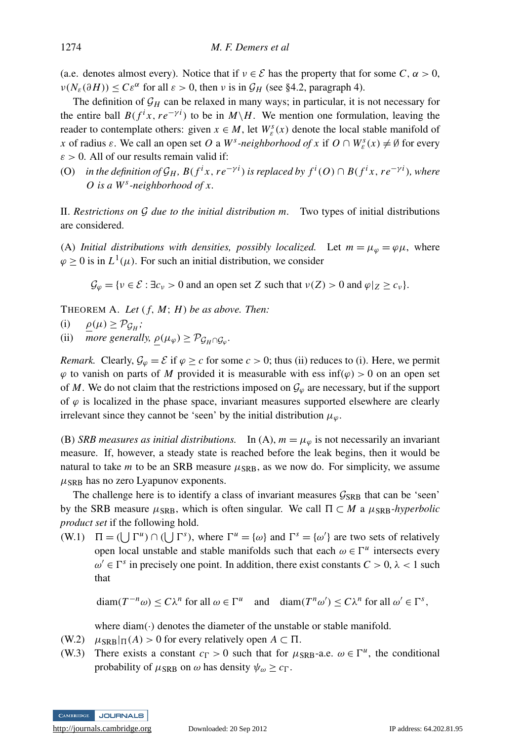(a.e. denotes almost every). Notice that if $\nu \in \mathcal{E}$ has the property that for some $C, \alpha > 0$, $\nu(N_\varepsilon(\partial H)) \le C\varepsilon^\alpha$ for all $\varepsilon > 0$, then $\nu$ is in $\mathcal{G}_H$ (see §4.2, paragraph 4).

The definition of $\mathcal{G}_H$ can be relaxed in many ways; in particular, it is not necessary for the entire ball $B(f^i x, re^{-\gamma i})$ to be in $M \setminus H$. We mention one formulation, leaving the reader to contemplate others: given $x \in M$, let $W^s_\varepsilon(x)$ denote the local stable manifold of $x$ of radius $\varepsilon$. We call an open set $O$ a *$W^s$-neighborhood of $x$* if $O \cap W^s_\varepsilon(x) \neq \emptyset$ for every $\varepsilon > 0$. All of our results remain valid if:

(O) *in the definition of $\mathcal{G}_H$, $B(f^i x, re^{-\gamma i})$ is replaced by $f^i(O) \cap B(f^i x, re^{-\gamma i})$, where $O$ is a $W^s$-neighborhood of $x$.*

II. *Restrictions on $\mathcal{G}$ due to the initial distribution $m$.* Two types of initial distributions are considered.

(A) *Initial distributions with densities, possibly localized.* Let $m = \mu_\varphi = \varphi\mu$, where $\varphi \ge 0$ is in $L^1(\mu)$. For such an initial distribution, we consider

$$\mathcal{G}_\varphi = \{\nu \in \mathcal{E} : \exists c_\nu > 0 \text{ and an open set } Z \text{ such that } \nu(Z) > 0 \text{ and } \varphi|_Z \ge c_\nu\}.$$

THEOREM A. *Let $(f, M; H)$ be as above. Then:*

(i) $\underline{\rho}(\mu) \ge \mathcal{P}_{\mathcal{G}_H}$;

(ii) *more generally,* $\underline{\rho}(\mu_\varphi) \ge \mathcal{P}_{\mathcal{G}_H \cap \mathcal{G}_\varphi}$.

*Remark.* Clearly, $\mathcal{G}_\varphi = \mathcal{E}$ if $\varphi \ge c$ for some $c > 0$; thus (ii) reduces to (i). Here, we permit $\varphi$ to vanish on parts of $M$ provided it is measurable with ess inf$(\varphi) > 0$ on an open set of $M$. We do not claim that the restrictions imposed on $\mathcal{G}_\varphi$ are necessary, but if the support of $\varphi$ is localized in the phase space, invariant measures supported elsewhere are clearly irrelevant since they cannot be 'seen' by the initial distribution $\mu_\varphi$.

(B) *SRB measures as initial distributions.* In (A), $m = \mu_\varphi$ is not necessarily an invariant measure. If, however, a steady state is reached before the leak begins, then it would be natural to take $m$ to be an SRB measure $\mu_{\text{SRB}}$, as we now do. For simplicity, we assume $\mu_{\text{SRB}}$ has no zero Lyapunov exponents.

The challenge here is to identify a class of invariant measures $\mathcal{G}_{\text{SRB}}$ that can be 'seen' by the SRB measure $\mu_{\text{SRB}}$, which is often singular. We call $\Pi \subset M$ a *$\mu_{\text{SRB}}$-hyperbolic product set* if the following hold.

(W.1) $\Pi = (\bigcup \Gamma^u) \cap (\bigcup \Gamma^s)$, where $\Gamma^u = \{\omega\}$ and $\Gamma^s = \{\omega'\}$ are two sets of relatively open local unstable and stable manifolds such that each $\omega \in \Gamma^u$ intersects every $\omega' \in \Gamma^s$ in precisely one point. In addition, there exist constants $C > 0$, $\lambda < 1$ such that

$$\text{diam}(T^{-n}\omega) \le C\lambda^n \text{ for all } \omega \in \Gamma^u \quad \text{and} \quad \text{diam}(T^n\omega') \le C\lambda^n \text{ for all } \omega' \in \Gamma^s,$$

where diam$(\cdot)$ denotes the diameter of the unstable or stable manifold.

(W.2) $\mu_{\text{SRB}}|_\Pi(A) > 0$ for every relatively open $A \subset \Pi$.

(W.3) There exists a constant $c_\Gamma > 0$ such that for $\mu_{\text{SRB}}$-a.e. $\omega \in \Gamma^u$, the conditional probability of $\mu_{\text{SRB}}$ on $\omega$ has density $\psi_\omega \ge c_\Gamma$.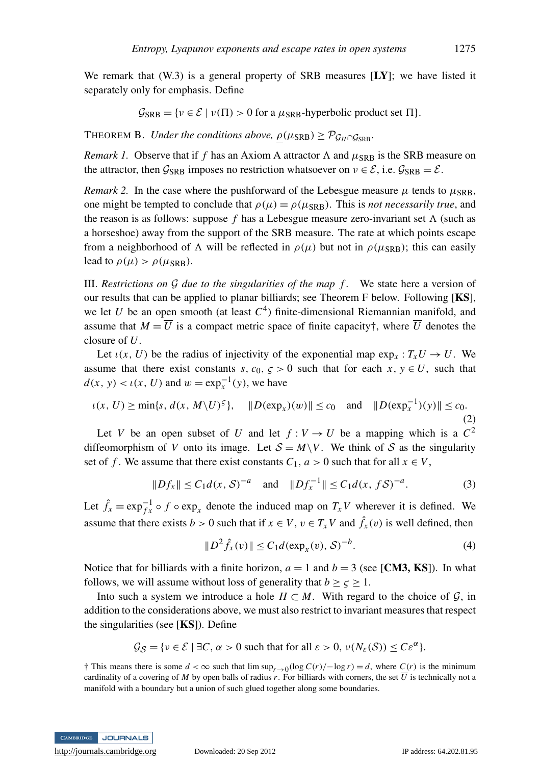We remark that (W.3) is a general property of SRB measures [**LY**]; we have listed it separately only for emphasis. Define

$$\mathcal{G}_{\mathrm{SRB}} = \{\nu \in \mathcal{E} \mid \nu(\Pi) > 0 \text{ for a } \mu_{\mathrm{SRB}}\text{-hyperbolic product set } \Pi\}.$$

THEOREM B. *Under the conditions above, $\underline{\rho}(\mu_{\mathrm{SRB}}) \geq \mathcal{P}_{\mathcal{G}_H \cap \mathcal{G}_{\mathrm{SRB}}}$.*

*Remark 1.* Observe that if $f$ has an Axiom A attractor $\Lambda$ and $\mu_{\mathrm{SRB}}$ is the SRB measure on the attractor, then $\mathcal{G}_{\mathrm{SRB}}$ imposes no restriction whatsoever on $\nu \in \mathcal{E}$, i.e. $\mathcal{G}_{\mathrm{SRB}} = \mathcal{E}$.

*Remark 2.* In the case where the pushforward of the Lebesgue measure $\mu$ tends to $\mu_{\mathrm{SRB}}$, one might be tempted to conclude that $\rho(\mu) = \rho(\mu_{\mathrm{SRB}})$. This is *not necessarily true*, and the reason is as follows: suppose $f$ has a Lebesgue measure zero-invariant set $\Lambda$ (such as a horseshoe) away from the support of the SRB measure. The rate at which points escape from a neighborhood of $\Lambda$ will be reflected in $\rho(\mu)$ but not in $\rho(\mu_{\mathrm{SRB}})$; this can easily lead to $\rho(\mu) > \rho(\mu_{\mathrm{SRB}})$.

III. *Restrictions on $\mathcal{G}$ due to the singularities of the map $f$.* We state here a version of our results that can be applied to planar billiards; see Theorem F below. Following [**KS**], we let $U$ be an open smooth (at least $C^4$) finite-dimensional Riemannian manifold, and assume that $M = \overline{U}$ is a compact metric space of finite capacity†, where $\overline{U}$ denotes the closure of $U$.

Let $\iota(x, U)$ be the radius of injectivity of the exponential map $\exp_x : T_x U \to U$. We assume that there exist constants $s, c_0, \varsigma > 0$ such that for each $x, y \in U$, such that $d(x, y) < \iota(x, U)$ and $w = \exp_x^{-1}(y)$, we have

$$\iota(x, U) \geq \min\{s, d(x, M \backslash U)^{\varsigma}\}, \quad \|D(\exp_x)(w)\| \leq c_0 \quad \text{and} \quad \|D(\exp_x^{-1})(y)\| \leq c_0. \tag{2}$$

Let $V$ be an open subset of $U$ and let $f : V \to U$ be a mapping which is a $C^2$ diffeomorphism of $V$ onto its image. Let $\mathcal{S} = M \backslash V$. We think of $\mathcal{S}$ as the singularity set of $f$. We assume that there exist constants $C_1, a > 0$ such that for all $x \in V$,

$$\|Df_x\| \leq C_1 d(x, \mathcal{S})^{-a} \quad \text{and} \quad \|Df_x^{-1}\| \leq C_1 d(x, f\mathcal{S})^{-a}. \tag{3}$$

Let $\hat{f}_x = \exp_{fx}^{-1} \circ f \circ \exp_x$ denote the induced map on $T_x V$ wherever it is defined. We assume that there exists $b > 0$ such that if $x \in V$, $v \in T_x V$ and $\hat{f}_x(v)$ is well defined, then

$$\|D^2 \hat{f}_x(v)\| \leq C_1 d(\exp_x(v), \mathcal{S})^{-b}. \tag{4}$$

Notice that for billiards with a finite horizon, $a = 1$ and $b = 3$ (see [**CM3, KS**]). In what follows, we will assume without loss of generality that $b \geq \varsigma \geq 1$.

Into such a system we introduce a hole $H \subset M$. With regard to the choice of $\mathcal{G}$, in addition to the considerations above, we must also restrict to invariant measures that respect the singularities (see [**KS**]). Define

$$\mathcal{G}_{\mathcal{S}} = \{\nu \in \mathcal{E} \mid \exists C, \alpha > 0 \text{ such that for all } \varepsilon > 0,\ \nu(N_\varepsilon(\mathcal{S})) \leq C\varepsilon^{\alpha}\}.$$

† This means there is some $d < \infty$ such that $\limsup_{r \to 0}(\log C(r)/-\log r) = d$, where $C(r)$ is the minimum cardinality of a covering of $M$ by open balls of radius $r$. For billiards with corners, the set $\overline{U}$ is technically not a manifold with a boundary but a union of such glued together along some boundaries.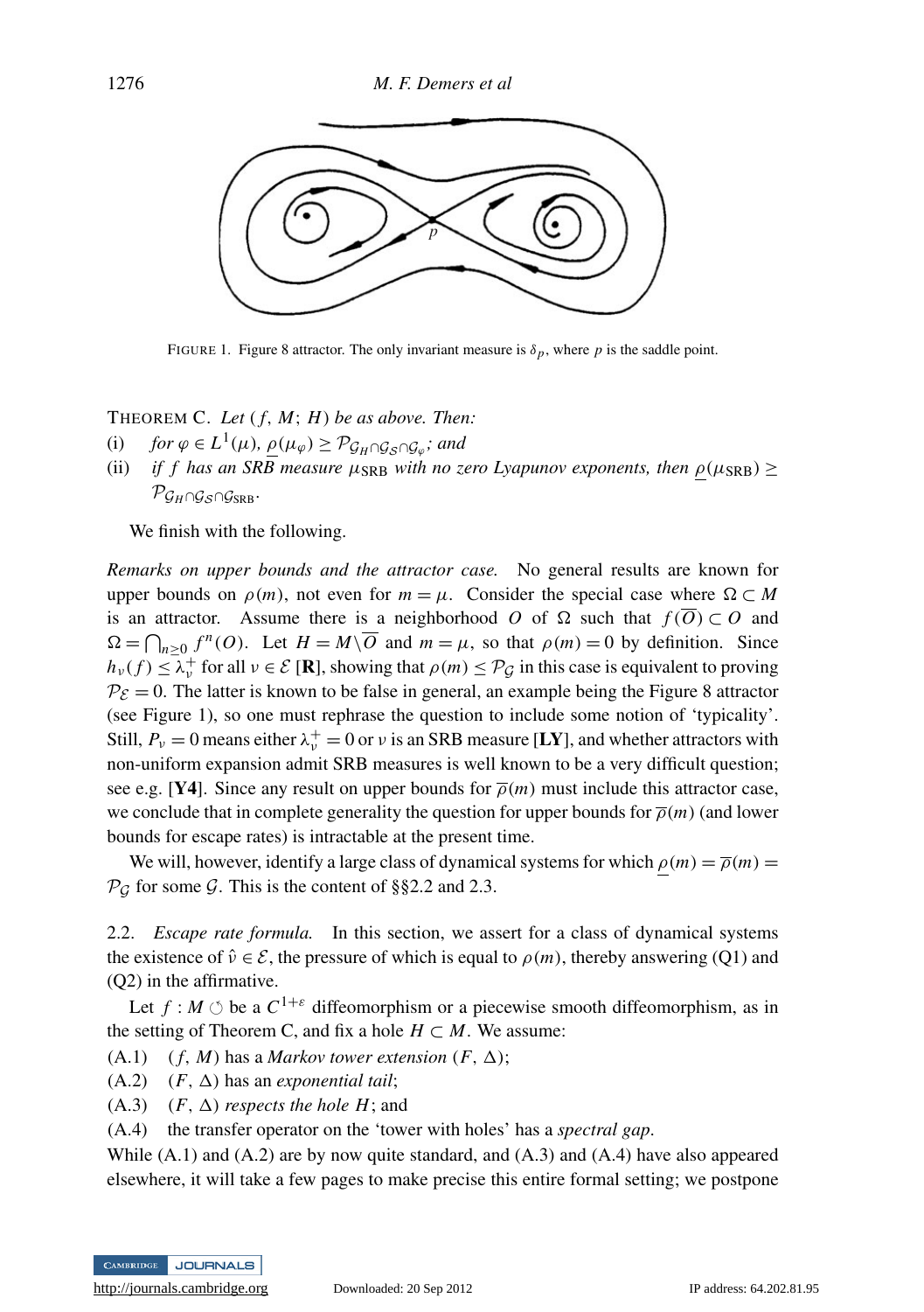FIGURE 1. Figure 8 attractor. The only invariant measure is $\delta_p$, where $p$ is the saddle point.

THEOREM C. *Let $(f, M; H)$ be as above. Then:*

(i) *for $\varphi \in L^1(\mu)$, $\underline{\rho}(\mu_\varphi) \geq \mathcal{P}_{\mathcal{G}_H \cap \mathcal{G}_S \cap \mathcal{G}_\varphi}$; and*

(ii) *if $f$ has an SRB measure $\mu_{\text{SRB}}$ with no zero Lyapunov exponents, then $\underline{\rho}(\mu_{\text{SRB}}) \geq \mathcal{P}_{\mathcal{G}_H \cap \mathcal{G}_S \cap \mathcal{G}_{\text{SRB}}}$.*

We finish with the following.

*Remarks on upper bounds and the attractor case.* No general results are known for upper bounds on $\rho(m)$, not even for $m = \mu$. Consider the special case where $\Omega \subset M$ is an attractor. Assume there is a neighborhood $O$ of $\Omega$ such that $f(\overline{O}) \subset O$ and $\Omega = \bigcap_{n \geq 0} f^n(O)$. Let $H = M \setminus \overline{O}$ and $m = \mu$, so that $\rho(m) = 0$ by definition. Since $h_\nu(f) \leq \lambda_\nu^+$ for all $\nu \in \mathcal{E}$ [**R**], showing that $\rho(m) \leq \mathcal{P}_\mathcal{G}$ in this case is equivalent to proving $\mathcal{P}_\mathcal{E} = 0$. The latter is known to be false in general, an example being the Figure 8 attractor (see Figure 1), so one must rephrase the question to include some notion of 'typicality'. Still, $P_\nu = 0$ means either $\lambda_\nu^+ = 0$ or $\nu$ is an SRB measure [**LY**], and whether attractors with non-uniform expansion admit SRB measures is well known to be a very difficult question; see e.g. [**Y4**]. Since any result on upper bounds for $\overline{\rho}(m)$ must include this attractor case, we conclude that in complete generality the question for upper bounds for $\overline{\rho}(m)$ (and lower bounds for escape rates) is intractable at the present time.

We will, however, identify a large class of dynamical systems for which $\underline{\rho}(m) = \overline{\rho}(m) = \mathcal{P}_\mathcal{G}$ for some $\mathcal{G}$. This is the content of §§2.2 and 2.3.

## 2.2. *Escape rate formula.*

In this section, we assert for a class of dynamical systems the existence of $\hat{\nu} \in \mathcal{E}$, the pressure of which is equal to $\rho(m)$, thereby answering (Q1) and (Q2) in the affirmative.

Let $f : M \circlearrowleft$ be a $C^{1+\varepsilon}$ diffeomorphism or a piecewise smooth diffeomorphism, as in the setting of Theorem C, and fix a hole $H \subset M$. We assume:

(A.1) $(f, M)$ has a *Markov tower extension* $(F, \Delta)$;

(A.2) $(F, \Delta)$ has an *exponential tail*;

(A.3) $(F, \Delta)$ *respects the hole* $H$; and

(A.4) the transfer operator on the 'tower with holes' has a *spectral gap*.

While (A.1) and (A.2) are by now quite standard, and (A.3) and (A.4) have also appeared elsewhere, it will take a few pages to make precise this entire formal setting; we postpone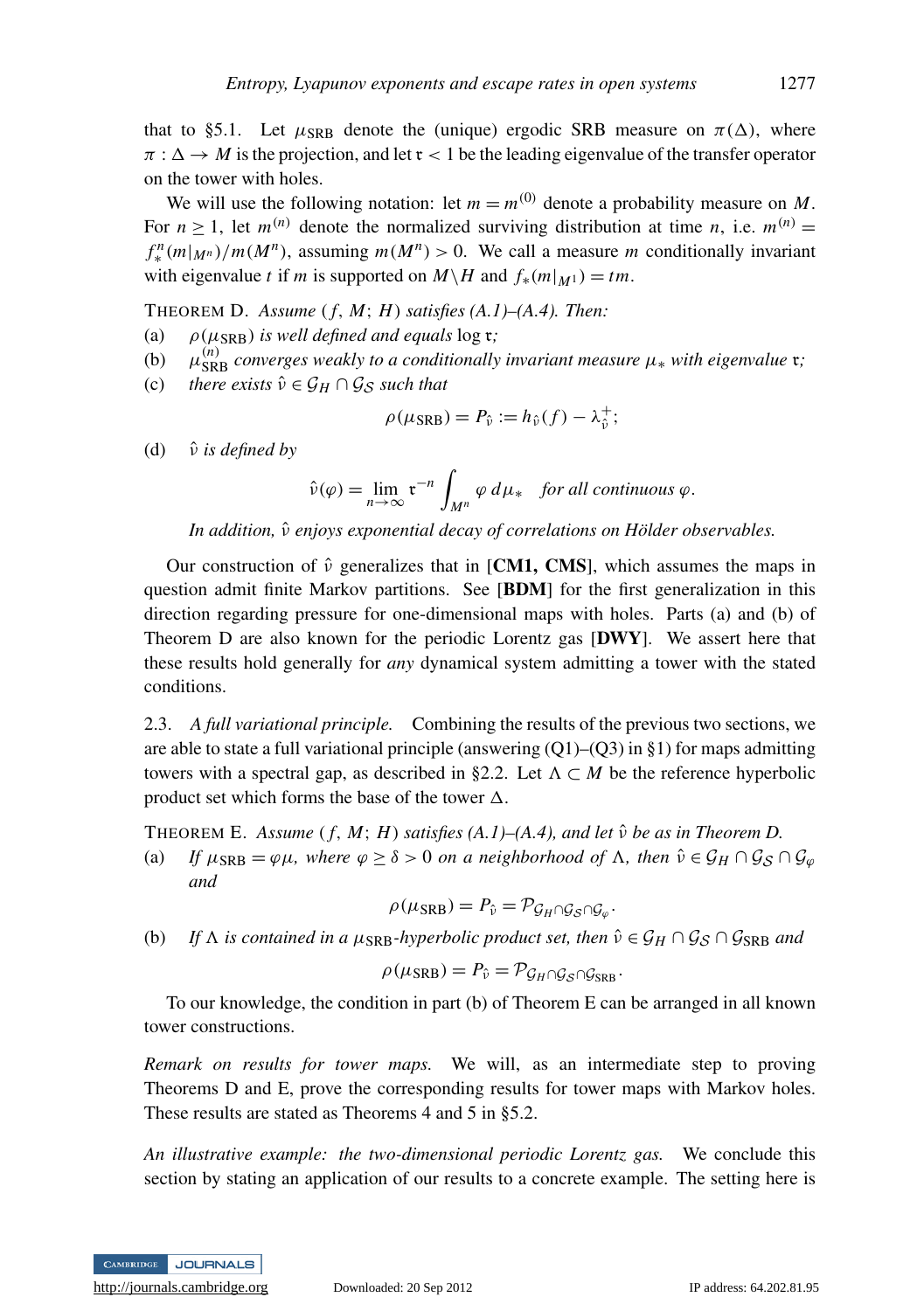that to §5.1. Let $\mu_{\mathrm{SRB}}$ denote the (unique) ergodic SRB measure on $\pi(\Delta)$, where $\pi : \Delta \to M$ is the projection, and let $\mathfrak{r} < 1$ be the leading eigenvalue of the transfer operator on the tower with holes.

We will use the following notation: let $m = m^{(0)}$ denote a probability measure on $M$. For $n \geq 1$, let $m^{(n)}$ denote the normalized surviving distribution at time $n$, i.e. $m^{(n)} = f_*^n(m|_{M^n})/m(M^n)$, assuming $m(M^n) > 0$. We call a measure $m$ conditionally invariant with eigenvalue $t$ if $m$ is supported on $M \backslash H$ and $f_*(m|_{M^1}) = tm$.

THEOREM D. *Assume $(f, M; H)$ satisfies (A.1)–(A.4). Then:*

(a) *$\rho(\mu_{\mathrm{SRB}})$ is well defined and equals $\log \mathfrak{r}$;*

(b) *$\mu_{\mathrm{SRB}}^{(n)}$ converges weakly to a conditionally invariant measure $\mu_*$ with eigenvalue $\mathfrak{r}$;*

(c) *there exists $\hat{\nu} \in \mathcal{G}_H \cap \mathcal{G}_S$ such that*

$$\rho(\mu_{\mathrm{SRB}}) = P_{\hat{\nu}} := h_{\hat{\nu}}(f) - \lambda_{\hat{\nu}}^+;$$

(d) *$\hat{\nu}$ is defined by*

$$\hat{\nu}(\varphi) = \lim_{n\to\infty} \mathfrak{r}^{-n} \int_{M^n} \varphi \, d\mu_* \quad \textit{for all continuous } \varphi.$$

*In addition, $\hat{\nu}$ enjoys exponential decay of correlations on Hölder observables.*

Our construction of $\hat{\nu}$ generalizes that in [**CM1, CMS**], which assumes the maps in question admit finite Markov partitions. See [**BDM**] for the first generalization in this direction regarding pressure for one-dimensional maps with holes. Parts (a) and (b) of Theorem D are also known for the periodic Lorentz gas [**DWY**]. We assert here that these results hold generally for *any* dynamical system admitting a tower with the stated conditions.

2.3. *A full variational principle.* Combining the results of the previous two sections, we are able to state a full variational principle (answering (Q1)–(Q3) in §1) for maps admitting towers with a spectral gap, as described in §2.2. Let $\Lambda \subset M$ be the reference hyperbolic product set which forms the base of the tower $\Delta$.

THEOREM E. *Assume $(f, M; H)$ satisfies (A.1)–(A.4), and let $\hat{\nu}$ be as in Theorem D.*

(a) *If $\mu_{\mathrm{SRB}} = \varphi\mu$, where $\varphi \geq \delta > 0$ on a neighborhood of $\Lambda$, then $\hat{\nu} \in \mathcal{G}_H \cap \mathcal{G}_S \cap \mathcal{G}_\varphi$ and*

$$\rho(\mu_{\mathrm{SRB}}) = P_{\hat{\nu}} = \mathcal{P}_{\mathcal{G}_H \cap \mathcal{G}_S \cap \mathcal{G}_\varphi}.$$

(b) *If $\Lambda$ is contained in a $\mu_{\mathrm{SRB}}$-hyperbolic product set, then $\hat{\nu} \in \mathcal{G}_H \cap \mathcal{G}_S \cap \mathcal{G}_{\mathrm{SRB}}$ and*

$$\rho(\mu_{\mathrm{SRB}}) = P_{\hat{\nu}} = \mathcal{P}_{\mathcal{G}_H \cap \mathcal{G}_S \cap \mathcal{G}_{\mathrm{SRB}}}.$$

To our knowledge, the condition in part (b) of Theorem E can be arranged in all known tower constructions.

*Remark on results for tower maps.* We will, as an intermediate step to proving Theorems D and E, prove the corresponding results for tower maps with Markov holes. These results are stated as Theorems 4 and 5 in §5.2.

*An illustrative example: the two-dimensional periodic Lorentz gas.* We conclude this section by stating an application of our results to a concrete example. The setting here is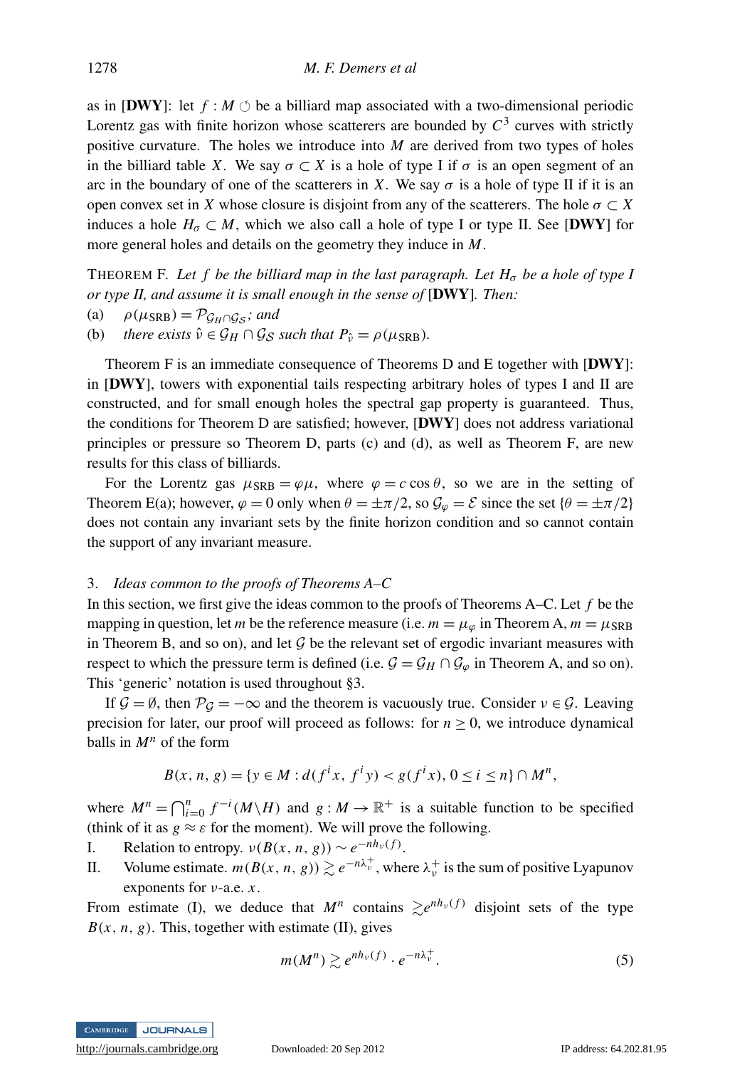as in [**DWY**]: let $f : M \circlearrowleft$ be a billiard map associated with a two-dimensional periodic Lorentz gas with finite horizon whose scatterers are bounded by $C^3$ curves with strictly positive curvature. The holes we introduce into $M$ are derived from two types of holes in the billiard table $X$. We say $\sigma \subset X$ is a hole of type I if $\sigma$ is an open segment of an arc in the boundary of one of the scatterers in $X$. We say $\sigma$ is a hole of type II if it is an open convex set in $X$ whose closure is disjoint from any of the scatterers. The hole $\sigma \subset X$ induces a hole $H_\sigma \subset M$, which we also call a hole of type I or type II. See [**DWY**] for more general holes and details on the geometry they induce in $M$.

THEOREM F. *Let $f$ be the billiard map in the last paragraph. Let $H_\sigma$ be a hole of type I or type II, and assume it is small enough in the sense of* [**DWY**]. *Then:*

(a) $\rho(\mu_{\mathrm{SRB}}) = \mathcal{P}_{\mathcal{G}_H \cap \mathcal{G}_S}$*; and*

(b) *there exists $\hat{\nu} \in \mathcal{G}_H \cap \mathcal{G}_S$ such that $P_{\hat{\nu}} = \rho(\mu_{\mathrm{SRB}})$.*

Theorem F is an immediate consequence of Theorems D and E together with [**DWY**]: in [**DWY**], towers with exponential tails respecting arbitrary holes of types I and II are constructed, and for small enough holes the spectral gap property is guaranteed. Thus, the conditions for Theorem D are satisfied; however, [**DWY**] does not address variational principles or pressure so Theorem D, parts (c) and (d), as well as Theorem F, are new results for this class of billiards.

For the Lorentz gas $\mu_{\mathrm{SRB}} = \varphi\mu$, where $\varphi = c\cos\theta$, so we are in the setting of Theorem E(a); however, $\varphi = 0$ only when $\theta = \pm\pi/2$, so $\mathcal{G}_\varphi = \mathcal{E}$ since the set $\{\theta = \pm\pi/2\}$ does not contain any invariant sets by the finite horizon condition and so cannot contain the support of any invariant measure.

## 3. *Ideas common to the proofs of Theorems A–C*

In this section, we first give the ideas common to the proofs of Theorems A–C. Let $f$ be the mapping in question, let $m$ be the reference measure (i.e. $m = \mu_\varphi$ in Theorem A, $m = \mu_{\mathrm{SRB}}$ in Theorem B, and so on), and let $\mathcal{G}$ be the relevant set of ergodic invariant measures with respect to which the pressure term is defined (i.e. $\mathcal{G} = \mathcal{G}_H \cap \mathcal{G}_\varphi$ in Theorem A, and so on). This 'generic' notation is used throughout §3.

If $\mathcal{G} = \emptyset$, then $\mathcal{P}_\mathcal{G} = -\infty$ and the theorem is vacuously true. Consider $\nu \in \mathcal{G}$. Leaving precision for later, our proof will proceed as follows: for $n \geq 0$, we introduce dynamical balls in $M^n$ of the form

$$B(x, n, g) = \{y \in M : d(f^i x, f^i y) < g(f^i x), 0 \leq i \leq n\} \cap M^n,$$

where $M^n = \bigcap_{i=0}^n f^{-i}(M \backslash H)$ and $g : M \to \mathbb{R}^+$ is a suitable function to be specified (think of it as $g \approx \varepsilon$ for the moment). We will prove the following.

I. Relation to entropy. $\nu(B(x, n, g)) \sim e^{-nh_\nu(f)}$.

II. Volume estimate. $m(B(x, n, g)) \gtrsim e^{-n\lambda_\nu^+}$, where $\lambda_\nu^+$ is the sum of positive Lyapunov exponents for $\nu$-a.e. $x$.

From estimate (I), we deduce that $M^n$ contains $\gtrsim e^{nh_\nu(f)}$ disjoint sets of the type $B(x, n, g)$. This, together with estimate (II), gives

$$m(M^n) \gtrsim e^{nh_\nu(f)} \cdot e^{-n\lambda_\nu^+}. \tag{5}$$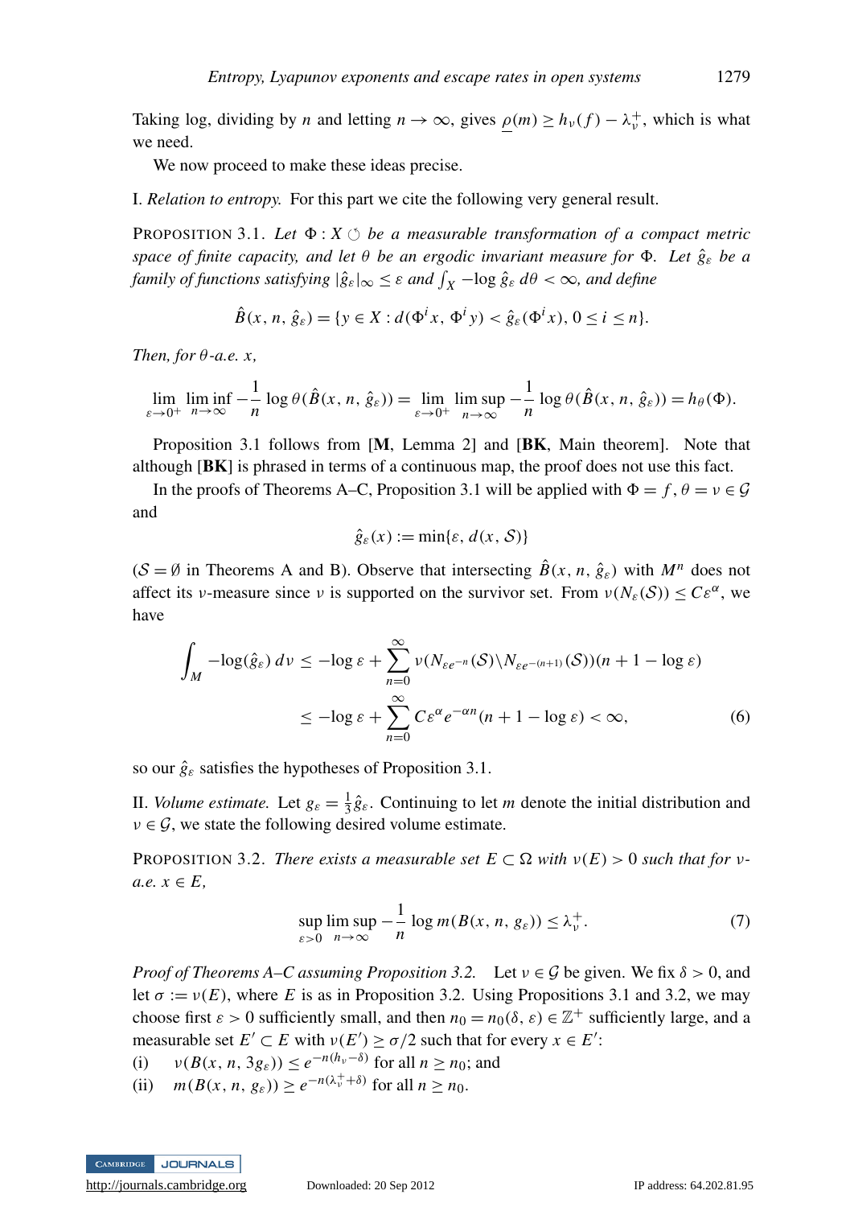Taking log, dividing by $n$ and letting $n \to \infty$, gives $\underline{\rho}(m) \geq h_\nu(f) - \lambda_\nu^+$, which is what we need.

We now proceed to make these ideas precise.

I. *Relation to entropy.* For this part we cite the following very general result.

PROPOSITION 3.1. *Let $\Phi : X \circlearrowleft$ be a measurable transformation of a compact metric space of finite capacity, and let $\theta$ be an ergodic invariant measure for $\Phi$. Let $\hat{g}_\varepsilon$ be a family of functions satisfying $|\hat{g}_\varepsilon|_\infty \leq \varepsilon$ and $\int_X -\log \hat{g}_\varepsilon \, d\theta < \infty$, and define*

$$\hat{B}(x, n, \hat{g}_\varepsilon) = \{y \in X : d(\Phi^i x, \Phi^i y) < \hat{g}_\varepsilon(\Phi^i x), 0 \leq i \leq n\}.$$

*Then, for $\theta$-a.e. $x$,*

$$\lim_{\varepsilon \to 0^+} \liminf_{n \to \infty} -\frac{1}{n} \log \theta(\hat{B}(x, n, \hat{g}_\varepsilon)) = \lim_{\varepsilon \to 0^+} \limsup_{n \to \infty} -\frac{1}{n} \log \theta(\hat{B}(x, n, \hat{g}_\varepsilon)) = h_\theta(\Phi).$$

Proposition 3.1 follows from [**M**, Lemma 2] and [**BK**, Main theorem]. Note that although [**BK**] is phrased in terms of a continuous map, the proof does not use this fact.

In the proofs of Theorems A–C, Proposition 3.1 will be applied with $\Phi = f$, $\theta = \nu \in \mathcal{G}$ and

$$\hat{g}_\varepsilon(x) := \min\{\varepsilon, d(x, \mathcal{S})\}$$

($\mathcal{S} = \emptyset$ in Theorems A and B). Observe that intersecting $\hat{B}(x, n, \hat{g}_\varepsilon)$ with $M^n$ does not affect its $\nu$-measure since $\nu$ is supported on the survivor set. From $\nu(N_\varepsilon(\mathcal{S})) \leq C\varepsilon^\alpha$, we have

$$\begin{aligned}
\int_M -\log(\hat{g}_\varepsilon) \, d\nu &\leq -\log \varepsilon + \sum_{n=0}^{\infty} \nu(N_{\varepsilon e^{-n}}(\mathcal{S}) \backslash N_{\varepsilon e^{-(n+1)}}(\mathcal{S}))(n + 1 - \log \varepsilon) \\
&\leq -\log \varepsilon + \sum_{n=0}^{\infty} C\varepsilon^\alpha e^{-\alpha n}(n + 1 - \log \varepsilon) < \infty, \qquad (6)
\end{aligned}$$

so our $\hat{g}_\varepsilon$ satisfies the hypotheses of Proposition 3.1.

II. *Volume estimate.* Let $g_\varepsilon = \frac{1}{3}\hat{g}_\varepsilon$. Continuing to let $m$ denote the initial distribution and $\nu \in \mathcal{G}$, we state the following desired volume estimate.

PROPOSITION 3.2. *There exists a measurable set $E \subset \Omega$ with $\nu(E) > 0$ such that for $\nu$-a.e. $x \in E$,*

$$\sup_{\varepsilon > 0} \limsup_{n \to \infty} -\frac{1}{n} \log m(B(x, n, g_\varepsilon)) \leq \lambda_\nu^+. \qquad (7)$$

*Proof of Theorems A–C assuming Proposition 3.2.* Let $\nu \in \mathcal{G}$ be given. We fix $\delta > 0$, and let $\sigma := \nu(E)$, where $E$ is as in Proposition 3.2. Using Propositions 3.1 and 3.2, we may choose first $\varepsilon > 0$ sufficiently small, and then $n_0 = n_0(\delta, \varepsilon) \in \mathbb{Z}^+$ sufficiently large, and a measurable set $E' \subset E$ with $\nu(E') \geq \sigma/2$ such that for every $x \in E'$:

(i) $\nu(B(x, n, 3g_\varepsilon)) \leq e^{-n(h_\nu - \delta)}$ for all $n \geq n_0$; and

(ii) $m(B(x, n, g_\varepsilon)) \geq e^{-n(\lambda_\nu^+ + \delta)}$ for all $n \geq n_0$.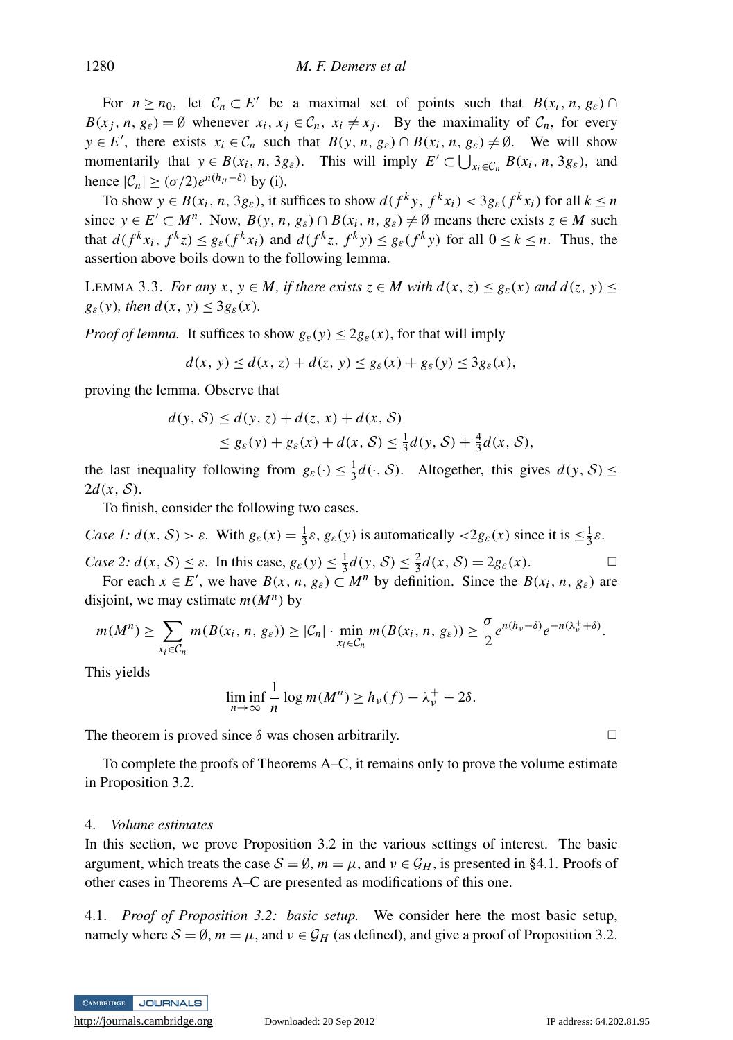For $n \geq n_0$, let $\mathcal{C}_n \subset E'$ be a maximal set of points such that $B(x_i, n, g_\varepsilon) \cap B(x_j, n, g_\varepsilon) = \emptyset$ whenever $x_i, x_j \in \mathcal{C}_n$, $x_i \neq x_j$. By the maximality of $\mathcal{C}_n$, for every $y \in E'$, there exists $x_i \in \mathcal{C}_n$ such that $B(y, n, g_\varepsilon) \cap B(x_i, n, g_\varepsilon) \neq \emptyset$. We will show momentarily that $y \in B(x_i, n, 3g_\varepsilon)$. This will imply $E' \subset \bigcup_{x_i \in \mathcal{C}_n} B(x_i, n, 3g_\varepsilon)$, and hence $|\mathcal{C}_n| \geq (\sigma/2)e^{n(h_\mu - \delta)}$ by (i).

To show $y \in B(x_i, n, 3g_\varepsilon)$, it suffices to show $d(f^k y, f^k x_i) < 3g_\varepsilon(f^k x_i)$ for all $k \leq n$ since $y \in E' \subset M^n$. Now, $B(y, n, g_\varepsilon) \cap B(x_i, n, g_\varepsilon) \neq \emptyset$ means there exists $z \in M$ such that $d(f^k x_i, f^k z) \leq g_\varepsilon(f^k x_i)$ and $d(f^k z, f^k y) \leq g_\varepsilon(f^k y)$ for all $0 \leq k \leq n$. Thus, the assertion above boils down to the following lemma.

LEMMA 3.3. *For any $x, y \in M$, if there exists $z \in M$ with $d(x, z) \leq g_\varepsilon(x)$ and $d(z, y) \leq g_\varepsilon(y)$, then $d(x, y) \leq 3g_\varepsilon(x)$.*

*Proof of lemma.* It suffices to show $g_\varepsilon(y) \leq 2g_\varepsilon(x)$, for that will imply

$$d(x, y) \leq d(x, z) + d(z, y) \leq g_\varepsilon(x) + g_\varepsilon(y) \leq 3g_\varepsilon(x),$$

proving the lemma. Observe that

$$\begin{aligned} d(y, \mathcal{S}) &\leq d(y, z) + d(z, x) + d(x, \mathcal{S}) \\ &\leq g_\varepsilon(y) + g_\varepsilon(x) + d(x, \mathcal{S}) \leq \tfrac{1}{3}d(y, \mathcal{S}) + \tfrac{4}{3}d(x, \mathcal{S}), \end{aligned}$$

the last inequality following from $g_\varepsilon(\cdot) \leq \frac{1}{3}d(\cdot, \mathcal{S})$. Altogether, this gives $d(y, \mathcal{S}) \leq 2d(x, \mathcal{S})$.

To finish, consider the following two cases.

*Case 1: $d(x, \mathcal{S}) > \varepsilon$.* With $g_\varepsilon(x) = \frac{1}{3}\varepsilon$, $g_\varepsilon(y)$ is automatically $< 2g_\varepsilon(x)$ since it is $\leq \frac{1}{3}\varepsilon$.

*Case 2: $d(x, \mathcal{S}) \leq \varepsilon$.* In this case, $g_\varepsilon(y) \leq \frac{1}{3}d(y, \mathcal{S}) \leq \frac{2}{3}d(x, \mathcal{S}) = 2g_\varepsilon(x)$. □

For each $x \in E'$, we have $B(x, n, g_\varepsilon) \subset M^n$ by definition. Since the $B(x_i, n, g_\varepsilon)$ are disjoint, we may estimate $m(M^n)$ by

$$m(M^n) \geq \sum_{x_i \in \mathcal{C}_n} m(B(x_i, n, g_\varepsilon)) \geq |\mathcal{C}_n| \cdot \min_{x_i \in \mathcal{C}_n} m(B(x_i, n, g_\varepsilon)) \geq \frac{\sigma}{2} e^{n(h_\nu - \delta)} e^{-n(\lambda_\nu^+ + \delta)}.$$

This yields

$$\liminf_{n \to \infty} \frac{1}{n} \log m(M^n) \geq h_\nu(f) - \lambda_\nu^+ - 2\delta.$$

The theorem is proved since $\delta$ was chosen arbitrarily. □

To complete the proofs of Theorems A–C, it remains only to prove the volume estimate in Proposition 3.2.

## 4. *Volume estimates*

In this section, we prove Proposition 3.2 in the various settings of interest. The basic argument, which treats the case $\mathcal{S} = \emptyset$, $m = \mu$, and $\nu \in \mathcal{G}_H$, is presented in §4.1. Proofs of other cases in Theorems A–C are presented as modifications of this one.

### 4.1. *Proof of Proposition 3.2: basic setup.*

We consider here the most basic setup, namely where $\mathcal{S} = \emptyset$, $m = \mu$, and $\nu \in \mathcal{G}_H$ (as defined), and give a proof of Proposition 3.2.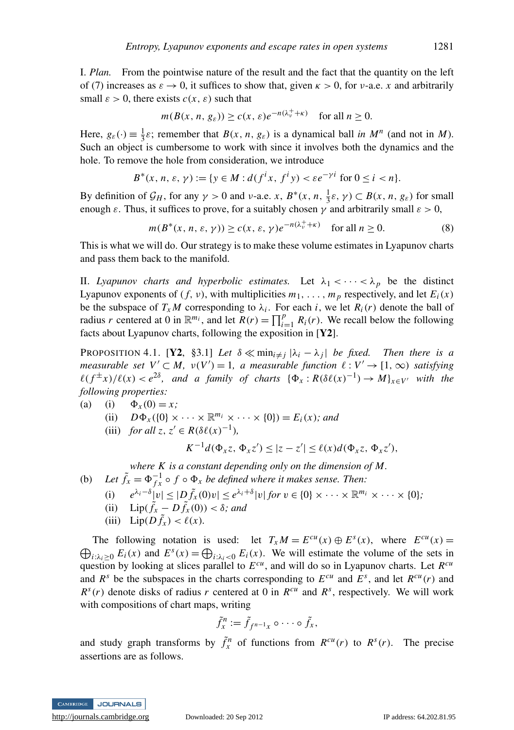I. *Plan.* From the pointwise nature of the result and the fact that the quantity on the left of (7) increases as $\varepsilon \to 0$, it suffices to show that, given $\kappa > 0$, for $\nu$-a.e. $x$ and arbitrarily small $\varepsilon > 0$, there exists $c(x, \varepsilon)$ such that

$$m(B(x, n, g_\varepsilon)) \geq c(x, \varepsilon) e^{-n(\lambda_\nu^+ + \kappa)} \quad \text{for all } n \geq 0.$$

Here, $g_\varepsilon(\cdot) \equiv \frac{1}{3}\varepsilon$; remember that $B(x, n, g_\varepsilon)$ is a dynamical ball *in* $M^n$ (and not in $M$). Such an object is cumbersome to work with since it involves both the dynamics and the hole. To remove the hole from consideration, we introduce

$$B^*(x, n, \varepsilon, \gamma) := \{y \in M : d(f^i x, f^i y) < \varepsilon e^{-\gamma i} \text{ for } 0 \leq i < n\}.$$

By definition of $\mathcal{G}_H$, for any $\gamma > 0$ and $\nu$-a.e. $x$, $B^*(x, n, \frac{1}{3}\varepsilon, \gamma) \subset B(x, n, g_\varepsilon)$ for small enough $\varepsilon$. Thus, it suffices to prove, for a suitably chosen $\gamma$ and arbitrarily small $\varepsilon > 0$,

$$m(B^*(x, n, \varepsilon, \gamma)) \geq c(x, \varepsilon, \gamma) e^{-n(\lambda_\nu^+ + \kappa)} \quad \text{for all } n \geq 0. \tag{8}$$

This is what we will do. Our strategy is to make these volume estimates in Lyapunov charts and pass them back to the manifold.

II. *Lyapunov charts and hyperbolic estimates.* Let $\lambda_1 < \cdots < \lambda_p$ be the distinct Lyapunov exponents of $(f, \nu)$, with multiplicities $m_1, \ldots, m_p$ respectively, and let $E_i(x)$ be the subspace of $T_x M$ corresponding to $\lambda_i$. For each $i$, we let $R_i(r)$ denote the ball of radius $r$ centered at 0 in $\mathbb{R}^{m_i}$, and let $R(r) = \prod_{i=1}^p R_i(r)$. We recall below the following facts about Lyapunov charts, following the exposition in [**Y2**].

PROPOSITION 4.1. [**Y2**, §3.1] *Let $\delta \ll \min_{i \neq j} |\lambda_i - \lambda_j|$ be fixed. Then there is a measurable set $V' \subset M$, $\nu(V') = 1$, a measurable function $\ell : V' \to [1, \infty)$ satisfying $\ell(f^{\pm} x)/\ell(x) < e^{2\delta}$, and a family of charts $\{\Phi_x : R(\delta \ell(x)^{-1}) \to M\}_{x \in V'}$ with the following properties:*

(a) (i) $\Phi_x(0) = x$;
  (ii) $D\Phi_x(\{0\} \times \cdots \times \mathbb{R}^{m_i} \times \cdots \times \{0\}) = E_i(x)$; *and*
  (iii) *for all $z, z' \in R(\delta \ell(x)^{-1})$,*

$$K^{-1} d(\Phi_x z, \Phi_x z') \leq |z - z'| \leq \ell(x) d(\Phi_x z, \Phi_x z'),$$

  *where $K$ is a constant depending only on the dimension of $M$.*

(b) *Let $\tilde{f}_x = \Phi_{fx}^{-1} \circ f \circ \Phi_x$ be defined where it makes sense. Then:*
  (i) $e^{\lambda_i - \delta}|v| \leq |D\tilde{f}_x(0)v| \leq e^{\lambda_i + \delta}|v|$ *for* $v \in \{0\} \times \cdots \times \mathbb{R}^{m_i} \times \cdots \times \{0\}$;
  (ii) $\mathrm{Lip}(\tilde{f}_x - D\tilde{f}_x(0)) < \delta$; *and*
  (iii) $\mathrm{Lip}(D\tilde{f}_x) < \ell(x)$.

The following notation is used: let $T_x M = E^{cu}(x) \oplus E^s(x)$, where $E^{cu}(x) = \bigoplus_{i:\lambda_i \geq 0} E_i(x)$ and $E^s(x) = \bigoplus_{i:\lambda_i < 0} E_i(x)$. We will estimate the volume of the sets in question by looking at slices parallel to $E^{cu}$, and will do so in Lyapunov charts. Let $R^{cu}$ and $R^s$ be the subspaces in the charts corresponding to $E^{cu}$ and $E^s$, and let $R^{cu}(r)$ and $R^s(r)$ denote disks of radius $r$ centered at 0 in $R^{cu}$ and $R^s$, respectively. We will work with compositions of chart maps, writing

$$\tilde{f}_x^n := \tilde{f}_{f^{n-1}x} \circ \cdots \circ \tilde{f}_x,$$

and study graph transforms by $\tilde{f}_x^n$ of functions from $R^{cu}(r)$ to $R^s(r)$. The precise assertions are as follows.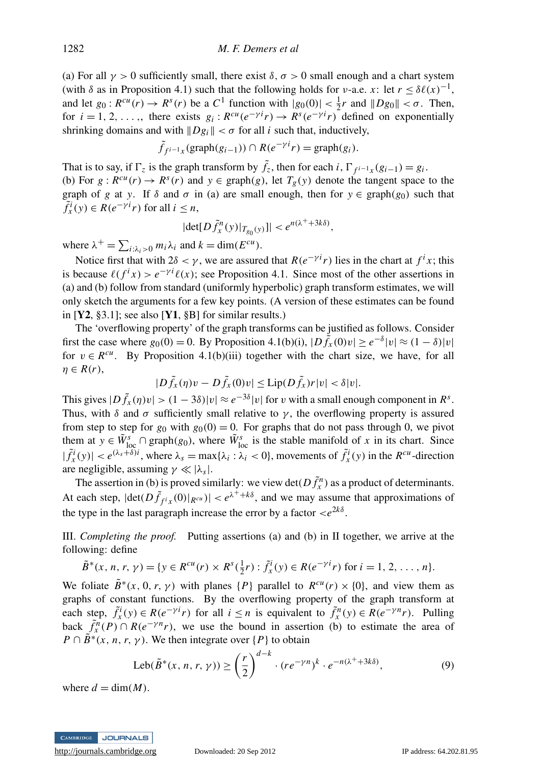(a) For all $\gamma > 0$ sufficiently small, there exist $\delta, \sigma > 0$ small enough and a chart system (with $\delta$ as in Proposition 4.1) such that the following holds for $\nu$-a.e. $x$: let $r \le \delta \ell(x)^{-1}$, and let $g_0 : R^{cu}(r) \to R^s(r)$ be a $C^1$ function with $|g_0(0)| < \frac{1}{2}r$ and $\|Dg_0\| < \sigma$. Then, for $i = 1, 2, \ldots,$, there exists $g_i : R^{cu}(e^{-\gamma i} r) \to R^s(e^{-\gamma i} r)$ defined on exponentially shrinking domains and with $\|Dg_i\| < \sigma$ for all $i$ such that, inductively,

$$\tilde{f}_{f^{i-1}x}(\mathrm{graph}(g_{i-1})) \cap R(e^{-\gamma i} r) = \mathrm{graph}(g_i).$$

That is to say, if $\Gamma_z$ is the graph transform by $\tilde{f}_z$, then for each $i$, $\Gamma_{f^{i-1}x}(g_{i-1}) = g_i$.

(b) For $g : R^{cu}(r) \to R^s(r)$ and $y \in \mathrm{graph}(g)$, let $T_g(y)$ denote the tangent space to the graph of $g$ at $y$. If $\delta$ and $\sigma$ in (a) are small enough, then for $y \in \mathrm{graph}(g_0)$ such that $\tilde{f}^i_x(y) \in R(e^{-\gamma i} r)$ for all $i \le n$,

$$|\det[D\tilde{f}^n_x(y)|_{T_{g_0}(y)}]| < e^{n(\lambda^+ + 3k\delta)},$$

where $\lambda^+ = \sum_{i:\lambda_i>0} m_i \lambda_i$ and $k = \dim(E^{cu})$.

Notice first that with $2\delta < \gamma$, we are assured that $R(e^{-\gamma i} r)$ lies in the chart at $f^i x$; this is because $\ell(f^i x) > e^{-\gamma i} \ell(x)$; see Proposition 4.1. Since most of the other assertions in (a) and (b) follow from standard (uniformly hyperbolic) graph transform estimates, we will only sketch the arguments for a few key points. (A version of these estimates can be found in [**Y2**, §3.1]; see also [**Y1**, §B] for similar results.)

The 'overflowing property' of the graph transforms can be justified as follows. Consider first the case where $g_0(0) = 0$. By Proposition 4.1(b)(i), $|D\tilde{f}_x(0)v| \ge e^{-\delta}|v| \approx (1-\delta)|v|$ for $v \in R^{cu}$. By Proposition 4.1(b)(iii) together with the chart size, we have, for all $\eta \in R(r)$,

$$|D\tilde{f}_x(\eta)v - D\tilde{f}_x(0)v| \le \mathrm{Lip}(D\tilde{f}_x) r|v| < \delta|v|.$$

This gives $|D\tilde{f}_x(\eta)v| > (1-3\delta)|v| \approx e^{-3\delta}|v|$ for $v$ with a small enough component in $R^s$. Thus, with $\delta$ and $\sigma$ sufficiently small relative to $\gamma$, the overflowing property is assured from step to step for $g_0$ with $g_0(0) = 0$. For graphs that do not pass through 0, we pivot them at $y \in \tilde{W}^s_{\mathrm{loc}} \cap \mathrm{graph}(g_0)$, where $\tilde{W}^s_{\mathrm{loc}}$ is the stable manifold of $x$ in its chart. Since $|\tilde{f}^i_x(y)| < e^{(\lambda_s + \delta)i}$, where $\lambda_s = \max\{\lambda_i : \lambda_i < 0\}$, movements of $\tilde{f}^i_x(y)$ in the $R^{cu}$-direction are negligible, assuming $\gamma \ll |\lambda_s|$.

The assertion in (b) is proved similarly: we view $\det(D\tilde{f}^n_x)$ as a product of determinants. At each step, $|\det(D\tilde{f}_{f^i x}(0)|_{R^{cu}})| < e^{\lambda^+ + k\delta}$, and we may assume that approximations of the type in the last paragraph increase the error by a factor $< e^{2k\delta}$.

III. *Completing the proof.* Putting assertions (a) and (b) in II together, we arrive at the following: define

$$\tilde{B}^*(x, n, r, \gamma) = \{y \in R^{cu}(r) \times R^s(\tfrac{1}{2}r) : \tilde{f}^i_x(y) \in R(e^{-\gamma i} r) \text{ for } i = 1, 2, \ldots, n\}.$$

We foliate $\tilde{B}^*(x, 0, r, \gamma)$ with planes $\{P\}$ parallel to $R^{cu}(r) \times \{0\}$, and view them as graphs of constant functions. By the overflowing property of the graph transform at each step, $\tilde{f}^i_x(y) \in R(e^{-\gamma i} r)$ for all $i \le n$ is equivalent to $\tilde{f}^n_x(y) \in R(e^{-\gamma n} r)$. Pulling back $\tilde{f}^n_x(P) \cap R(e^{-\gamma n} r)$, we use the bound in assertion (b) to estimate the area of $P \cap \tilde{B}^*(x, n, r, \gamma)$. We then integrate over $\{P\}$ to obtain

$$\mathrm{Leb}(\tilde{B}^*(x, n, r, \gamma)) \ge \left(\frac{r}{2}\right)^{d-k} \cdot (re^{-\gamma n})^k \cdot e^{-n(\lambda^+ + 3k\delta)}, \tag{9}$$

where $d = \dim(M)$.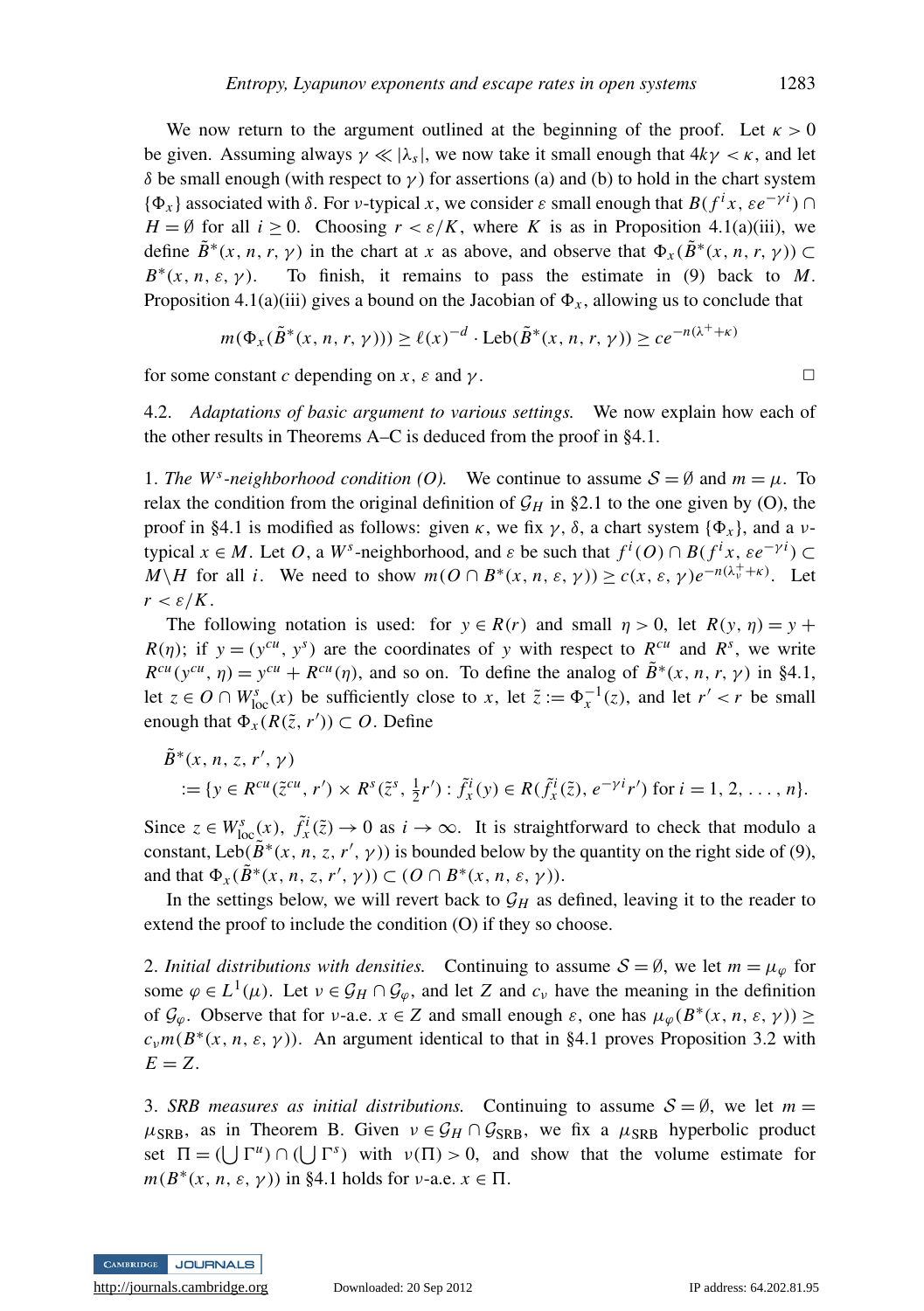We now return to the argument outlined at the beginning of the proof. Let $\kappa > 0$ be given. Assuming always $\gamma \ll |\lambda_s|$, we now take it small enough that $4k\gamma < \kappa$, and let $\delta$ be small enough (with respect to $\gamma$) for assertions (a) and (b) to hold in the chart system $\{\Phi_x\}$ associated with $\delta$. For $\nu$-typical $x$, we consider $\varepsilon$ small enough that $B(f^i x, \varepsilon e^{-\gamma i}) \cap H = \emptyset$ for all $i \geq 0$. Choosing $r < \varepsilon/K$, where $K$ is as in Proposition 4.1(a)(iii), we define $\tilde{B}^*(x, n, r, \gamma)$ in the chart at $x$ as above, and observe that $\Phi_x(\tilde{B}^*(x, n, r, \gamma)) \subset B^*(x, n, \varepsilon, \gamma)$. To finish, it remains to pass the estimate in (9) back to $M$. Proposition 4.1(a)(iii) gives a bound on the Jacobian of $\Phi_x$, allowing us to conclude that

$$m(\Phi_x(\tilde{B}^*(x, n, r, \gamma))) \geq \ell(x)^{-d} \cdot \mathrm{Leb}(\tilde{B}^*(x, n, r, \gamma)) \geq c e^{-n(\lambda^+ + \kappa)}$$

for some constant $c$ depending on $x$, $\varepsilon$ and $\gamma$. □

4.2. *Adaptations of basic argument to various settings.* We now explain how each of the other results in Theorems A–C is deduced from the proof in §4.1.

1. *The $W^s$-neighborhood condition (O).* We continue to assume $\mathcal{S} = \emptyset$ and $m = \mu$. To relax the condition from the original definition of $\mathcal{G}_H$ in §2.1 to the one given by (O), the proof in §4.1 is modified as follows: given $\kappa$, we fix $\gamma$, $\delta$, a chart system $\{\Phi_x\}$, and a $\nu$-typical $x \in M$. Let $O$, a $W^s$-neighborhood, and $\varepsilon$ be such that $f^i(O) \cap B(f^i x, \varepsilon e^{-\gamma i}) \subset M \backslash H$ for all $i$. We need to show $m(O \cap B^*(x, n, \varepsilon, \gamma)) \geq c(x, \varepsilon, \gamma) e^{-n(\lambda_\nu^+ + \kappa)}$. Let $r < \varepsilon/K$.

The following notation is used: for $y \in R(r)$ and small $\eta > 0$, let $R(y, \eta) = y + R(\eta)$; if $y = (y^{cu}, y^s)$ are the coordinates of $y$ with respect to $R^{cu}$ and $R^s$, we write $R^{cu}(y^{cu}, \eta) = y^{cu} + R^{cu}(\eta)$, and so on. To define the analog of $\tilde{B}^*(x, n, r, \gamma)$ in §4.1, let $z \in O \cap W^s_{\mathrm{loc}}(x)$ be sufficiently close to $x$, let $\tilde{z} := \Phi_x^{-1}(z)$, and let $r' < r$ be small enough that $\Phi_x(R(\tilde{z}, r')) \subset O$. Define

$$\begin{aligned}
&\tilde{B}^*(x, n, z, r', \gamma) \\
&\quad := \{y \in R^{cu}(\tilde{z}^{cu}, r') \times R^s(\tilde{z}^s, \tfrac{1}{2} r') : \tilde{f}_x^i(y) \in R(\tilde{f}_x^i(\tilde{z}), e^{-\gamma i} r') \text{ for } i = 1, 2, \ldots, n\}.
\end{aligned}$$

Since $z \in W^s_{\mathrm{loc}}(x)$, $\tilde{f}_x^i(\tilde{z}) \to 0$ as $i \to \infty$. It is straightforward to check that modulo a constant, $\mathrm{Leb}(\tilde{B}^*(x, n, z, r', \gamma))$ is bounded below by the quantity on the right side of (9), and that $\Phi_x(\tilde{B}^*(x, n, z, r', \gamma)) \subset (O \cap B^*(x, n, \varepsilon, \gamma))$.

In the settings below, we will revert back to $\mathcal{G}_H$ as defined, leaving it to the reader to extend the proof to include the condition (O) if they so choose.

2. *Initial distributions with densities.* Continuing to assume $\mathcal{S} = \emptyset$, we let $m = \mu_\varphi$ for some $\varphi \in L^1(\mu)$. Let $\nu \in \mathcal{G}_H \cap \mathcal{G}_\varphi$, and let $Z$ and $c_\nu$ have the meaning in the definition of $\mathcal{G}_\varphi$. Observe that for $\nu$-a.e. $x \in Z$ and small enough $\varepsilon$, one has $\mu_\varphi(B^*(x, n, \varepsilon, \gamma)) \geq c_\nu m(B^*(x, n, \varepsilon, \gamma))$. An argument identical to that in §4.1 proves Proposition 3.2 with $E = Z$.

3. *SRB measures as initial distributions.* Continuing to assume $\mathcal{S} = \emptyset$, we let $m = \mu_{\mathrm{SRB}}$, as in Theorem B. Given $\nu \in \mathcal{G}_H \cap \mathcal{G}_{\mathrm{SRB}}$, we fix a $\mu_{\mathrm{SRB}}$ hyperbolic product set $\Pi = (\bigcup \Gamma^u) \cap (\bigcup \Gamma^s)$ with $\nu(\Pi) > 0$, and show that the volume estimate for $m(B^*(x, n, \varepsilon, \gamma))$ in §4.1 holds for $\nu$-a.e. $x \in \Pi$.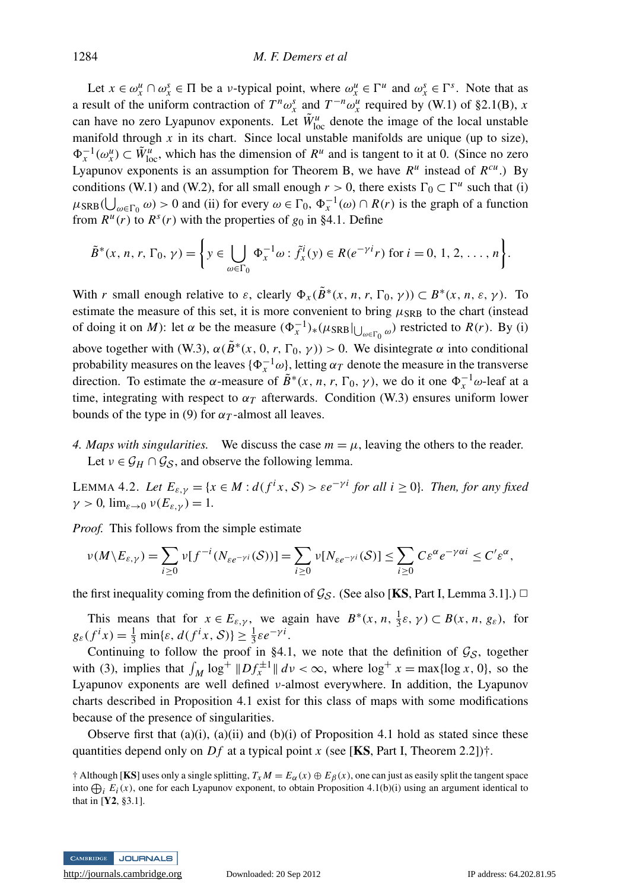Let $x \in \omega_x^u \cap \omega_x^s \in \Pi$ be a $\nu$-typical point, where $\omega_x^u \in \Gamma^u$ and $\omega_x^s \in \Gamma^s$. Note that as a result of the uniform contraction of $T^n \omega_x^s$ and $T^{-n}\omega_x^u$ required by (W.1) of §2.1(B), $x$ can have no zero Lyapunov exponents. Let $\tilde{W}^u_{\text{loc}}$ denote the image of the local unstable manifold through $x$ in its chart. Since local unstable manifolds are unique (up to size), $\Phi_x^{-1}(\omega_x^u) \subset \tilde{W}^u_{\text{loc}}$, which has the dimension of $R^u$ and is tangent to it at 0. (Since no zero Lyapunov exponents is an assumption for Theorem B, we have $R^u$ instead of $R^{cu}$.) By conditions (W.1) and (W.2), for all small enough $r > 0$, there exists $\Gamma_0 \subset \Gamma^u$ such that (i) $\mu_{\text{SRB}}(\bigcup_{\omega \in \Gamma_0} \omega) > 0$ and (ii) for every $\omega \in \Gamma_0$, $\Phi_x^{-1}(\omega) \cap R(r)$ is the graph of a function from $R^u(r)$ to $R^s(r)$ with the properties of $g_0$ in §4.1. Define

$$\tilde{B}^*(x, n, r, \Gamma_0, \gamma) = \left\{ y \in \bigcup_{\omega \in \Gamma_0} \Phi_x^{-1}\omega : \tilde{f}_x^i(y) \in R(e^{-\gamma i} r) \text{ for } i = 0, 1, 2, \ldots, n \right\}.$$

With $r$ small enough relative to $\varepsilon$, clearly $\Phi_x(\tilde{B}^*(x, n, r, \Gamma_0, \gamma)) \subset B^*(x, n, \varepsilon, \gamma)$. To estimate the measure of this set, it is more convenient to bring $\mu_{\text{SRB}}$ to the chart (instead of doing it on $M$): let $\alpha$ be the measure $(\Phi_x^{-1})_*(\mu_{\text{SRB}}|_{\bigcup_{\omega\in\Gamma_0}\omega})$ restricted to $R(r)$. By (i) above together with (W.3), $\alpha(\tilde{B}^*(x, 0, r, \Gamma_0, \gamma)) > 0$. We disintegrate $\alpha$ into conditional probability measures on the leaves $\{\Phi_x^{-1}\omega\}$, letting $\alpha_T$ denote the measure in the transverse direction. To estimate the $\alpha$-measure of $\tilde{B}^*(x, n, r, \Gamma_0, \gamma)$, we do it one $\Phi_x^{-1}\omega$-leaf at a time, integrating with respect to $\alpha_T$ afterwards. Condition (W.3) ensures uniform lower bounds of the type in (9) for $\alpha_T$-almost all leaves.

*4. Maps with singularities.* We discuss the case $m = \mu$, leaving the others to the reader. Let $\nu \in \mathcal{G}_H \cap \mathcal{G}_{\mathcal{S}}$, and observe the following lemma.

LEMMA 4.2. *Let $E_{\varepsilon,\gamma} = \{x \in M : d(f^i x, \mathcal{S}) > \varepsilon e^{-\gamma i}$ for all $i \geq 0\}$. Then, for any fixed $\gamma > 0$, $\lim_{\varepsilon \to 0} \nu(E_{\varepsilon,\gamma}) = 1$.*

*Proof.* This follows from the simple estimate

$$\nu(M \backslash E_{\varepsilon,\gamma}) = \sum_{i\geq 0} \nu[f^{-i}(N_{\varepsilon e^{-\gamma i}}(\mathcal{S}))] = \sum_{i\geq 0} \nu[N_{\varepsilon e^{-\gamma i}}(\mathcal{S})] \leq \sum_{i\geq 0} C\varepsilon^\alpha e^{-\gamma\alpha i} \leq C'\varepsilon^\alpha,$$

the first inequality coming from the definition of $\mathcal{G}_{\mathcal{S}}$. (See also [**KS**, Part I, Lemma 3.1].) □

This means that for $x \in E_{\varepsilon,\gamma}$, we again have $B^*(x, n, \frac{1}{3}\varepsilon, \gamma) \subset B(x, n, g_\varepsilon)$, for $g_\varepsilon(f^i x) = \frac{1}{3}\min\{\varepsilon, d(f^i x, \mathcal{S})\} \geq \frac{1}{3}\varepsilon e^{-\gamma i}$.

Continuing to follow the proof in §4.1, we note that the definition of $\mathcal{G}_{\mathcal{S}}$, together with (3), implies that $\int_M \log^+ \|Df_x^{\pm 1}\| \, d\nu < \infty$, where $\log^+ x = \max\{\log x, 0\}$, so the Lyapunov exponents are well defined $\nu$-almost everywhere. In addition, the Lyapunov charts described in Proposition 4.1 exist for this class of maps with some modifications because of the presence of singularities.

Observe first that (a)(i), (a)(ii) and (b)(i) of Proposition 4.1 hold as stated since these quantities depend only on $Df$ at a typical point $x$ (see [**KS**, Part I, Theorem 2.2])†.

† Although [**KS**] uses only a single splitting, $T_x M = E_\alpha(x) \oplus E_\beta(x)$, one can just as easily split the tangent space into $\bigoplus_i E_i(x)$, one for each Lyapunov exponent, to obtain Proposition 4.1(b)(i) using an argument identical to that in [**Y2**, §3.1].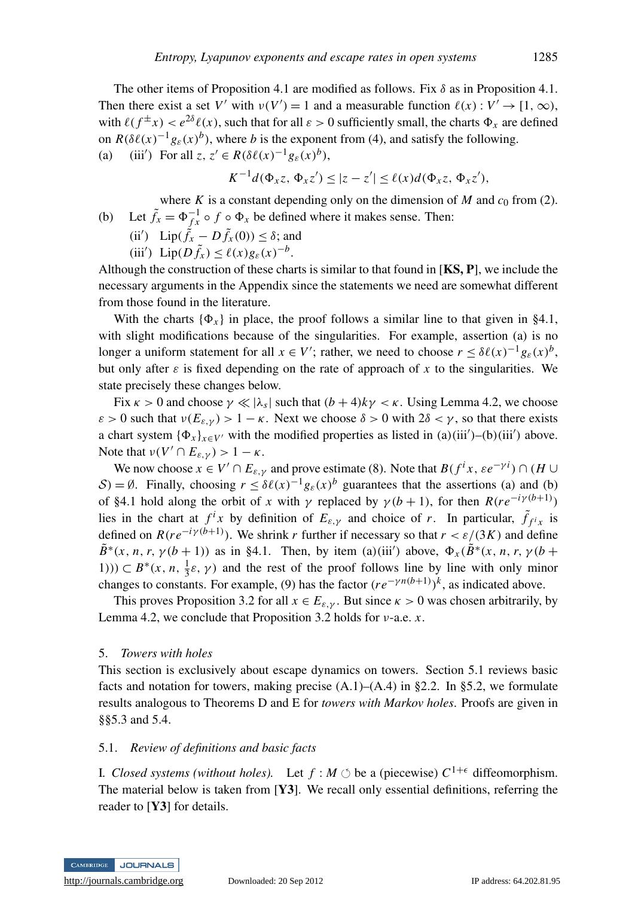The other items of Proposition 4.1 are modified as follows. Fix $\delta$ as in Proposition 4.1. Then there exist a set $V'$ with $\nu(V') = 1$ and a measurable function $\ell(x) : V' \to [1, \infty)$, with $\ell(f^{\pm}x) < e^{2\delta}\ell(x)$, such that for all $\varepsilon > 0$ sufficiently small, the charts $\Phi_x$ are defined on $R(\delta\ell(x)^{-1}g_\varepsilon(x)^b)$, where $b$ is the exponent from (4), and satisfy the following.

(a) (iii′) For all $z, z' \in R(\delta\ell(x)^{-1}g_\varepsilon(x)^b)$,

$$K^{-1}d(\Phi_x z, \Phi_x z') \le |z - z'| \le \ell(x)d(\Phi_x z, \Phi_x z'),$$

where $K$ is a constant depending only on the dimension of $M$ and $c_0$ from (2).

(b) Let $\tilde{f}_x = \Phi_{fx}^{-1} \circ f \circ \Phi_x$ be defined where it makes sense. Then:

(ii′) $\mathrm{Lip}(\tilde{f}_x - D\tilde{f}_x(0)) \le \delta$; and

(iii′) $\mathrm{Lip}(D\tilde{f}_x) \le \ell(x)g_\varepsilon(x)^{-b}$.

Although the construction of these charts is similar to that found in [**KS, P**], we include the necessary arguments in the Appendix since the statements we need are somewhat different from those found in the literature.

With the charts $\{\Phi_x\}$ in place, the proof follows a similar line to that given in §4.1, with slight modifications because of the singularities. For example, assertion (a) is no longer a uniform statement for all $x \in V'$; rather, we need to choose $r \le \delta\ell(x)^{-1}g_\varepsilon(x)^b$, but only after $\varepsilon$ is fixed depending on the rate of approach of $x$ to the singularities. We state precisely these changes below.

Fix $\kappa > 0$ and choose $\gamma \ll |\lambda_s|$ such that $(b + 4)k\gamma < \kappa$. Using Lemma 4.2, we choose $\varepsilon > 0$ such that $\nu(E_{\varepsilon,\gamma}) > 1 - \kappa$. Next we choose $\delta > 0$ with $2\delta < \gamma$, so that there exists a chart system $\{\Phi_x\}_{x \in V'}$ with the modified properties as listed in (a)(iii′)–(b)(iii′) above. Note that $\nu(V' \cap E_{\varepsilon,\gamma}) > 1 - \kappa$.

We now choose $x \in V' \cap E_{\varepsilon,\gamma}$ and prove estimate (8). Note that $B(f^i x, \varepsilon e^{-\gamma i}) \cap (H \cup \mathcal{S}) = \emptyset$. Finally, choosing $r \le \delta\ell(x)^{-1}g_\varepsilon(x)^b$ guarantees that the assertions (a) and (b) of §4.1 hold along the orbit of $x$ with $\gamma$ replaced by $\gamma(b + 1)$, for then $R(re^{-i\gamma(b+1)})$ lies in the chart at $f^i x$ by definition of $E_{\varepsilon,\gamma}$ and choice of $r$. In particular, $\tilde{f}_{f^i x}$ is defined on $R(re^{-i\gamma(b+1)})$. We shrink $r$ further if necessary so that $r < \varepsilon/(3K)$ and define $\tilde{B}^*(x, n, r, \gamma(b + 1))$ as in §4.1. Then, by item (a)(iii′) above, $\Phi_x(\tilde{B}^*(x, n, r, \gamma(b + 1))) \subset B^*(x, n, \frac{1}{3}\varepsilon, \gamma)$ and the rest of the proof follows line by line with only minor changes to constants. For example, (9) has the factor $(re^{-\gamma n(b+1)})^k$, as indicated above.

This proves Proposition 3.2 for all $x \in E_{\varepsilon,\gamma}$. But since $\kappa > 0$ was chosen arbitrarily, by Lemma 4.2, we conclude that Proposition 3.2 holds for $\nu$-a.e. $x$.

## 5. *Towers with holes*

This section is exclusively about escape dynamics on towers. Section 5.1 reviews basic facts and notation for towers, making precise (A.1)–(A.4) in §2.2. In §5.2, we formulate results analogous to Theorems D and E for *towers with Markov holes*. Proofs are given in §§5.3 and 5.4.

### 5.1. *Review of definitions and basic facts*

I. *Closed systems (without holes).* Let $f : M \circlearrowleft$ be a (piecewise) $C^{1+\epsilon}$ diffeomorphism. The material below is taken from [**Y3**]. We recall only essential definitions, referring the reader to [**Y3**] for details.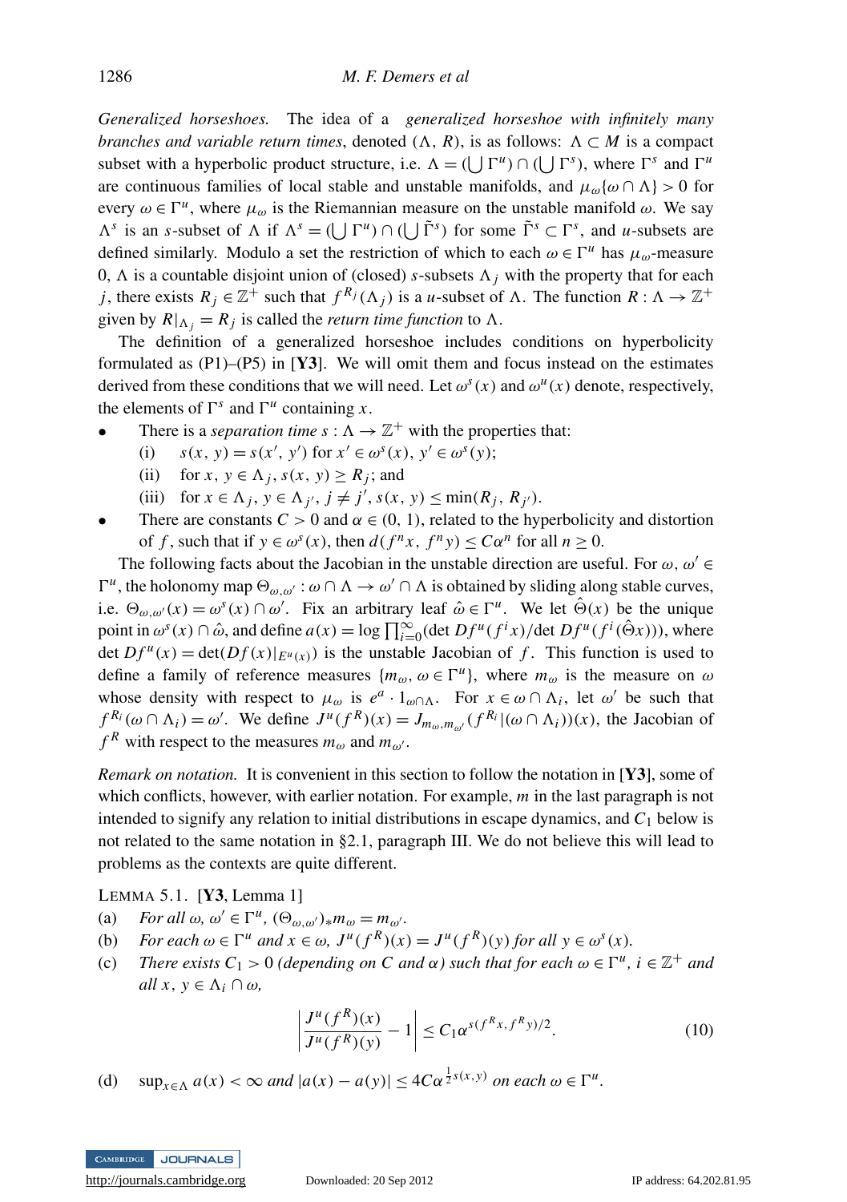*Generalized horseshoes.* The idea of a *generalized horseshoe with infinitely many branches and variable return times*, denoted $(\Lambda, R)$, is as follows: $\Lambda \subset M$ is a compact subset with a hyperbolic product structure, i.e. $\Lambda = (\bigcup \Gamma^u) \cap (\bigcup \Gamma^s)$, where $\Gamma^s$ and $\Gamma^u$ are continuous families of local stable and unstable manifolds, and $\mu_\omega\{\omega \cap \Lambda\} > 0$ for every $\omega \in \Gamma^u$, where $\mu_\omega$ is the Riemannian measure on the unstable manifold $\omega$. We say $\Lambda^s$ is an $s$-subset of $\Lambda$ if $\Lambda^s = (\bigcup \Gamma^u) \cap (\bigcup \tilde{\Gamma}^s)$ for some $\tilde{\Gamma}^s \subset \Gamma^s$, and $u$-subsets are defined similarly. Modulo a set the restriction of which to each $\omega \in \Gamma^u$ has $\mu_\omega$-measure 0, $\Lambda$ is a countable disjoint union of (closed) $s$-subsets $\Lambda_j$ with the property that for each $j$, there exists $R_j \in \mathbb{Z}^+$ such that $f^{R_j}(\Lambda_j)$ is a $u$-subset of $\Lambda$. The function $R : \Lambda \to \mathbb{Z}^+$ given by $R|_{\Lambda_j} = R_j$ is called the *return time function* to $\Lambda$.

The definition of a generalized horseshoe includes conditions on hyperbolicity formulated as (P1)–(P5) in [**Y3**]. We will omit them and focus instead on the estimates derived from these conditions that we will need. Let $\omega^s(x)$ and $\omega^u(x)$ denote, respectively, the elements of $\Gamma^s$ and $\Gamma^u$ containing $x$.

- There is a *separation time* $s : \Lambda \to \mathbb{Z}^+$ with the properties that:
  - (i) $s(x, y) = s(x', y')$ for $x' \in \omega^s(x)$, $y' \in \omega^s(y)$;
  - (ii) for $x, y \in \Lambda_j$, $s(x, y) \geq R_j$; and
  - (iii) for $x \in \Lambda_j$, $y \in \Lambda_{j'}$, $j \neq j'$, $s(x, y) \leq \min(R_j, R_{j'})$.
- There are constants $C > 0$ and $\alpha \in (0, 1)$, related to the hyperbolicity and distortion of $f$, such that if $y \in \omega^s(x)$, then $d(f^n x, f^n y) \leq C\alpha^n$ for all $n \geq 0$.

The following facts about the Jacobian in the unstable direction are useful. For $\omega, \omega' \in \Gamma^u$, the holonomy map $\Theta_{\omega,\omega'} : \omega \cap \Lambda \to \omega' \cap \Lambda$ is obtained by sliding along stable curves, i.e. $\Theta_{\omega,\omega'}(x) = \omega^s(x) \cap \omega'$. Fix an arbitrary leaf $\hat{\omega} \in \Gamma^u$. We let $\hat{\Theta}(x)$ be the unique point in $\omega^s(x) \cap \hat{\omega}$, and define $a(x) = \log \prod_{i=0}^{\infty} (\det Df^u(f^i x)/\det Df^u(f^i(\hat{\Theta}x)))$, where $\det Df^u(x) = \det(Df(x)|_{E^u(x)})$ is the unstable Jacobian of $f$. This function is used to define a family of reference measures $\{m_\omega, \omega \in \Gamma^u\}$, where $m_\omega$ is the measure on $\omega$ whose density with respect to $\mu_\omega$ is $e^a \cdot 1_{\omega \cap \Lambda}$. For $x \in \omega \cap \Lambda_i$, let $\omega'$ be such that $f^{R_i}(\omega \cap \Lambda_i) = \omega'$. We define $J^u(f^R)(x) = J_{m_\omega, m_{\omega'}}(f^{R_i}|(\omega \cap \Lambda_i))(x)$, the Jacobian of $f^R$ with respect to the measures $m_\omega$ and $m_{\omega'}$.

*Remark on notation.* It is convenient in this section to follow the notation in [**Y3**], some of which conflicts, however, with earlier notation. For example, $m$ in the last paragraph is not intended to signify any relation to initial distributions in escape dynamics, and $C_1$ below is not related to the same notation in §2.1, paragraph III. We do not believe this will lead to problems as the contexts are quite different.

LEMMA 5.1. [**Y3**, Lemma 1]

(a) *For all* $\omega, \omega' \in \Gamma^u$, $(\Theta_{\omega,\omega'})_* m_\omega = m_{\omega'}$.

(b) *For each* $\omega \in \Gamma^u$ *and* $x \in \omega$, $J^u(f^R)(x) = J^u(f^R)(y)$ *for all* $y \in \omega^s(x)$.

(c) *There exists* $C_1 > 0$ *(depending on* $C$ *and* $\alpha$*) such that for each* $\omega \in \Gamma^u$, $i \in \mathbb{Z}^+$ *and all* $x, y \in \Lambda_i \cap \omega$,

$$\left| \frac{J^u(f^R)(x)}{J^u(f^R)(y)} - 1 \right| \leq C_1 \alpha^{s(f^R x, f^R y)/2}. \tag{10}$$

(d) $\sup_{x \in \Lambda} a(x) < \infty$ *and* $|a(x) - a(y)| \leq 4C\alpha^{\frac{1}{2}s(x,y)}$ *on each* $\omega \in \Gamma^u$.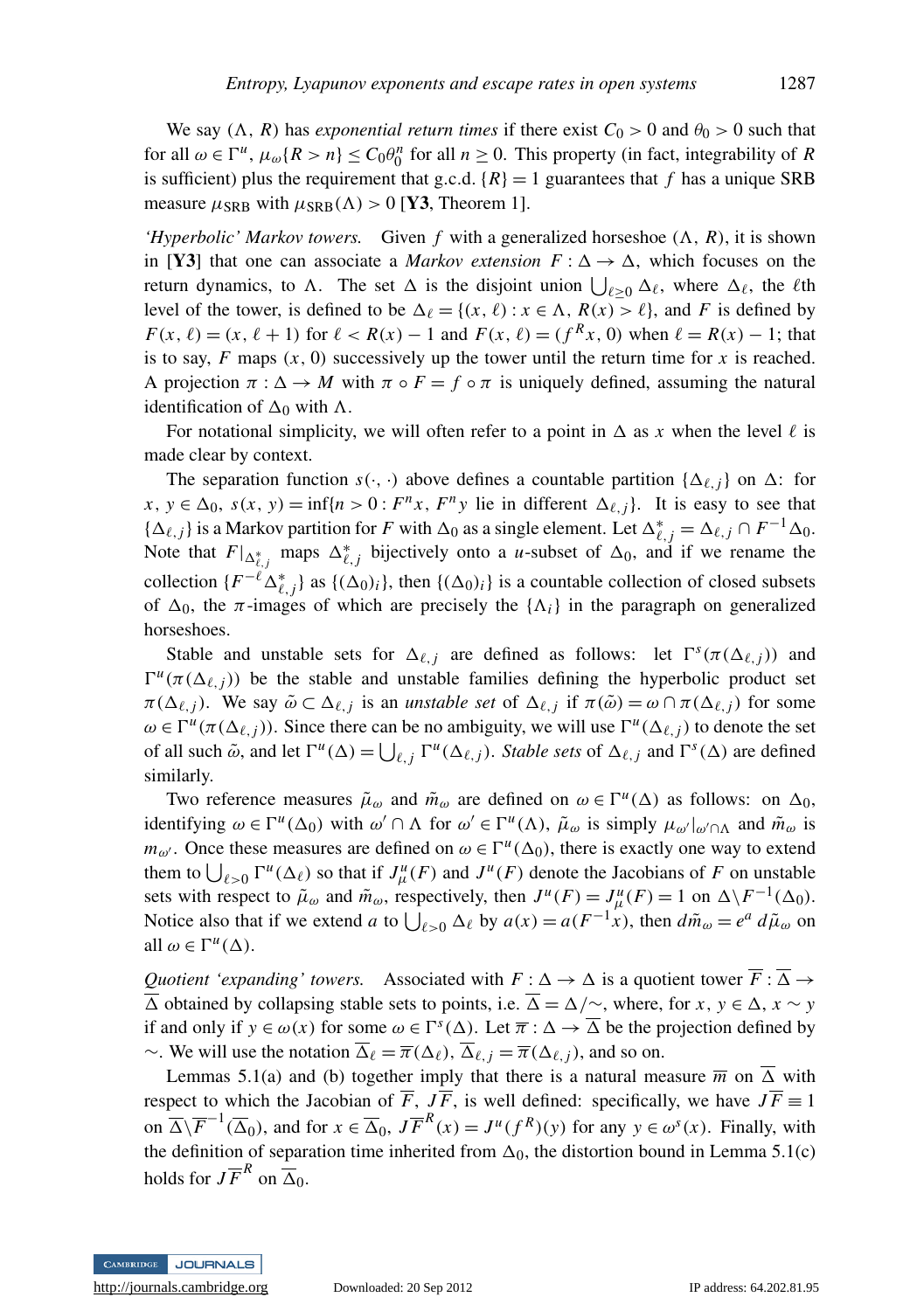We say $(\Lambda, R)$ has *exponential return times* if there exist $C_0 > 0$ and $\theta_0 > 0$ such that for all $\omega \in \Gamma^u$, $\mu_\omega\{R > n\} \le C_0\theta_0^n$ for all $n \ge 0$. This property (in fact, integrability of $R$ is sufficient) plus the requirement that g.c.d. $\{R\} = 1$ guarantees that $f$ has a unique SRB measure $\mu_{\text{SRB}}$ with $\mu_{\text{SRB}}(\Lambda) > 0$ [**Y3**, Theorem 1].

*'Hyperbolic' Markov towers.* Given $f$ with a generalized horseshoe $(\Lambda, R)$, it is shown in [**Y3**] that one can associate a *Markov extension* $F : \Delta \to \Delta$, which focuses on the return dynamics, to $\Lambda$. The set $\Delta$ is the disjoint union $\bigcup_{\ell \ge 0} \Delta_\ell$, where $\Delta_\ell$, the $\ell$th level of the tower, is defined to be $\Delta_\ell = \{(x, \ell) : x \in \Lambda,\ R(x) > \ell\}$, and $F$ is defined by $F(x, \ell) = (x, \ell + 1)$ for $\ell < R(x) - 1$ and $F(x, \ell) = (f^R x, 0)$ when $\ell = R(x) - 1$; that is to say, $F$ maps $(x, 0)$ successively up the tower until the return time for $x$ is reached. A projection $\pi : \Delta \to M$ with $\pi \circ F = f \circ \pi$ is uniquely defined, assuming the natural identification of $\Delta_0$ with $\Lambda$.

For notational simplicity, we will often refer to a point in $\Delta$ as $x$ when the level $\ell$ is made clear by context.

The separation function $s(\cdot, \cdot)$ above defines a countable partition $\{\Delta_{\ell,j}\}$ on $\Delta$: for $x, y \in \Delta_0$, $s(x, y) = \inf\{n > 0 : F^n x, F^n y$ lie in different $\Delta_{\ell,j}\}$. It is easy to see that $\{\Delta_{\ell,j}\}$ is a Markov partition for $F$ with $\Delta_0$ as a single element. Let $\Delta^*_{\ell,j} = \Delta_{\ell,j} \cap F^{-1}\Delta_0$. Note that $F|_{\Delta^*_{\ell,j}}$ maps $\Delta^*_{\ell,j}$ bijectively onto a $u$-subset of $\Delta_0$, and if we rename the collection $\{F^{-\ell}\Delta^*_{\ell,j}\}$ as $\{(\Delta_0)_i\}$, then $\{(\Delta_0)_i\}$ is a countable collection of closed subsets of $\Delta_0$, the $\pi$-images of which are precisely the $\{\Lambda_i\}$ in the paragraph on generalized horseshoes.

Stable and unstable sets for $\Delta_{\ell,j}$ are defined as follows: let $\Gamma^s(\pi(\Delta_{\ell,j}))$ and $\Gamma^u(\pi(\Delta_{\ell,j}))$ be the stable and unstable families defining the hyperbolic product set $\pi(\Delta_{\ell,j})$. We say $\tilde{\omega} \subset \Delta_{\ell,j}$ is an *unstable set* of $\Delta_{\ell,j}$ if $\pi(\tilde{\omega}) = \omega \cap \pi(\Delta_{\ell,j})$ for some $\omega \in \Gamma^u(\pi(\Delta_{\ell,j}))$. Since there can be no ambiguity, we will use $\Gamma^u(\Delta_{\ell,j})$ to denote the set of all such $\tilde{\omega}$, and let $\Gamma^u(\Delta) = \bigcup_{\ell,j} \Gamma^u(\Delta_{\ell,j})$. *Stable sets* of $\Delta_{\ell,j}$ and $\Gamma^s(\Delta)$ are defined similarly.

Two reference measures $\tilde{\mu}_\omega$ and $\tilde{m}_\omega$ are defined on $\omega \in \Gamma^u(\Delta)$ as follows: on $\Delta_0$, identifying $\omega \in \Gamma^u(\Delta_0)$ with $\omega' \cap \Lambda$ for $\omega' \in \Gamma^u(\Lambda)$, $\tilde{\mu}_\omega$ is simply $\mu_{\omega'}|_{\omega' \cap \Lambda}$ and $\tilde{m}_\omega$ is $m_{\omega'}$. Once these measures are defined on $\omega \in \Gamma^u(\Delta_0)$, there is exactly one way to extend them to $\bigcup_{\ell > 0} \Gamma^u(\Delta_\ell)$ so that if $J^u_\mu(F)$ and $J^u(F)$ denote the Jacobians of $F$ on unstable sets with respect to $\tilde{\mu}_\omega$ and $\tilde{m}_\omega$, respectively, then $J^u(F) = J^u_\mu(F) = 1$ on $\Delta \backslash F^{-1}(\Delta_0)$. Notice also that if we extend $a$ to $\bigcup_{\ell > 0} \Delta_\ell$ by $a(x) = a(F^{-1}x)$, then $d\tilde{m}_\omega = e^a \, d\tilde{\mu}_\omega$ on all $\omega \in \Gamma^u(\Delta)$.

*Quotient 'expanding' towers.* Associated with $F : \Delta \to \Delta$ is a quotient tower $\overline{F} : \overline{\Delta} \to \overline{\Delta}$ obtained by collapsing stable sets to points, i.e. $\overline{\Delta} = \Delta/\!\sim$, where, for $x, y \in \Delta$, $x \sim y$ if and only if $y \in \omega(x)$ for some $\omega \in \Gamma^s(\Delta)$. Let $\overline{\pi} : \Delta \to \overline{\Delta}$ be the projection defined by $\sim$. We will use the notation $\overline{\Delta}_\ell = \overline{\pi}(\Delta_\ell)$, $\overline{\Delta}_{\ell,j} = \overline{\pi}(\Delta_{\ell,j})$, and so on.

Lemmas 5.1(a) and (b) together imply that there is a natural measure $\overline{m}$ on $\overline{\Delta}$ with respect to which the Jacobian of $\overline{F}$, $J\overline{F}$, is well defined: specifically, we have $J\overline{F} \equiv 1$ on $\overline{\Delta} \backslash \overline{F}^{-1}(\overline{\Delta}_0)$, and for $x \in \overline{\Delta}_0$, $J\overline{F}^R(x) = J^u(f^R)(y)$ for any $y \in \omega^s(x)$. Finally, with the definition of separation time inherited from $\Delta_0$, the distortion bound in Lemma 5.1(c) holds for $J\overline{F}^R$ on $\overline{\Delta}_0$.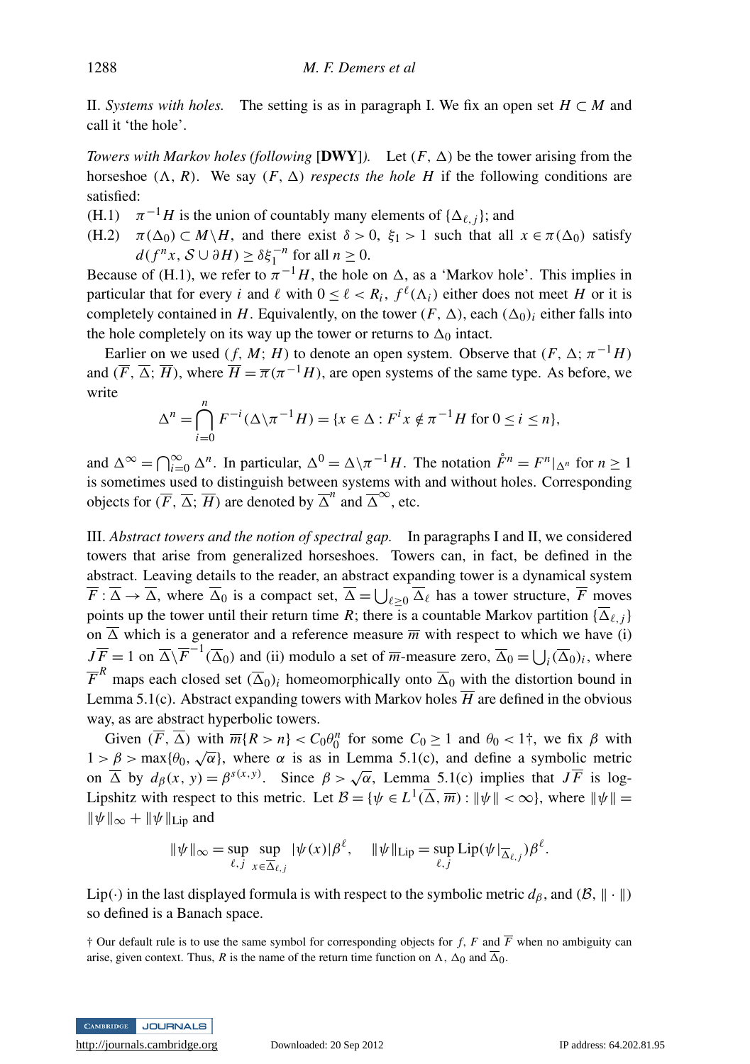II. *Systems with holes.* The setting is as in paragraph I. We fix an open set $H \subset M$ and call it 'the hole'.

*Towers with Markov holes (following* **[DWY]***).* Let $(F, \Delta)$ be the tower arising from the horseshoe $(\Lambda, R)$. We say $(F, \Delta)$ *respects the hole* $H$ if the following conditions are satisfied:

(H.1) $\pi^{-1}H$ is the union of countably many elements of $\{\Delta_{\ell,j}\}$; and

(H.2) $\pi(\Delta_0) \subset M\backslash H$, and there exist $\delta > 0$, $\xi_1 > 1$ such that all $x \in \pi(\Delta_0)$ satisfy $d(f^n x, \mathcal{S} \cup \partial H) \geq \delta \xi_1^{-n}$ for all $n \geq 0$.

Because of (H.1), we refer to $\pi^{-1}H$, the hole on $\Delta$, as a 'Markov hole'. This implies in particular that for every $i$ and $\ell$ with $0 \leq \ell < R_i$, $f^\ell(\Lambda_i)$ either does not meet $H$ or it is completely contained in $H$. Equivalently, on the tower $(F, \Delta)$, each $(\Delta_0)_i$ either falls into the hole completely on its way up the tower or returns to $\Delta_0$ intact.

Earlier on we used $(f, M; H)$ to denote an open system. Observe that $(F, \Delta; \pi^{-1}H)$ and $(\overline{F}, \overline{\Delta}; \overline{H})$, where $\overline{H} = \overline{\pi}(\pi^{-1}H)$, are open systems of the same type. As before, we write

$$\Delta^n = \bigcap_{i=0}^{n} F^{-i}(\Delta\backslash\pi^{-1}H) = \{x \in \Delta : F^i x \notin \pi^{-1}H \text{ for } 0 \leq i \leq n\},$$

and $\Delta^\infty = \bigcap_{i=0}^\infty \Delta^n$. In particular, $\Delta^0 = \Delta\backslash\pi^{-1}H$. The notation $\mathring{F}^n = F^n|_{\Delta^n}$ for $n \geq 1$ is sometimes used to distinguish between systems with and without holes. Corresponding objects for $(\overline{F}, \overline{\Delta}; \overline{H})$ are denoted by $\overline{\Delta}^n$ and $\overline{\Delta}^\infty$, etc.

III. *Abstract towers and the notion of spectral gap.* In paragraphs I and II, we considered towers that arise from generalized horseshoes. Towers can, in fact, be defined in the abstract. Leaving details to the reader, an abstract expanding tower is a dynamical system $\overline{F} : \overline{\Delta} \to \overline{\Delta}$, where $\overline{\Delta}_0$ is a compact set, $\overline{\Delta} = \bigcup_{\ell \geq 0} \overline{\Delta}_\ell$ has a tower structure, $\overline{F}$ moves points up the tower until their return time $R$; there is a countable Markov partition $\{\overline{\Delta}_{\ell,j}\}$ on $\overline{\Delta}$ which is a generator and a reference measure $\overline{m}$ with respect to which we have (i) $J\overline{F} = 1$ on $\overline{\Delta}\backslash\overline{F}^{-1}(\overline{\Delta}_0)$ and (ii) modulo a set of $\overline{m}$-measure zero, $\overline{\Delta}_0 = \bigcup_i (\overline{\Delta}_0)_i$, where $\overline{F}^R$ maps each closed set $(\overline{\Delta}_0)_i$ homeomorphically onto $\overline{\Delta}_0$ with the distortion bound in Lemma 5.1(c). Abstract expanding towers with Markov holes $\overline{H}$ are defined in the obvious way, as are abstract hyperbolic towers.

Given $(\overline{F}, \overline{\Delta})$ with $\overline{m}\{R > n\} < C_0\theta_0^n$ for some $C_0 \geq 1$ and $\theta_0 < 1$†, we fix $\beta$ with $1 > \beta > \max\{\theta_0, \sqrt{\alpha}\}$, where $\alpha$ is as in Lemma 5.1(c), and define a symbolic metric on $\overline{\Delta}$ by $d_\beta(x, y) = \beta^{s(x,y)}$. Since $\beta > \sqrt{\alpha}$, Lemma 5.1(c) implies that $J\overline{F}$ is log-Lipshitz with respect to this metric. Let $\mathcal{B} = \{\psi \in L^1(\overline{\Delta}, \overline{m}) : \|\psi\| < \infty\}$, where $\|\psi\| = \|\psi\|_\infty + \|\psi\|_{\text{Lip}}$ and

$$\|\psi\|_\infty = \sup_{\ell,j} \sup_{x \in \overline{\Delta}_{\ell,j}} |\psi(x)|\beta^\ell, \quad \|\psi\|_{\text{Lip}} = \sup_{\ell,j} \text{Lip}(\psi|_{\overline{\Delta}_{\ell,j}})\beta^\ell.$$

Lip$(\cdot)$ in the last displayed formula is with respect to the symbolic metric $d_\beta$, and $(\mathcal{B}, \|\cdot\|)$ so defined is a Banach space.

† Our default rule is to use the same symbol for corresponding objects for $f$, $F$ and $\overline{F}$ when no ambiguity can arise, given context. Thus, $R$ is the name of the return time function on $\Lambda$, $\Delta_0$ and $\overline{\Delta}_0$.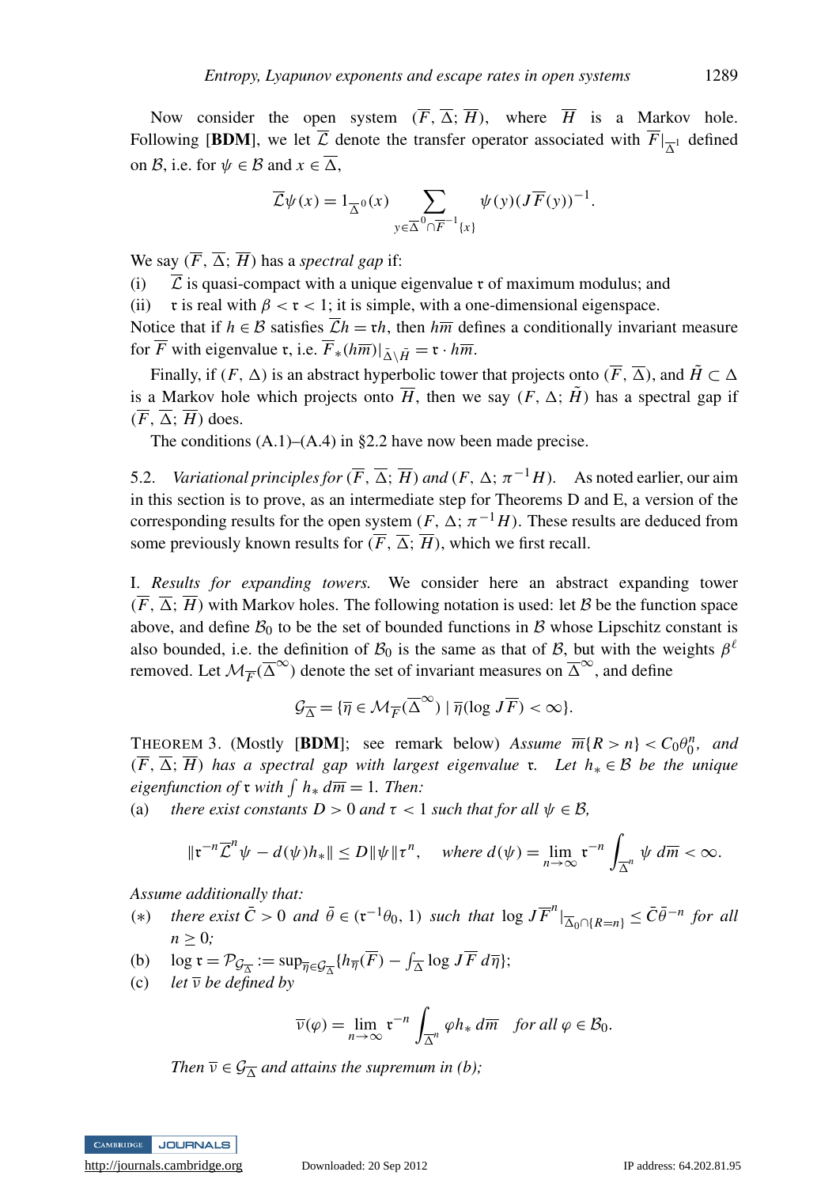Now consider the open system $(\overline{F}, \overline{\Delta}; \overline{H})$, where $\overline{H}$ is a Markov hole. Following [**BDM**], we let $\overline{\mathcal{L}}$ denote the transfer operator associated with $\overline{F}|_{\overline{\Delta}^1}$ defined on $\mathcal{B}$, i.e. for $\psi \in \mathcal{B}$ and $x \in \overline{\Delta}$,

$$\overline{\mathcal{L}}\psi(x) = 1_{\overline{\Delta}^0}(x) \sum_{y \in \overline{\Delta}^0 \cap \overline{F}^{-1}\{x\}} \psi(y)(J\overline{F}(y))^{-1}.$$

We say $(\overline{F}, \overline{\Delta}; \overline{H})$ has a *spectral gap* if:

(i) $\overline{\mathcal{L}}$ is quasi-compact with a unique eigenvalue $\mathfrak{r}$ of maximum modulus; and

(ii) $\mathfrak{r}$ is real with $\beta < \mathfrak{r} < 1$; it is simple, with a one-dimensional eigenspace.

Notice that if $h \in \mathcal{B}$ satisfies $\overline{\mathcal{L}}h = \mathfrak{r}h$, then $h\overline{m}$ defines a conditionally invariant measure for $\overline{F}$ with eigenvalue $\mathfrak{r}$, i.e. $\overline{F}_*(h\overline{m})|_{\bar{\Delta}\setminus\bar{H}} = \mathfrak{r} \cdot h\overline{m}$.

Finally, if $(F, \Delta)$ is an abstract hyperbolic tower that projects onto $(\overline{F}, \overline{\Delta})$, and $\tilde{H} \subset \Delta$ is a Markov hole which projects onto $\overline{H}$, then we say $(F, \Delta; \tilde{H})$ has a spectral gap if $(\overline{F}, \overline{\Delta}; \overline{H})$ does.

The conditions (A.1)–(A.4) in §2.2 have now been made precise.

5.2. *Variational principles for $(\overline{F}, \overline{\Delta}; \overline{H})$ and $(F, \Delta; \pi^{-1}H)$.* As noted earlier, our aim in this section is to prove, as an intermediate step for Theorems D and E, a version of the corresponding results for the open system $(F, \Delta; \pi^{-1}H)$. These results are deduced from some previously known results for $(\overline{F}, \overline{\Delta}; \overline{H})$, which we first recall.

I. *Results for expanding towers.* We consider here an abstract expanding tower $(\overline{F}, \overline{\Delta}; \overline{H})$ with Markov holes. The following notation is used: let $\mathcal{B}$ be the function space above, and define $\mathcal{B}_0$ to be the set of bounded functions in $\mathcal{B}$ whose Lipschitz constant is also bounded, i.e. the definition of $\mathcal{B}_0$ is the same as that of $\mathcal{B}$, but with the weights $\beta^\ell$ removed. Let $\mathcal{M}_{\overline{F}}(\overline{\Delta}^\infty)$ denote the set of invariant measures on $\overline{\Delta}^\infty$, and define

$$\mathcal{G}_{\overline{\Delta}} = \{\overline{\eta} \in \mathcal{M}_{\overline{F}}(\overline{\Delta}^\infty) \mid \overline{\eta}(\log J\overline{F}) < \infty\}.$$

THEOREM 3. (Mostly [**BDM**]; see remark below) *Assume $\overline{m}\{R > n\} < C_0\theta_0^n$, and $(\overline{F}, \overline{\Delta}; \overline{H})$ has a spectral gap with largest eigenvalue $\mathfrak{r}$. Let $h_* \in \mathcal{B}$ be the unique eigenfunction of $\mathfrak{r}$ with $\int h_*\, d\overline{m} = 1$. Then:*

(a) *there exist constants $D > 0$ and $\tau < 1$ such that for all $\psi \in \mathcal{B}$,*

$$\|\mathfrak{r}^{-n}\overline{\mathcal{L}}^n\psi - d(\psi)h_*\| \le D\|\psi\|\tau^n, \quad \text{where } d(\psi) = \lim_{n\to\infty} \mathfrak{r}^{-n} \int_{\overline{\Delta}^n} \psi\, d\overline{m} < \infty.$$

*Assume additionally that:*

(∗) *there exist $\bar{C} > 0$ and $\bar{\theta} \in (\mathfrak{r}^{-1}\theta_0, 1)$ such that $\log J\overline{F}^n|_{\overline{\Delta}_0\cap\{R=n\}} \le \bar{C}\bar{\theta}^{-n}$ for all $n \ge 0$;*

(b) $\log \mathfrak{r} = \mathcal{P}_{\mathcal{G}_{\overline{\Delta}}} := \sup_{\overline{\eta}\in\mathcal{G}_{\overline{\Delta}}}\{h_{\overline{\eta}}(\overline{F}) - \int_{\overline{\Delta}} \log J\overline{F}\, d\overline{\eta}\}$;

(c) *let $\overline{\nu}$ be defined by*

$$\overline{\nu}(\varphi) = \lim_{n\to\infty} \mathfrak{r}^{-n} \int_{\overline{\Delta}^n} \varphi h_*\, d\overline{m} \quad \text{for all } \varphi \in \mathcal{B}_0.$$

*Then $\overline{\nu} \in \mathcal{G}_{\overline{\Delta}}$ and attains the supremum in (b);*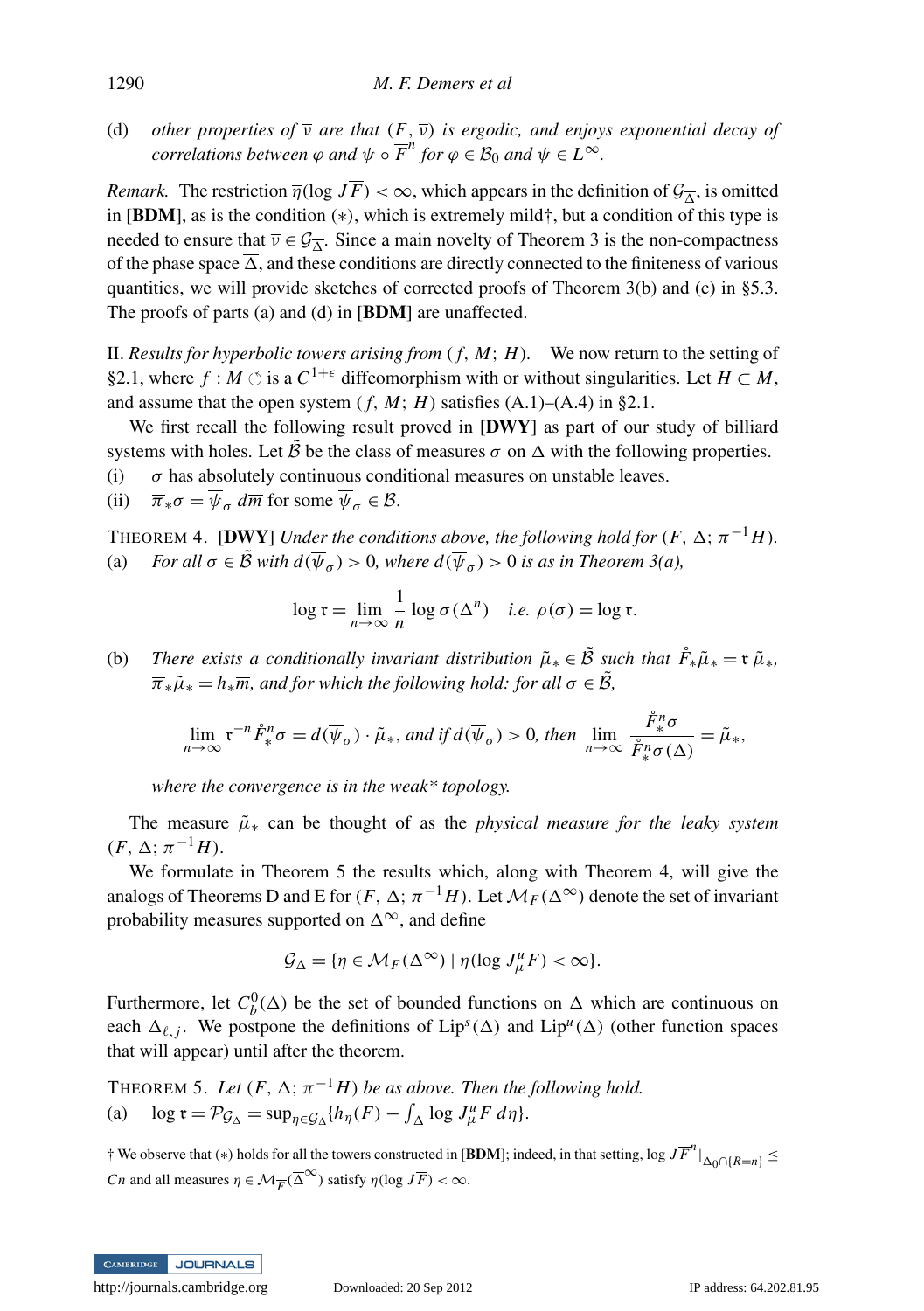(d) *other properties of $\overline{\nu}$ are that $(\overline{F}, \overline{\nu})$ is ergodic, and enjoys exponential decay of correlations between $\varphi$ and $\psi \circ \overline{F}^n$ for $\varphi \in \mathcal{B}_0$ and $\psi \in L^\infty$.*

*Remark.* The restriction $\overline{\eta}(\log J\overline{F}) < \infty$, which appears in the definition of $\mathcal{G}_{\overline{\Delta}}$, is omitted in [**BDM**], as is the condition $(*)$, which is extremely mild†, but a condition of this type is needed to ensure that $\overline{\nu} \in \mathcal{G}_{\overline{\Delta}}$. Since a main novelty of Theorem 3 is the non-compactness of the phase space $\overline{\Delta}$, and these conditions are directly connected to the finiteness of various quantities, we will provide sketches of corrected proofs of Theorem 3(b) and (c) in §5.3. The proofs of parts (a) and (d) in [**BDM**] are unaffected.

II. *Results for hyperbolic towers arising from $(f, M; H)$.* We now return to the setting of §2.1, where $f : M \circlearrowleft$ is a $C^{1+\epsilon}$ diffeomorphism with or without singularities. Let $H \subset M$, and assume that the open system $(f, M; H)$ satisfies (A.1)–(A.4) in §2.1.

We first recall the following result proved in [**DWY**] as part of our study of billiard systems with holes. Let $\tilde{\mathcal{B}}$ be the class of measures $\sigma$ on $\Delta$ with the following properties.

(i) $\sigma$ has absolutely continuous conditional measures on unstable leaves.

(ii) $\overline{\pi}_*\sigma = \overline{\psi}_\sigma \, d\overline{m}$ for some $\overline{\psi}_\sigma \in \mathcal{B}$.

THEOREM 4. [**DWY**] *Under the conditions above, the following hold for $(F, \Delta; \pi^{-1}H)$.*

(a) *For all $\sigma \in \tilde{\mathcal{B}}$ with $d(\overline{\psi}_\sigma) > 0$, where $d(\overline{\psi}_\sigma) > 0$ is as in Theorem 3(a),*

$$\log \mathfrak{r} = \lim_{n\to\infty} \frac{1}{n} \log \sigma(\Delta^n) \quad \textit{i.e. } \rho(\sigma) = \log \mathfrak{r}.$$

(b) *There exists a conditionally invariant distribution $\tilde{\mu}_* \in \tilde{\mathcal{B}}$ such that $\mathring{F}_*\tilde{\mu}_* = \mathfrak{r}\,\tilde{\mu}_*$, $\overline{\pi}_*\tilde{\mu}_* = h_*\overline{m}$, and for which the following hold: for all $\sigma \in \tilde{\mathcal{B}}$,*

$$\lim_{n\to\infty} \mathfrak{r}^{-n} \mathring{F}_*^n \sigma = d(\overline{\psi}_\sigma) \cdot \tilde{\mu}_*, \textit{ and if } d(\overline{\psi}_\sigma) > 0, \textit{ then } \lim_{n\to\infty} \frac{\mathring{F}_*^n \sigma}{\mathring{F}_*^n \sigma(\Delta)} = \tilde{\mu}_*,$$

*where the convergence is in the weak\* topology.*

The measure $\tilde{\mu}_*$ can be thought of as the *physical measure for the leaky system* $(F, \Delta; \pi^{-1}H)$.

We formulate in Theorem 5 the results which, along with Theorem 4, will give the analogs of Theorems D and E for $(F, \Delta; \pi^{-1}H)$. Let $\mathcal{M}_F(\Delta^\infty)$ denote the set of invariant probability measures supported on $\Delta^\infty$, and define

$$\mathcal{G}_\Delta = \{\eta \in \mathcal{M}_F(\Delta^\infty) \mid \eta(\log J^u_\mu F) < \infty\}.$$

Furthermore, let $C^0_b(\Delta)$ be the set of bounded functions on $\Delta$ which are continuous on each $\Delta_{\ell,j}$. We postpone the definitions of $\mathrm{Lip}^s(\Delta)$ and $\mathrm{Lip}^u(\Delta)$ (other function spaces that will appear) until after the theorem.

THEOREM 5. *Let $(F, \Delta; \pi^{-1}H)$ be as above. Then the following hold.*

(a) $\log \mathfrak{r} = \mathcal{P}_{\mathcal{G}_\Delta} = \sup_{\eta \in \mathcal{G}_\Delta}\{h_\eta(F) - \int_\Delta \log J^u_\mu F \, d\eta\}$.

† We observe that $(*)$ holds for all the towers constructed in [**BDM**]; indeed, in that setting, $\log J\overline{F}^n|_{\overline{\Delta}_0 \cap \{R=n\}} \leq Cn$ and all measures $\overline{\eta} \in \mathcal{M}_{\overline{F}}(\overline{\Delta}^\infty)$ satisfy $\overline{\eta}(\log J\overline{F}) < \infty$.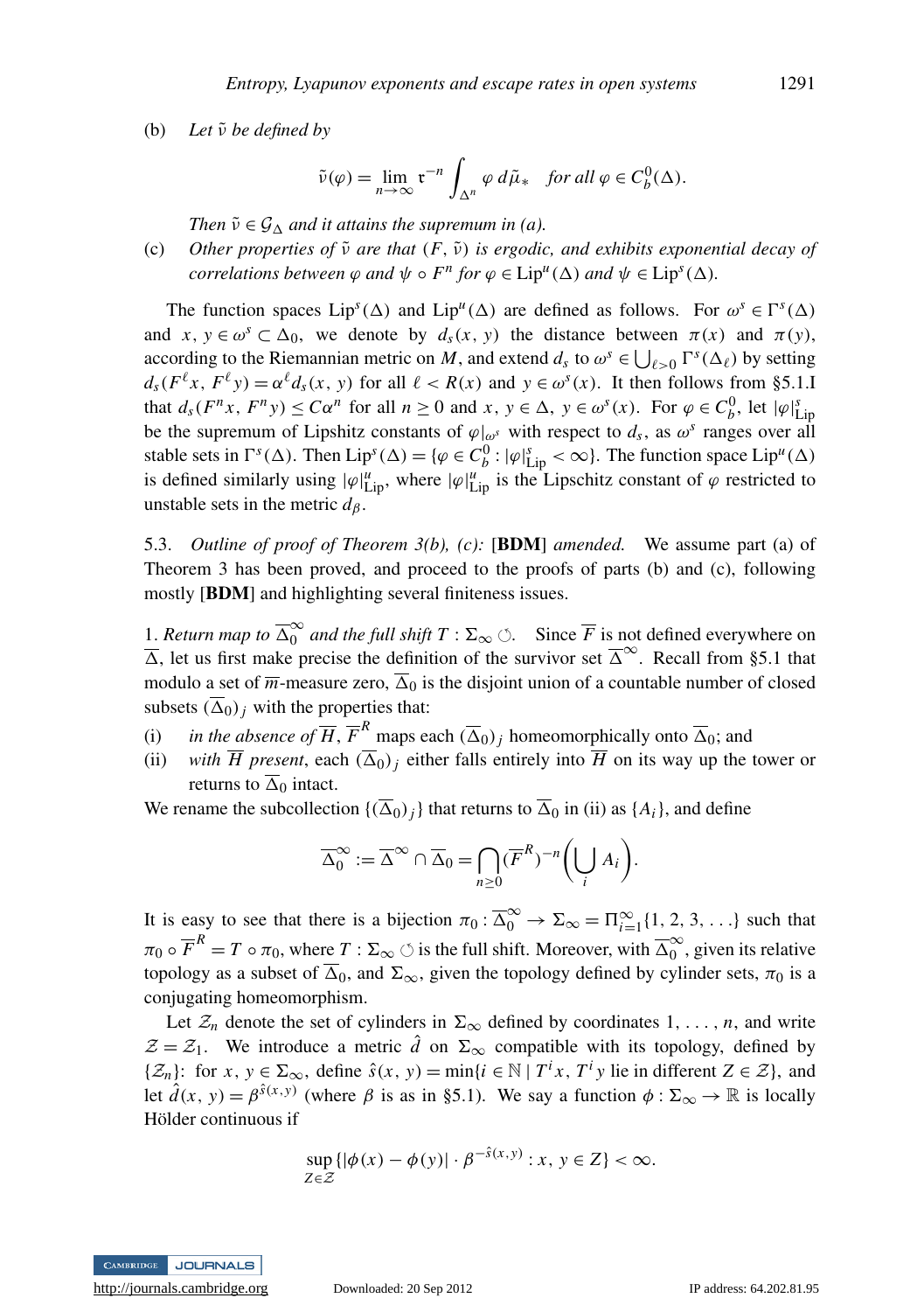(b) *Let $\tilde{\nu}$ be defined by*

$$\tilde{\nu}(\varphi) = \lim_{n\to\infty} \mathfrak{r}^{-n} \int_{\Delta^n} \varphi \, d\tilde{\mu}_* \quad \textit{for all } \varphi \in C_b^0(\Delta).$$

*Then $\tilde{\nu} \in \mathcal{G}_\Delta$ and it attains the supremum in (a).*

(c) *Other properties of $\tilde{\nu}$ are that $(F, \tilde{\nu})$ is ergodic, and exhibits exponential decay of correlations between $\varphi$ and $\psi \circ F^n$ for $\varphi \in \mathrm{Lip}^u(\Delta)$ and $\psi \in \mathrm{Lip}^s(\Delta)$.*

The function spaces $\mathrm{Lip}^s(\Delta)$ and $\mathrm{Lip}^u(\Delta)$ are defined as follows. For $\omega^s \in \Gamma^s(\Delta)$ and $x, y \in \omega^s \subset \Delta_0$, we denote by $d_s(x, y)$ the distance between $\pi(x)$ and $\pi(y)$, according to the Riemannian metric on $M$, and extend $d_s$ to $\omega^s \in \bigcup_{\ell>0} \Gamma^s(\Delta_\ell)$ by setting $d_s(F^\ell x, F^\ell y) = \alpha^\ell d_s(x, y)$ for all $\ell < R(x)$ and $y \in \omega^s(x)$. It then follows from §5.1.I that $d_s(F^n x, F^n y) \le C\alpha^n$ for all $n \ge 0$ and $x, y \in \Delta$, $y \in \omega^s(x)$. For $\varphi \in C_b^0$, let $|\varphi|_{\mathrm{Lip}}^s$ be the supremum of Lipshitz constants of $\varphi|_{\omega^s}$ with respect to $d_s$, as $\omega^s$ ranges over all stable sets in $\Gamma^s(\Delta)$. Then $\mathrm{Lip}^s(\Delta) = \{\varphi \in C_b^0 : |\varphi|_{\mathrm{Lip}}^s < \infty\}$. The function space $\mathrm{Lip}^u(\Delta)$ is defined similarly using $|\varphi|_{\mathrm{Lip}}^u$, where $|\varphi|_{\mathrm{Lip}}^u$ is the Lipschitz constant of $\varphi$ restricted to unstable sets in the metric $d_\beta$.

5.3. *Outline of proof of Theorem 3(b), (c):* **[BDM]** *amended.* We assume part (a) of Theorem 3 has been proved, and proceed to the proofs of parts (b) and (c), following mostly **[BDM]** and highlighting several finiteness issues.

1. *Return map to $\overline{\Delta}_0^\infty$ and the full shift $T : \Sigma_\infty \circlearrowleft$.* Since $\overline{F}$ is not defined everywhere on $\overline{\Delta}$, let us first make precise the definition of the survivor set $\overline{\Delta}^\infty$. Recall from §5.1 that modulo a set of $\overline{m}$-measure zero, $\overline{\Delta}_0$ is the disjoint union of a countable number of closed subsets $(\overline{\Delta}_0)_j$ with the properties that:

(i) *in the absence of $\overline{H}$*, $\overline{F}^R$ maps each $(\overline{\Delta}_0)_j$ homeomorphically onto $\overline{\Delta}_0$; and

(ii) *with $\overline{H}$ present*, each $(\overline{\Delta}_0)_j$ either falls entirely into $\overline{H}$ on its way up the tower or returns to $\overline{\Delta}_0$ intact.

We rename the subcollection $\{(\overline{\Delta}_0)_j\}$ that returns to $\overline{\Delta}_0$ in (ii) as $\{A_i\}$, and define

$$\overline{\Delta}_0^\infty := \overline{\Delta}^\infty \cap \overline{\Delta}_0 = \bigcap_{n\ge 0} (\overline{F}^R)^{-n}\bigg(\bigcup_i A_i\bigg).$$

It is easy to see that there is a bijection $\pi_0 : \overline{\Delta}_0^\infty \to \Sigma_\infty = \Pi_{i=1}^\infty \{1, 2, 3, \ldots\}$ such that $\pi_0 \circ \overline{F}^R = T \circ \pi_0$, where $T : \Sigma_\infty \circlearrowleft$ is the full shift. Moreover, with $\overline{\Delta}_0^\infty$, given its relative topology as a subset of $\overline{\Delta}_0$, and $\Sigma_\infty$, given the topology defined by cylinder sets, $\pi_0$ is a conjugating homeomorphism.

Let $\mathcal{Z}_n$ denote the set of cylinders in $\Sigma_\infty$ defined by coordinates $1, \ldots, n$, and write $\mathcal{Z} = \mathcal{Z}_1$. We introduce a metric $\hat{d}$ on $\Sigma_\infty$ compatible with its topology, defined by $\{\mathcal{Z}_n\}$: for $x, y \in \Sigma_\infty$, define $\hat{s}(x, y) = \min\{i \in \mathbb{N} \mid T^i x, T^i y \text{ lie in different } Z \in \mathcal{Z}\}$, and let $\hat{d}(x, y) = \beta^{\hat{s}(x,y)}$ (where $\beta$ is as in §5.1). We say a function $\phi : \Sigma_\infty \to \mathbb{R}$ is locally Hölder continuous if

$$\sup_{Z\in\mathcal{Z}} \{|\phi(x) - \phi(y)| \cdot \beta^{-\hat{s}(x,y)} : x, y \in Z\} < \infty.$$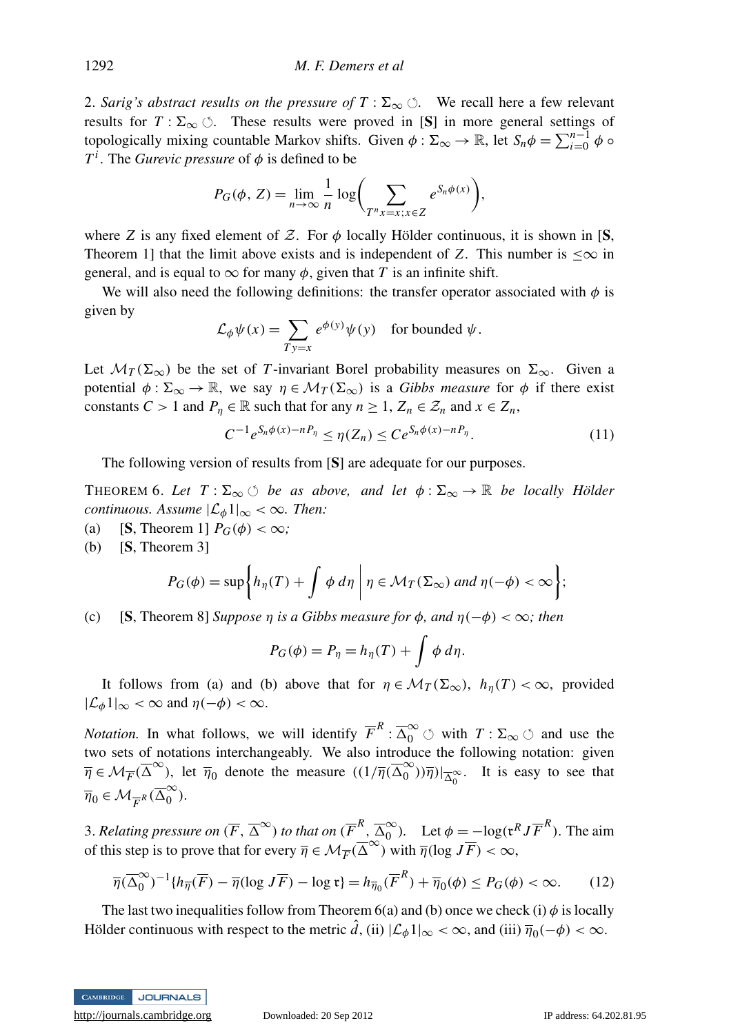2. *Sarig's abstract results on the pressure of $T : \Sigma_\infty \circlearrowleft$.* We recall here a few relevant results for $T : \Sigma_\infty \circlearrowleft$. These results were proved in [**S**] in more general settings of topologically mixing countable Markov shifts. Given $\phi : \Sigma_\infty \to \mathbb{R}$, let $S_n\phi = \sum_{i=0}^{n-1} \phi \circ T^i$. The *Gurevic pressure* of $\phi$ is defined to be

$$P_G(\phi, Z) = \lim_{n\to\infty} \frac{1}{n} \log\bigg( \sum_{T^n x = x; x \in Z} e^{S_n\phi(x)} \bigg),$$

where $Z$ is any fixed element of $\mathcal{Z}$. For $\phi$ locally Hölder continuous, it is shown in [**S**, Theorem 1] that the limit above exists and is independent of $Z$. This number is $\leq\infty$ in general, and is equal to $\infty$ for many $\phi$, given that $T$ is an infinite shift.

We will also need the following definitions: the transfer operator associated with $\phi$ is given by

$$\mathcal{L}_\phi \psi(x) = \sum_{Ty=x} e^{\phi(y)} \psi(y) \quad \text{for bounded } \psi.$$

Let $\mathcal{M}_T(\Sigma_\infty)$ be the set of $T$-invariant Borel probability measures on $\Sigma_\infty$. Given a potential $\phi : \Sigma_\infty \to \mathbb{R}$, we say $\eta \in \mathcal{M}_T(\Sigma_\infty)$ is a *Gibbs measure* for $\phi$ if there exist constants $C > 1$ and $P_\eta \in \mathbb{R}$ such that for any $n \geq 1$, $Z_n \in \mathcal{Z}_n$ and $x \in Z_n$,

$$C^{-1} e^{S_n\phi(x) - nP_\eta} \leq \eta(Z_n) \leq C e^{S_n\phi(x) - nP_\eta}. \tag{11}$$

The following version of results from [**S**] are adequate for our purposes.

THEOREM 6. *Let $T : \Sigma_\infty \circlearrowleft$ be as above, and let $\phi : \Sigma_\infty \to \mathbb{R}$ be locally Hölder continuous. Assume $|\mathcal{L}_\phi 1|_\infty < \infty$. Then:*

(a) [**S**, Theorem 1] $P_G(\phi) < \infty$*;*

(b) [**S**, Theorem 3]

$$P_G(\phi) = \sup\bigg\{ h_\eta(T) + \int \phi \, d\eta \,\bigg|\, \eta \in \mathcal{M}_T(\Sigma_\infty) \text{ and } \eta(-\phi) < \infty \bigg\};$$

(c) [**S**, Theorem 8] *Suppose $\eta$ is a Gibbs measure for $\phi$, and $\eta(-\phi) < \infty$; then*

$$P_G(\phi) = P_\eta = h_\eta(T) + \int \phi \, d\eta.$$

It follows from (a) and (b) above that for $\eta \in \mathcal{M}_T(\Sigma_\infty)$, $h_\eta(T) < \infty$, provided $|\mathcal{L}_\phi 1|_\infty < \infty$ and $\eta(-\phi) < \infty$.

*Notation.* In what follows, we will identify $\overline{F}^R : \overline{\Delta}_0^\infty \circlearrowleft$ with $T : \Sigma_\infty \circlearrowleft$ and use the two sets of notations interchangeably. We also introduce the following notation: given $\overline{\eta} \in \mathcal{M}_{\overline{F}}(\overline{\Delta}^\infty)$, let $\overline{\eta}_0$ denote the measure $((1/\overline{\eta}(\overline{\Delta}_0^\infty))\overline{\eta})|_{\overline{\Delta}_0^\infty}$. It is easy to see that $\overline{\eta}_0 \in \mathcal{M}_{\overline{F}^R}(\overline{\Delta}_0^\infty)$.

3. *Relating pressure on $(\overline{F}, \overline{\Delta}^\infty)$ to that on $(\overline{F}^R, \overline{\Delta}_0^\infty)$.* Let $\phi = -\log(\mathfrak{r}^R J\overline{F}^R)$. The aim of this step is to prove that for every $\overline{\eta} \in \mathcal{M}_{\overline{F}}(\overline{\Delta}^\infty)$ with $\overline{\eta}(\log J\overline{F}) < \infty$,

$$\overline{\eta}(\overline{\Delta}_0^\infty)^{-1}\{h_{\overline{\eta}}(\overline{F}) - \overline{\eta}(\log J\overline{F}) - \log \mathfrak{r}\} = h_{\overline{\eta}_0}(\overline{F}^R) + \overline{\eta}_0(\phi) \leq P_G(\phi) < \infty. \tag{12}$$

The last two inequalities follow from Theorem 6(a) and (b) once we check (i) $\phi$ is locally Hölder continuous with respect to the metric $\hat{d}$, (ii) $|\mathcal{L}_\phi 1|_\infty < \infty$, and (iii) $\overline{\eta}_0(-\phi) < \infty$.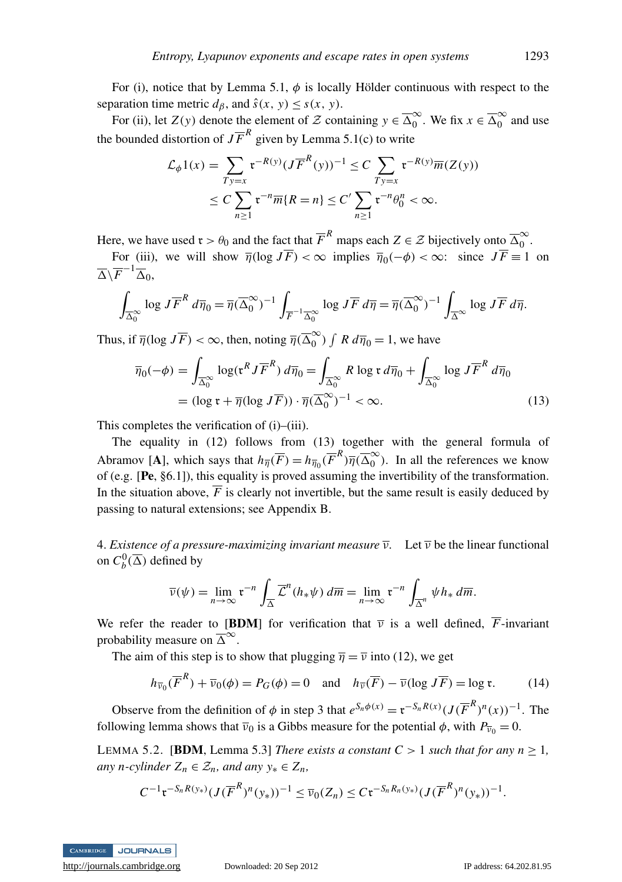For (i), notice that by Lemma 5.1, $\phi$ is locally Hölder continuous with respect to the separation time metric $d_\beta$, and $\hat{s}(x, y) \leq s(x, y)$.

For (ii), let $Z(y)$ denote the element of $\mathcal{Z}$ containing $y \in \overline{\Delta}_0^\infty$. We fix $x \in \overline{\Delta}_0^\infty$ and use the bounded distortion of $J\overline{F}^R$ given by Lemma 5.1(c) to write

$$
\begin{aligned}
\mathcal{L}_\phi 1(x) &= \sum_{Ty=x} \mathfrak{r}^{-R(y)} (J\overline{F}^R(y))^{-1} \leq C \sum_{Ty=x} \mathfrak{r}^{-R(y)} \overline{m}(Z(y)) \\
&\leq C \sum_{n \geq 1} \mathfrak{r}^{-n} \overline{m}\{R = n\} \leq C' \sum_{n \geq 1} \mathfrak{r}^{-n} \theta_0^n < \infty.
\end{aligned}
$$

Here, we have used $\mathfrak{r} > \theta_0$ and the fact that $\overline{F}^R$ maps each $Z \in \mathcal{Z}$ bijectively onto $\overline{\Delta}_0^\infty$.

For (iii), we will show $\overline{\eta}(\log J\overline{F}) < \infty$ implies $\overline{\eta}_0(-\phi) < \infty$: since $J\overline{F} \equiv 1$ on $\overline{\Delta} \backslash \overline{F}^{-1} \overline{\Delta}_0$,

$$
\int_{\overline{\Delta}_0^\infty} \log J\overline{F}^R \, d\overline{\eta}_0 = \overline{\eta}(\overline{\Delta}_0^\infty)^{-1} \int_{\overline{F}^{-1} \overline{\Delta}_0^\infty} \log J\overline{F} \, d\overline{\eta} = \overline{\eta}(\overline{\Delta}_0^\infty)^{-1} \int_{\overline{\Delta}^\infty} \log J\overline{F} \, d\overline{\eta}.
$$

Thus, if $\overline{\eta}(\log J\overline{F}) < \infty$, then, noting $\overline{\eta}(\overline{\Delta}_0^\infty) \int R \, d\overline{\eta}_0 = 1$, we have

$$
\begin{aligned}
\overline{\eta}_0(-\phi) &= \int_{\overline{\Delta}_0^\infty} \log(\mathfrak{r}^R J\overline{F}^R) \, d\overline{\eta}_0 = \int_{\overline{\Delta}_0^\infty} R \log \mathfrak{r} \, d\overline{\eta}_0 + \int_{\overline{\Delta}_0^\infty} \log J\overline{F}^R \, d\overline{\eta}_0 \\
&= (\log \mathfrak{r} + \overline{\eta}(\log J\overline{F})) \cdot \overline{\eta}(\overline{\Delta}_0^\infty)^{-1} < \infty. \qquad (13)
\end{aligned}
$$

This completes the verification of (i)–(iii).

The equality in (12) follows from (13) together with the general formula of Abramov [**A**], which says that $h_{\overline{\eta}}(\overline{F}) = h_{\overline{\eta}_0}(\overline{F}^R) \overline{\eta}(\overline{\Delta}_0^\infty)$. In all the references we know of (e.g. [**Pe**, §6.1]), this equality is proved assuming the invertibility of the transformation. In the situation above, $\overline{F}$ is clearly not invertible, but the same result is easily deduced by passing to natural extensions; see Appendix B.

4. *Existence of a pressure-maximizing invariant measure* $\overline{\nu}$. Let $\overline{\nu}$ be the linear functional on $C_b^0(\overline{\Delta})$ defined by

$$
\overline{\nu}(\psi) = \lim_{n \to \infty} \mathfrak{r}^{-n} \int_{\overline{\Delta}} \overline{\mathcal{L}}^n (h_* \psi) \, d\overline{m} = \lim_{n \to \infty} \mathfrak{r}^{-n} \int_{\overline{\Delta}^n} \psi h_* \, d\overline{m}.
$$

We refer the reader to [**BDM**] for verification that $\overline{\nu}$ is a well defined, $\overline{F}$-invariant probability measure on $\overline{\Delta}^\infty$.

The aim of this step is to show that plugging $\overline{\eta} = \overline{\nu}$ into (12), we get

$$
h_{\overline{\nu}_0}(\overline{F}^R) + \overline{\nu}_0(\phi) = P_G(\phi) = 0 \quad \text{and} \quad h_{\overline{\nu}}(\overline{F}) - \overline{\nu}(\log J\overline{F}) = \log \mathfrak{r}. \qquad (14)
$$

Observe from the definition of $\phi$ in step 3 that $e^{S_n \phi(x)} = \mathfrak{r}^{-S_n R(x)} (J(\overline{F}^R)^n(x))^{-1}$. The following lemma shows that $\overline{\nu}_0$ is a Gibbs measure for the potential $\phi$, with $P_{\overline{\nu}_0} = 0$.

LEMMA 5.2. [**BDM**, Lemma 5.3] *There exists a constant $C > 1$ such that for any $n \geq 1$, any $n$-cylinder $Z_n \in \mathcal{Z}_n$, and any $y_* \in Z_n$,*

$$
C^{-1} \mathfrak{r}^{-S_n R(y_*)} (J(\overline{F}^R)^n(y_*))^{-1} \leq \overline{\nu}_0(Z_n) \leq C \mathfrak{r}^{-S_n R_n(y_*)} (J(\overline{F}^R)^n(y_*))^{-1}.
$$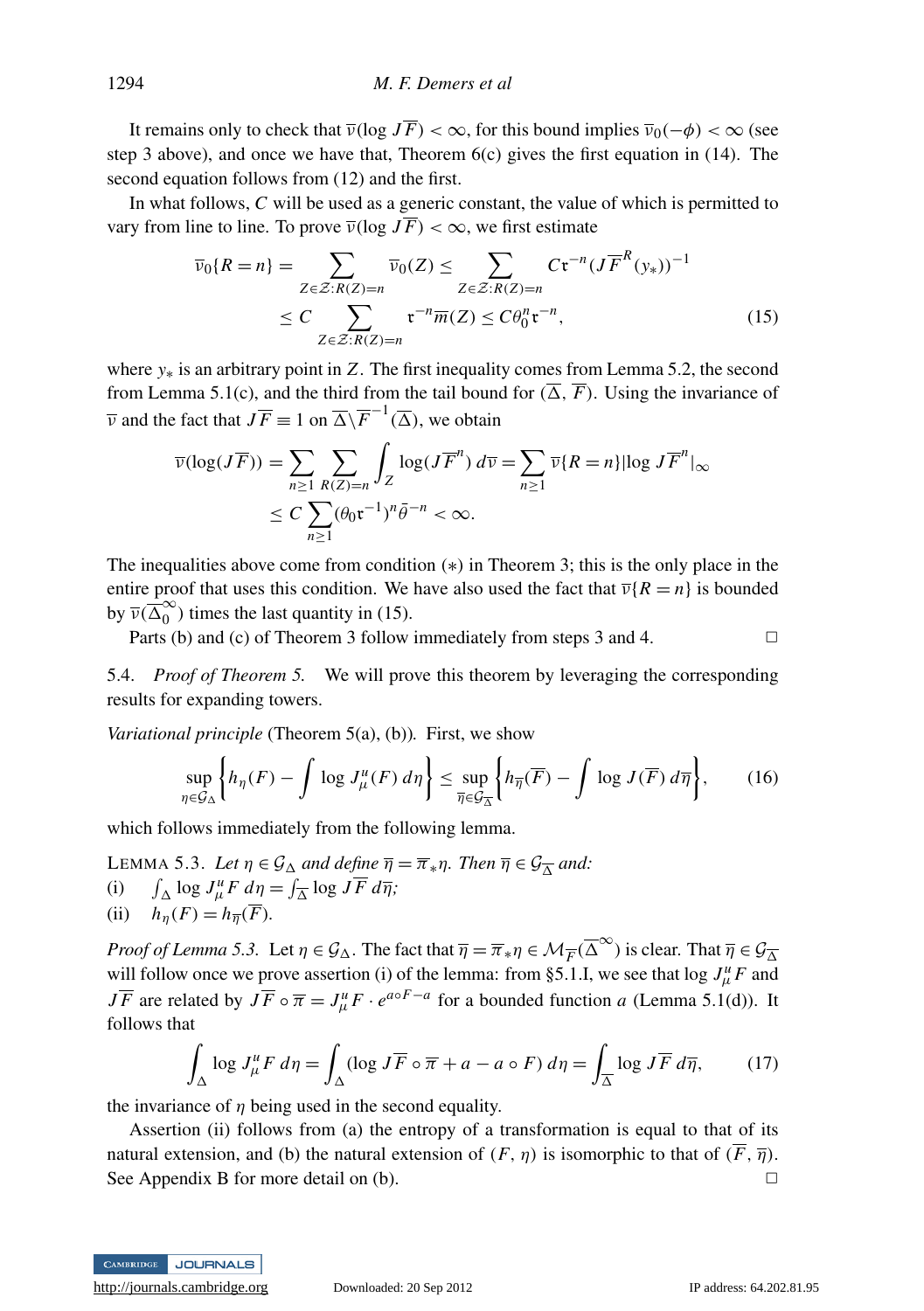It remains only to check that $\overline{\nu}(\log J\overline{F}) < \infty$, for this bound implies $\overline{\nu}_0(-\phi) < \infty$ (see step 3 above), and once we have that, Theorem 6(c) gives the first equation in (14). The second equation follows from (12) and the first.

In what follows, $C$ will be used as a generic constant, the value of which is permitted to vary from line to line. To prove $\overline{\nu}(\log J\overline{F}) < \infty$, we first estimate

$$
\begin{aligned}
\overline{\nu}_0\{R = n\} &= \sum_{Z \in \mathcal{Z}: R(Z)=n} \overline{\nu}_0(Z) \leq \sum_{Z \in \mathcal{Z}: R(Z)=n} C\mathfrak{r}^{-n}(J\overline{F}^R(y_*))^{-1} \\
&\leq C \sum_{Z \in \mathcal{Z}: R(Z)=n} \mathfrak{r}^{-n}\overline{m}(Z) \leq C\theta_0^n \mathfrak{r}^{-n},
\end{aligned}
\tag{15}
$$

where $y_*$ is an arbitrary point in $Z$. The first inequality comes from Lemma 5.2, the second from Lemma 5.1(c), and the third from the tail bound for $(\overline{\Delta}, \overline{F})$. Using the invariance of $\overline{\nu}$ and the fact that $J\overline{F} \equiv 1$ on $\overline{\Delta} \backslash \overline{F}^{-1}(\overline{\Delta})$, we obtain

$$
\begin{aligned}
\overline{\nu}(\log(J\overline{F})) &= \sum_{n \geq 1} \sum_{R(Z)=n} \int_Z \log(J\overline{F}^n)\, d\overline{\nu} = \sum_{n \geq 1} \overline{\nu}\{R = n\} |\log J\overline{F}^n|_\infty \\
&\leq C \sum_{n \geq 1} (\theta_0 \mathfrak{r}^{-1})^n \bar{\theta}^{-n} < \infty.
\end{aligned}
$$

The inequalities above come from condition $(*)$ in Theorem 3; this is the only place in the entire proof that uses this condition. We have also used the fact that $\overline{\nu}\{R = n\}$ is bounded by $\overline{\nu}(\overline{\Delta}_0^\infty)$ times the last quantity in (15).

Parts (b) and (c) of Theorem 3 follow immediately from steps 3 and 4. $\square$

5.4. *Proof of Theorem 5.* We will prove this theorem by leveraging the corresponding results for expanding towers.

*Variational principle* (Theorem 5(a), (b)). First, we show

$$
\sup_{\eta \in \mathcal{G}_\Delta} \left\{ h_\eta(F) - \int \log J_\mu^u(F)\, d\eta \right\} \leq \sup_{\overline{\eta} \in \mathcal{G}_{\overline{\Delta}}} \left\{ h_{\overline{\eta}}(\overline{F}) - \int \log J(\overline{F})\, d\overline{\eta} \right\},
\tag{16}
$$

which follows immediately from the following lemma.

LEMMA 5.3. *Let $\eta \in \mathcal{G}_\Delta$ and define $\overline{\eta} = \overline{\pi}_*\eta$. Then $\overline{\eta} \in \mathcal{G}_{\overline{\Delta}}$ and:*

(i) $\int_\Delta \log J_\mu^u F\, d\eta = \int_{\overline{\Delta}} \log J\overline{F}\, d\overline{\eta}$;

(ii) $h_\eta(F) = h_{\overline{\eta}}(\overline{F})$.

*Proof of Lemma 5.3.* Let $\eta \in \mathcal{G}_\Delta$. The fact that $\overline{\eta} = \overline{\pi}_*\eta \in \mathcal{M}_{\overline{F}}(\overline{\Delta}^\infty)$ is clear. That $\overline{\eta} \in \mathcal{G}_{\overline{\Delta}}$ will follow once we prove assertion (i) of the lemma: from §5.1.I, we see that $\log J_\mu^u F$ and $J\overline{F}$ are related by $J\overline{F} \circ \overline{\pi} = J_\mu^u F \cdot e^{a \circ F - a}$ for a bounded function $a$ (Lemma 5.1(d)). It follows that

$$
\int_\Delta \log J_\mu^u F\, d\eta = \int_\Delta (\log J\overline{F} \circ \overline{\pi} + a - a \circ F)\, d\eta = \int_{\overline{\Delta}} \log J\overline{F}\, d\overline{\eta},
\tag{17}
$$

the invariance of $\eta$ being used in the second equality.

Assertion (ii) follows from (a) the entropy of a transformation is equal to that of its natural extension, and (b) the natural extension of $(F, \eta)$ is isomorphic to that of $(\overline{F}, \overline{\eta})$. See Appendix B for more detail on (b). $\square$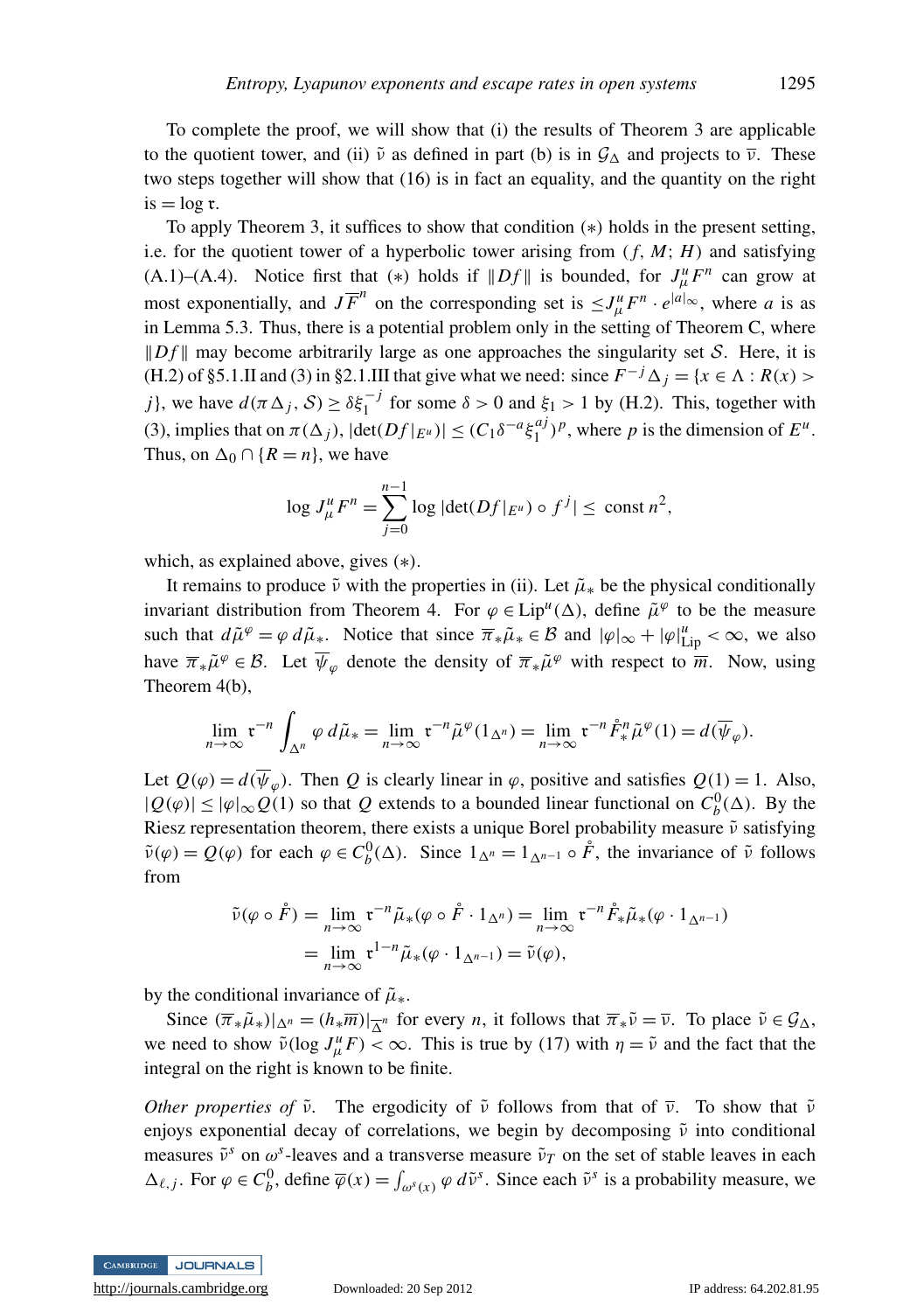To complete the proof, we will show that (i) the results of Theorem 3 are applicable to the quotient tower, and (ii) $\tilde{\nu}$ as defined in part (b) is in $\mathcal{G}_\Delta$ and projects to $\overline{\nu}$. These two steps together will show that (16) is in fact an equality, and the quantity on the right is $= \log \mathfrak{r}$.

To apply Theorem 3, it suffices to show that condition $(*)$ holds in the present setting, i.e. for the quotient tower of a hyperbolic tower arising from $(f, M; H)$ and satisfying (A.1)–(A.4). Notice first that $(*)$ holds if $\|Df\|$ is bounded, for $J^u_\mu F^n$ can grow at most exponentially, and $J\overline{F}^n$ on the corresponding set is $\le J^u_\mu F^n \cdot e^{|a|_\infty}$, where $a$ is as in Lemma 5.3. Thus, there is a potential problem only in the setting of Theorem C, where $\|Df\|$ may become arbitrarily large as one approaches the singularity set $\mathcal{S}$. Here, it is (H.2) of §5.1.II and (3) in §2.1.III that give what we need: since $F^{-j}\Delta_j = \{x \in \Lambda : R(x) > j\}$, we have $d(\pi\Delta_j, \mathcal{S}) \ge \delta \xi_1^{-j}$ for some $\delta > 0$ and $\xi_1 > 1$ by (H.2). This, together with (3), implies that on $\pi(\Delta_j)$, $|\det(Df|_{E^u})| \le (C_1 \delta^{-a} \xi_1^{aj})^p$, where $p$ is the dimension of $E^u$. Thus, on $\Delta_0 \cap \{R = n\}$, we have

$$\log J^u_\mu F^n = \sum_{j=0}^{n-1} \log |\det(Df|_{E^u}) \circ f^j| \le \text{ const } n^2,$$

which, as explained above, gives $(*)$.

It remains to produce $\tilde{\nu}$ with the properties in (ii). Let $\tilde{\mu}_*$ be the physical conditionally invariant distribution from Theorem 4. For $\varphi \in \mathrm{Lip}^u(\Delta)$, define $\tilde{\mu}^\varphi$ to be the measure such that $d\tilde{\mu}^\varphi = \varphi \, d\tilde{\mu}_*$. Notice that since $\overline{\pi}_*\tilde{\mu}_* \in \mathcal{B}$ and $|\varphi|_\infty + |\varphi|^u_{\mathrm{Lip}} < \infty$, we also have $\overline{\pi}_*\tilde{\mu}^\varphi \in \mathcal{B}$. Let $\overline{\psi}_\varphi$ denote the density of $\overline{\pi}_*\tilde{\mu}^\varphi$ with respect to $\overline{m}$. Now, using Theorem 4(b),

$$\lim_{n\to\infty} \mathfrak{r}^{-n} \int_{\Delta^n} \varphi \, d\tilde{\mu}_* = \lim_{n\to\infty} \mathfrak{r}^{-n} \tilde{\mu}^\varphi(1_{\Delta^n}) = \lim_{n\to\infty} \mathfrak{r}^{-n} \mathring{F}^n_* \tilde{\mu}^\varphi(1) = d(\overline{\psi}_\varphi).$$

Let $Q(\varphi) = d(\overline{\psi}_\varphi)$. Then $Q$ is clearly linear in $\varphi$, positive and satisfies $Q(1) = 1$. Also, $|Q(\varphi)| \le |\varphi|_\infty Q(1)$ so that $Q$ extends to a bounded linear functional on $C^0_b(\Delta)$. By the Riesz representation theorem, there exists a unique Borel probability measure $\tilde{\nu}$ satisfying $\tilde{\nu}(\varphi) = Q(\varphi)$ for each $\varphi \in C^0_b(\Delta)$. Since $1_{\Delta^n} = 1_{\Delta^{n-1}} \circ \mathring{F}$, the invariance of $\tilde{\nu}$ follows from

$$\begin{aligned}
\tilde{\nu}(\varphi \circ \mathring{F}) &= \lim_{n\to\infty} \mathfrak{r}^{-n} \tilde{\mu}_*(\varphi \circ \mathring{F} \cdot 1_{\Delta^n}) = \lim_{n\to\infty} \mathfrak{r}^{-n} \mathring{F}_* \tilde{\mu}_*(\varphi \cdot 1_{\Delta^{n-1}}) \\
&= \lim_{n\to\infty} \mathfrak{r}^{1-n} \tilde{\mu}_*(\varphi \cdot 1_{\Delta^{n-1}}) = \tilde{\nu}(\varphi),
\end{aligned}$$

by the conditional invariance of $\tilde{\mu}_*$.

Since $(\overline{\pi}_*\tilde{\mu}_*)|_{\Delta^n} = (h_*\overline{m})|_{\overline{\Delta}^n}$ for every $n$, it follows that $\overline{\pi}_*\tilde{\nu} = \overline{\nu}$. To place $\tilde{\nu} \in \mathcal{G}_\Delta$, we need to show $\tilde{\nu}(\log J^u_\mu F) < \infty$. This is true by (17) with $\eta = \tilde{\nu}$ and the fact that the integral on the right is known to be finite.

*Other properties of* $\tilde{\nu}$. The ergodicity of $\tilde{\nu}$ follows from that of $\overline{\nu}$. To show that $\tilde{\nu}$ enjoys exponential decay of correlations, we begin by decomposing $\tilde{\nu}$ into conditional measures $\tilde{\nu}^s$ on $\omega^s$-leaves and a transverse measure $\tilde{\nu}_T$ on the set of stable leaves in each $\Delta_{\ell,j}$. For $\varphi \in C^0_b$, define $\overline{\varphi}(x) = \int_{\omega^s(x)} \varphi \, d\tilde{\nu}^s$. Since each $\tilde{\nu}^s$ is a probability measure, we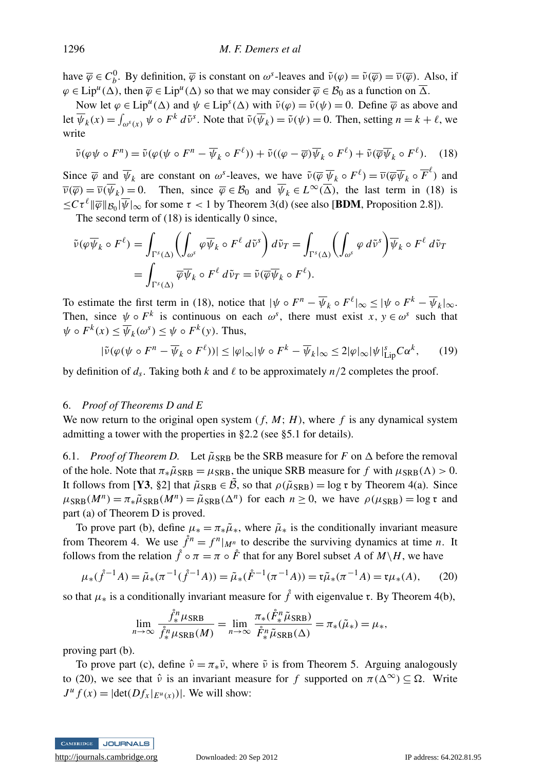have $\overline{\varphi} \in C_b^0$. By definition, $\overline{\varphi}$ is constant on $\omega^s$-leaves and $\tilde{\nu}(\varphi) = \tilde{\nu}(\overline{\varphi}) = \overline{\nu}(\overline{\varphi})$. Also, if $\varphi \in \mathrm{Lip}^u(\Delta)$, then $\overline{\varphi} \in \mathrm{Lip}^u(\Delta)$ so that we may consider $\overline{\varphi} \in \mathcal{B}_0$ as a function on $\overline{\Delta}$.

Now let $\varphi \in \mathrm{Lip}^u(\Delta)$ and $\psi \in \mathrm{Lip}^s(\Delta)$ with $\tilde{\nu}(\varphi) = \tilde{\nu}(\psi) = 0$. Define $\overline{\varphi}$ as above and let $\overline{\psi}_k(x) = \int_{\omega^s(x)} \psi \circ F^k \, d\tilde{\nu}^s$. Note that $\tilde{\nu}(\overline{\psi}_k) = \tilde{\nu}(\psi) = 0$. Then, setting $n = k + \ell$, we write

$$\tilde{\nu}(\varphi\psi \circ F^n) = \tilde{\nu}(\varphi(\psi \circ F^n - \overline{\psi}_k \circ F^\ell)) + \tilde{\nu}((\varphi - \overline{\varphi})\overline{\psi}_k \circ F^\ell) + \tilde{\nu}(\overline{\varphi}\overline{\psi}_k \circ F^\ell). \quad (18)$$

Since $\overline{\varphi}$ and $\overline{\psi}_k$ are constant on $\omega^s$-leaves, we have $\tilde{\nu}(\overline{\varphi}\,\overline{\psi}_k \circ F^\ell) = \overline{\nu}(\overline{\varphi}\overline{\psi}_k \circ \overline{F}^\ell)$ and $\overline{\nu}(\overline{\varphi}) = \overline{\nu}(\overline{\psi}_k) = 0$. Then, since $\overline{\varphi} \in \mathcal{B}_0$ and $\overline{\psi}_k \in L^\infty(\overline{\Delta})$, the last term in (18) is $\leq C\tau^\ell \|\overline{\varphi}\|_{\mathcal{B}_0} |\overline{\psi}|_\infty$ for some $\tau < 1$ by Theorem 3(d) (see also [**BDM**, Proposition 2.8]).

The second term of (18) is identically 0 since,

$$\begin{aligned}
\tilde{\nu}(\varphi\overline{\psi}_k \circ F^\ell) &= \int_{\Gamma^s(\Delta)} \left( \int_{\omega^s} \varphi\overline{\psi}_k \circ F^\ell \, d\tilde{\nu}^s \right) d\tilde{\nu}_T = \int_{\Gamma^s(\Delta)} \left( \int_{\omega^s} \varphi \, d\tilde{\nu}^s \right) \overline{\psi}_k \circ F^\ell \, d\tilde{\nu}_T \\
&= \int_{\Gamma^s(\Delta)} \overline{\varphi}\overline{\psi}_k \circ F^\ell \, d\tilde{\nu}_T = \tilde{\nu}(\overline{\varphi}\overline{\psi}_k \circ F^\ell).
\end{aligned}$$

To estimate the first term in (18), notice that $|\psi \circ F^n - \overline{\psi}_k \circ F^\ell|_\infty \leq |\psi \circ F^k - \overline{\psi}_k|_\infty$. Then, since $\psi \circ F^k$ is continuous on each $\omega^s$, there must exist $x, y \in \omega^s$ such that $\psi \circ F^k(x) \leq \overline{\psi}_k(\omega^s) \leq \psi \circ F^k(y)$. Thus,

$$|\tilde{\nu}(\varphi(\psi \circ F^n - \overline{\psi}_k \circ F^\ell))| \leq |\varphi|_\infty |\psi \circ F^k - \overline{\psi}_k|_\infty \leq 2|\varphi|_\infty |\psi|^s_{\mathrm{Lip}} C\alpha^k, \quad (19)$$

by definition of $d_s$. Taking both $k$ and $\ell$ to be approximately $n/2$ completes the proof.

## 6. *Proof of Theorems D and E*

We now return to the original open system $(f, M; H)$, where $f$ is any dynamical system admitting a tower with the properties in §2.2 (see §5.1 for details).

### 6.1. *Proof of Theorem D.*

Let $\tilde{\mu}_{\mathrm{SRB}}$ be the SRB measure for $F$ on $\Delta$ before the removal of the hole. Note that $\pi_*\tilde{\mu}_{\mathrm{SRB}} = \mu_{\mathrm{SRB}}$, the unique SRB measure for $f$ with $\mu_{\mathrm{SRB}}(\Lambda) > 0$. It follows from [**Y3**, §2] that $\tilde{\mu}_{\mathrm{SRB}} \in \tilde{\mathcal{B}}$, so that $\rho(\tilde{\mu}_{\mathrm{SRB}}) = \log \mathfrak{r}$ by Theorem 4(a). Since $\mu_{\mathrm{SRB}}(M^n) = \pi_*\tilde{\mu}_{\mathrm{SRB}}(M^n) = \tilde{\mu}_{\mathrm{SRB}}(\Delta^n)$ for each $n \geq 0$, we have $\rho(\mu_{\mathrm{SRB}}) = \log \mathfrak{r}$ and part (a) of Theorem D is proved.

To prove part (b), define $\mu_* = \pi_*\tilde{\mu}_*$, where $\tilde{\mu}_*$ is the conditionally invariant measure from Theorem 4. We use $\mathring{f}^n = f^n|_{M^n}$ to describe the surviving dynamics at time $n$. It follows from the relation $\mathring{f} \circ \pi = \pi \circ \mathring{F}$ that for any Borel subset $A$ of $M \backslash H$, we have

$$\mu_*(\mathring{f}^{-1}A) = \tilde{\mu}_*(\pi^{-1}(\mathring{f}^{-1}A)) = \tilde{\mu}_*(\mathring{F}^{-1}(\pi^{-1}A)) = \mathfrak{r}\tilde{\mu}_*(\pi^{-1}A) = \mathfrak{r}\mu_*(A), \quad (20)$$

so that $\mu_*$ is a conditionally invariant measure for $\mathring{f}$ with eigenvalue $\mathfrak{r}$. By Theorem 4(b),

$$\lim_{n\to\infty} \frac{\mathring{f}^n_*\mu_{\mathrm{SRB}}}{\mathring{f}^n_*\mu_{\mathrm{SRB}}(M)} = \lim_{n\to\infty} \frac{\pi_*(\mathring{F}^n_*\tilde{\mu}_{\mathrm{SRB}})}{\mathring{F}^n_*\tilde{\mu}_{\mathrm{SRB}}(\Delta)} = \pi_*(\tilde{\mu}_*) = \mu_*,$$

proving part (b).

To prove part (c), define $\hat{\nu} = \pi_*\tilde{\nu}$, where $\tilde{\nu}$ is from Theorem 5. Arguing analogously to (20), we see that $\hat{\nu}$ is an invariant measure for $f$ supported on $\pi(\Delta^\infty) \subseteq \Omega$. Write $J^u f(x) = |\det(Df_x|_{E^u(x)})|$. We will show: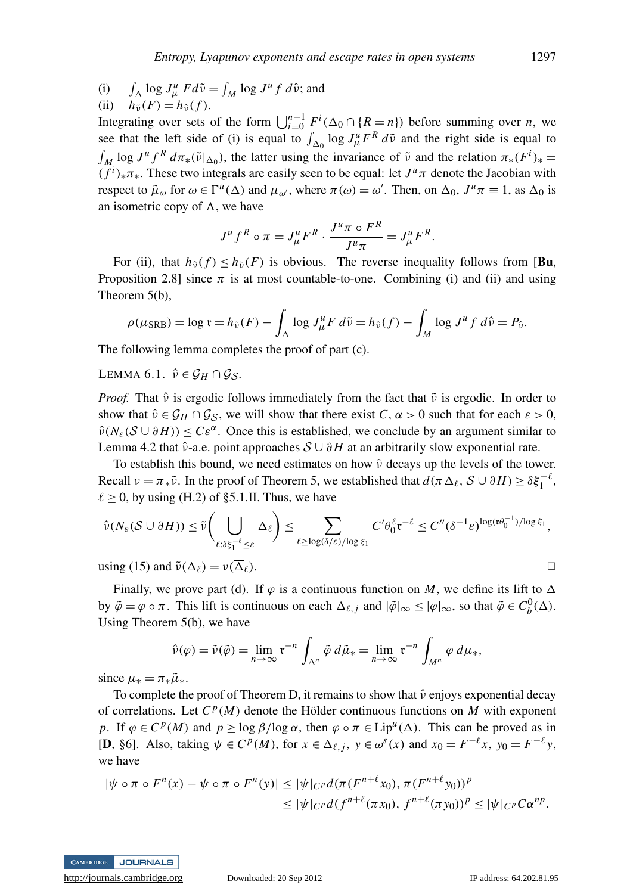(i) $\int_\Delta \log J^u_\mu F \, d\tilde{\nu} = \int_M \log J^u f \, d\hat{\nu}$; and

(ii) $h_{\tilde{\nu}}(F) = h_{\hat{\nu}}(f)$.

Integrating over sets of the form $\bigcup_{i=0}^{n-1} F^i(\Delta_0 \cap \{R = n\})$ before summing over $n$, we see that the left side of (i) is equal to $\int_{\Delta_0} \log J^u_\mu F^R \, d\tilde{\nu}$ and the right side is equal to $\int_M \log J^u f^R \, d\pi_*(\tilde{\nu}|_{\Delta_0})$, the latter using the invariance of $\tilde{\nu}$ and the relation $\pi_*(F^i)_* = (f^i)_* \pi_*$. These two integrals are easily seen to be equal: let $J^u \pi$ denote the Jacobian with respect to $\tilde{\mu}_\omega$ for $\omega \in \Gamma^u(\Delta)$ and $\mu_{\omega'}$, where $\pi(\omega) = \omega'$. Then, on $\Delta_0$, $J^u \pi \equiv 1$, as $\Delta_0$ is an isometric copy of $\Lambda$, we have

$$J^u f^R \circ \pi = J^u_\mu F^R \cdot \frac{J^u \pi \circ F^R}{J^u \pi} = J^u_\mu F^R.$$

For (ii), that $h_{\hat{\nu}}(f) \leq h_{\tilde{\nu}}(F)$ is obvious. The reverse inequality follows from [**Bu**, Proposition 2.8] since $\pi$ is at most countable-to-one. Combining (i) and (ii) and using Theorem 5(b),

$$\rho(\mu_{\mathrm{SRB}}) = \log \mathfrak{r} = h_{\tilde{\nu}}(F) - \int_\Delta \log J^u_\mu F \, d\tilde{\nu} = h_{\hat{\nu}}(f) - \int_M \log J^u f \, d\hat{\nu} = P_{\hat{\nu}}.$$

The following lemma completes the proof of part (c).

LEMMA 6.1. $\hat{\nu} \in \mathcal{G}_H \cap \mathcal{G}_{\mathcal{S}}$.

*Proof.* That $\hat{\nu}$ is ergodic follows immediately from the fact that $\tilde{\nu}$ is ergodic. In order to show that $\hat{\nu} \in \mathcal{G}_H \cap \mathcal{G}_{\mathcal{S}}$, we will show that there exist $C, \alpha > 0$ such that for each $\varepsilon > 0$, $\hat{\nu}(N_\varepsilon(\mathcal{S} \cup \partial H)) \leq C\varepsilon^\alpha$. Once this is established, we conclude by an argument similar to Lemma 4.2 that $\hat{\nu}$-a.e. point approaches $\mathcal{S} \cup \partial H$ at an arbitrarily slow exponential rate.

To establish this bound, we need estimates on how $\tilde{\nu}$ decays up the levels of the tower. Recall $\overline{\nu} = \overline{\pi}_* \tilde{\nu}$. In the proof of Theorem 5, we established that $d(\pi \Delta_\ell, \mathcal{S} \cup \partial H) \geq \delta \xi_1^{-\ell}$, $\ell \geq 0$, by using (H.2) of §5.1.II. Thus, we have

$$\hat{\nu}(N_\varepsilon(\mathcal{S} \cup \partial H)) \leq \tilde{\nu}\bigg(\bigcup_{\ell : \delta \xi_1^{-\ell} \leq \varepsilon} \Delta_\ell\bigg) \leq \sum_{\ell \geq \log(\delta/\varepsilon)/\log \xi_1} C' \theta_0^\ell \mathfrak{r}^{-\ell} \leq C''(\delta^{-1}\varepsilon)^{\log(\mathfrak{r}\theta_0^{-1})/\log \xi_1},$$

using (15) and $\tilde{\nu}(\Delta_\ell) = \overline{\nu}(\overline{\Delta}_\ell)$. $\square$

Finally, we prove part (d). If $\varphi$ is a continuous function on $M$, we define its lift to $\Delta$ by $\tilde{\varphi} = \varphi \circ \pi$. This lift is continuous on each $\Delta_{\ell,j}$ and $|\tilde{\varphi}|_\infty \leq |\varphi|_\infty$, so that $\tilde{\varphi} \in C^0_b(\Delta)$. Using Theorem 5(b), we have

$$\hat{\nu}(\varphi) = \tilde{\nu}(\tilde{\varphi}) = \lim_{n\to\infty} \mathfrak{r}^{-n} \int_{\Delta^n} \tilde{\varphi} \, d\tilde{\mu}_* = \lim_{n\to\infty} \mathfrak{r}^{-n} \int_{M^n} \varphi \, d\mu_*,$$

since $\mu_* = \pi_* \tilde{\mu}_*$.

To complete the proof of Theorem D, it remains to show that $\hat{\nu}$ enjoys exponential decay of correlations. Let $C^p(M)$ denote the Hölder continuous functions on $M$ with exponent $p$. If $\varphi \in C^p(M)$ and $p \geq \log \beta / \log \alpha$, then $\varphi \circ \pi \in \mathrm{Lip}^u(\Delta)$. This can be proved as in [**D**, §6]. Also, taking $\psi \in C^p(M)$, for $x \in \Delta_{\ell,j}$, $y \in \omega^s(x)$ and $x_0 = F^{-\ell}x$, $y_0 = F^{-\ell}y$, we have

$$\begin{aligned}
|\psi \circ \pi \circ F^n(x) - \psi \circ \pi \circ F^n(y)| &\leq |\psi|_{C^p} d(\pi(F^{n+\ell}x_0), \pi(F^{n+\ell}y_0))^p \\
&\leq |\psi|_{C^p} d(f^{n+\ell}(\pi x_0), f^{n+\ell}(\pi y_0))^p \leq |\psi|_{C^p} C\alpha^{np}.
\end{aligned}$$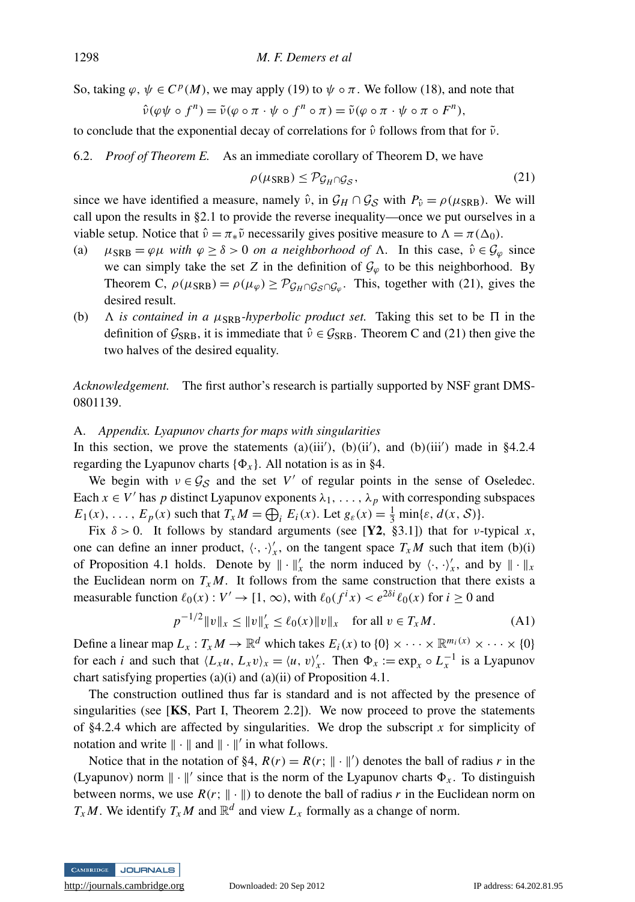So, taking $\varphi, \psi \in C^p(M)$, we may apply (19) to $\psi \circ \pi$. We follow (18), and note that

$$\hat{\nu}(\varphi\psi \circ f^n) = \tilde{\nu}(\varphi \circ \pi \cdot \psi \circ f^n \circ \pi) = \tilde{\nu}(\varphi \circ \pi \cdot \psi \circ \pi \circ F^n),$$

to conclude that the exponential decay of correlations for $\hat{\nu}$ follows from that for $\tilde{\nu}$.

## 6.2. *Proof of Theorem E.*

As an immediate corollary of Theorem D, we have

$$\rho(\mu_{\mathrm{SRB}}) \leq \mathcal{P}_{\mathcal{G}_H \cap \mathcal{G}_{\mathcal{S}}}, \tag{21}$$

since we have identified a measure, namely $\hat{\nu}$, in $\mathcal{G}_H \cap \mathcal{G}_{\mathcal{S}}$ with $P_{\hat{\nu}} = \rho(\mu_{\mathrm{SRB}})$. We will call upon the results in §2.1 to provide the reverse inequality—once we put ourselves in a viable setup. Notice that $\hat{\nu} = \pi_* \tilde{\nu}$ necessarily gives positive measure to $\Lambda = \pi(\Delta_0)$.

(a) *$\mu_{\mathrm{SRB}} = \varphi\mu$ with $\varphi \geq \delta > 0$ on a neighborhood of $\Lambda$.* In this case, $\hat{\nu} \in \mathcal{G}_\varphi$ since we can simply take the set $Z$ in the definition of $\mathcal{G}_\varphi$ to be this neighborhood. By Theorem C, $\rho(\mu_{\mathrm{SRB}}) = \rho(\mu_\varphi) \geq \mathcal{P}_{\mathcal{G}_H \cap \mathcal{G}_{\mathcal{S}} \cap \mathcal{G}_\varphi}$. This, together with (21), gives the desired result.

(b) *$\Lambda$ is contained in a $\mu_{\mathrm{SRB}}$-hyperbolic product set.* Taking this set to be $\Pi$ in the definition of $\mathcal{G}_{\mathrm{SRB}}$, it is immediate that $\hat{\nu} \in \mathcal{G}_{\mathrm{SRB}}$. Theorem C and (21) then give the two halves of the desired equality.

*Acknowledgement.* The first author's research is partially supported by NSF grant DMS-0801139.

## A. *Appendix. Lyapunov charts for maps with singularities*

In this section, we prove the statements (a)(iii′), (b)(ii′), and (b)(iii′) made in §4.2.4 regarding the Lyapunov charts $\{\Phi_x\}$. All notation is as in §4.

We begin with $\nu \in \mathcal{G}_{\mathcal{S}}$ and the set $V'$ of regular points in the sense of Oseledec. Each $x \in V'$ has $p$ distinct Lyapunov exponents $\lambda_1, \ldots, \lambda_p$ with corresponding subspaces $E_1(x), \ldots, E_p(x)$ such that $T_xM = \bigoplus_i E_i(x)$. Let $g_\varepsilon(x) = \frac{1}{3}\min\{\varepsilon, d(x, \mathcal{S})\}$.

Fix $\delta > 0$. It follows by standard arguments (see [**Y2**, §3.1]) that for $\nu$-typical $x$, one can define an inner product, $\langle \cdot, \cdot \rangle'_x$, on the tangent space $T_xM$ such that item (b)(i) of Proposition 4.1 holds. Denote by $\| \cdot \|'_x$ the norm induced by $\langle \cdot, \cdot \rangle'_x$, and by $\| \cdot \|_x$ the Euclidean norm on $T_xM$. It follows from the same construction that there exists a measurable function $\ell_0(x) : V' \to [1, \infty)$, with $\ell_0(f^i x) < e^{2\delta i}\ell_0(x)$ for $i \geq 0$ and

$$p^{-1/2}\|v\|_x \leq \|v\|'_x \leq \ell_0(x)\|v\|_x \quad \text{for all } v \in T_xM. \tag{A1}$$

Define a linear map $L_x : T_xM \to \mathbb{R}^d$ which takes $E_i(x)$ to $\{0\} \times \cdots \times \mathbb{R}^{m_i(x)} \times \cdots \times \{0\}$ for each $i$ and such that $\langle L_x u, L_x v \rangle_x = \langle u, v \rangle'_x$. Then $\Phi_x := \exp_x \circ L_x^{-1}$ is a Lyapunov chart satisfying properties (a)(i) and (a)(ii) of Proposition 4.1.

The construction outlined thus far is standard and is not affected by the presence of singularities (see [**KS**, Part I, Theorem 2.2]). We now proceed to prove the statements of §4.2.4 which are affected by singularities. We drop the subscript $x$ for simplicity of notation and write $\| \cdot \|$ and $\| \cdot \|'$ in what follows.

Notice that in the notation of §4, $R(r) = R(r; \| \cdot \|')$ denotes the ball of radius $r$ in the (Lyapunov) norm $\| \cdot \|'$ since that is the norm of the Lyapunov charts $\Phi_x$. To distinguish between norms, we use $R(r; \| \cdot \|)$ to denote the ball of radius $r$ in the Euclidean norm on $T_xM$. We identify $T_xM$ and $\mathbb{R}^d$ and view $L_x$ formally as a change of norm.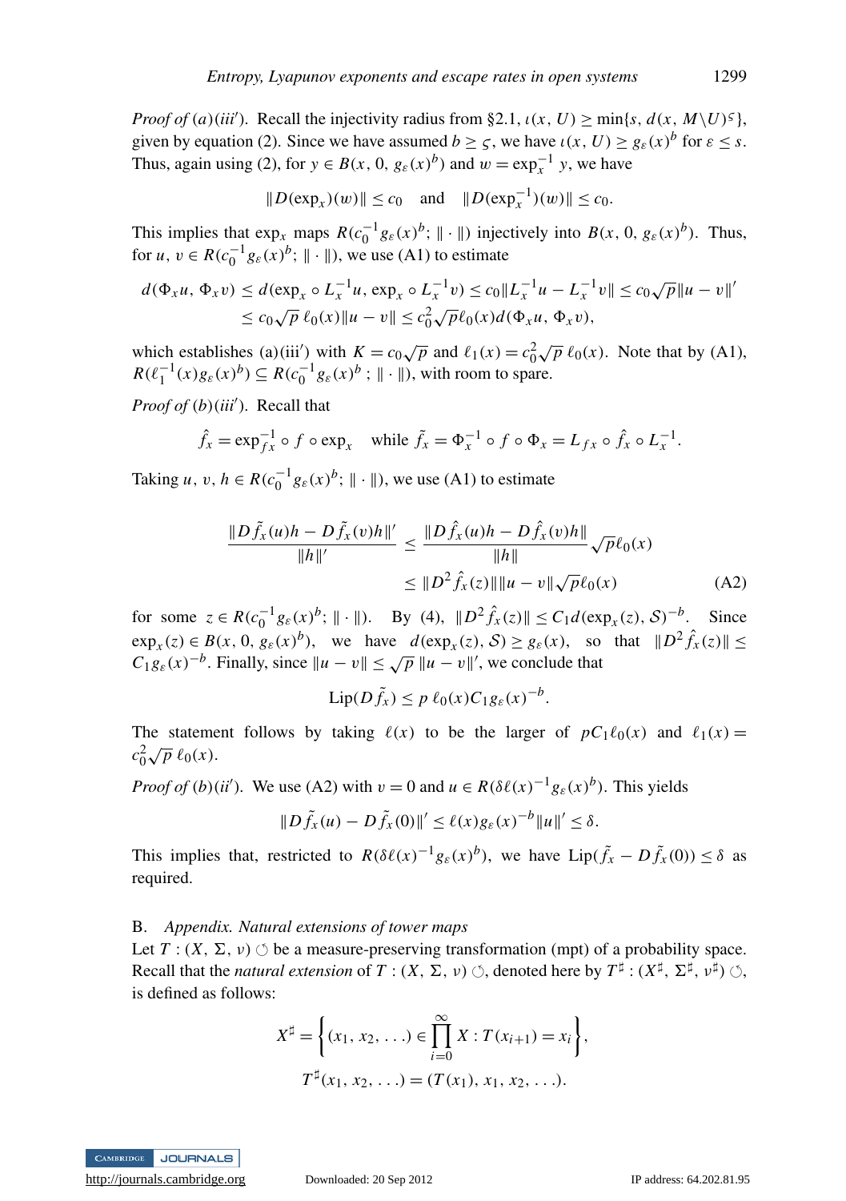*Proof of* (a)(*iii*′). Recall the injectivity radius from §2.1, $\iota(x, U) \geq \min\{s, d(x, M\backslash U)^{\varsigma}\}$, given by equation (2). Since we have assumed $b \geq \varsigma$, we have $\iota(x, U) \geq g_\varepsilon(x)^b$ for $\varepsilon \leq s$. Thus, again using (2), for $y \in B(x, 0, g_\varepsilon(x)^b)$ and $w = \exp_x^{-1} y$, we have

$$\|D(\exp_x)(w)\| \leq c_0 \quad \text{and} \quad \|D(\exp_x^{-1})(w)\| \leq c_0.$$

This implies that $\exp_x$ maps $R(c_0^{-1} g_\varepsilon(x)^b; \|\cdot\|)$ injectively into $B(x, 0, g_\varepsilon(x)^b)$. Thus, for $u, v \in R(c_0^{-1} g_\varepsilon(x)^b; \|\cdot\|)$, we use (A1) to estimate

$$\begin{aligned} d(\Phi_x u, \Phi_x v) &\leq d(\exp_x \circ L_x^{-1} u, \exp_x \circ L_x^{-1} v) \leq c_0 \|L_x^{-1} u - L_x^{-1} v\| \leq c_0 \sqrt{p} \|u - v\|' \\ &\leq c_0 \sqrt{p}\, \ell_0(x) \|u - v\| \leq c_0^2 \sqrt{p} \ell_0(x) d(\Phi_x u, \Phi_x v), \end{aligned}$$

which establishes (a)(iii′) with $K = c_0 \sqrt{p}$ and $\ell_1(x) = c_0^2 \sqrt{p}\, \ell_0(x)$. Note that by (A1), $R(\ell_1^{-1}(x) g_\varepsilon(x)^b) \subseteq R(c_0^{-1} g_\varepsilon(x)^b\,; \|\cdot\|)$, with room to spare.

*Proof of* (b)(*iii*′). Recall that

$$\hat{f}_x = \exp_{fx}^{-1} \circ f \circ \exp_x \quad \text{while } \tilde{f}_x = \Phi_x^{-1} \circ f \circ \Phi_x = L_{fx} \circ \hat{f}_x \circ L_x^{-1}.$$

Taking $u, v, h \in R(c_0^{-1} g_\varepsilon(x)^b; \|\cdot\|)$, we use (A1) to estimate

$$\begin{aligned} \frac{\|D\tilde{f}_x(u)h - D\tilde{f}_x(v)h\|'}{\|h\|'} &\leq \frac{\|D\hat{f}_x(u)h - D\hat{f}_x(v)h\|}{\|h\|} \sqrt{p} \ell_0(x) \\ &\leq \|D^2 \hat{f}_x(z)\| \|u - v\| \sqrt{p} \ell_0(x) \end{aligned} \tag{A2}$$

for some $z \in R(c_0^{-1} g_\varepsilon(x)^b; \|\cdot\|)$. By (4), $\|D^2 \hat{f}_x(z)\| \leq C_1 d(\exp_x(z), \mathcal{S})^{-b}$. Since $\exp_x(z) \in B(x, 0, g_\varepsilon(x)^b)$, we have $d(\exp_x(z), \mathcal{S}) \geq g_\varepsilon(x)$, so that $\|D^2 \hat{f}_x(z)\| \leq C_1 g_\varepsilon(x)^{-b}$. Finally, since $\|u - v\| \leq \sqrt{p}\, \|u - v\|'$, we conclude that

$$\mathrm{Lip}(D\tilde{f}_x) \leq p\, \ell_0(x) C_1 g_\varepsilon(x)^{-b}.$$

The statement follows by taking $\ell(x)$ to be the larger of $pC_1 \ell_0(x)$ and $\ell_1(x) = c_0^2 \sqrt{p}\, \ell_0(x)$.

*Proof of* (b)(*ii*′). We use (A2) with $v = 0$ and $u \in R(\delta \ell(x)^{-1} g_\varepsilon(x)^b)$. This yields

$$\|D\tilde{f}_x(u) - D\tilde{f}_x(0)\|' \leq \ell(x) g_\varepsilon(x)^{-b} \|u\|' \leq \delta.$$

This implies that, restricted to $R(\delta \ell(x)^{-1} g_\varepsilon(x)^b)$, we have $\mathrm{Lip}(\tilde{f}_x - D\tilde{f}_x(0)) \leq \delta$ as required.

## B. *Appendix. Natural extensions of tower maps*

Let $T : (X, \Sigma, \nu) \circlearrowleft$ be a measure-preserving transformation (mpt) of a probability space. Recall that the *natural extension* of $T : (X, \Sigma, \nu) \circlearrowleft$, denoted here by $T^\sharp : (X^\sharp, \Sigma^\sharp, \nu^\sharp) \circlearrowleft$, is defined as follows:

$$X^\sharp = \left\{(x_1, x_2, \ldots) \in \prod_{i=0}^{\infty} X : T(x_{i+1}) = x_i\right\},$$

$$T^\sharp(x_1, x_2, \ldots) = (T(x_1), x_1, x_2, \ldots).$$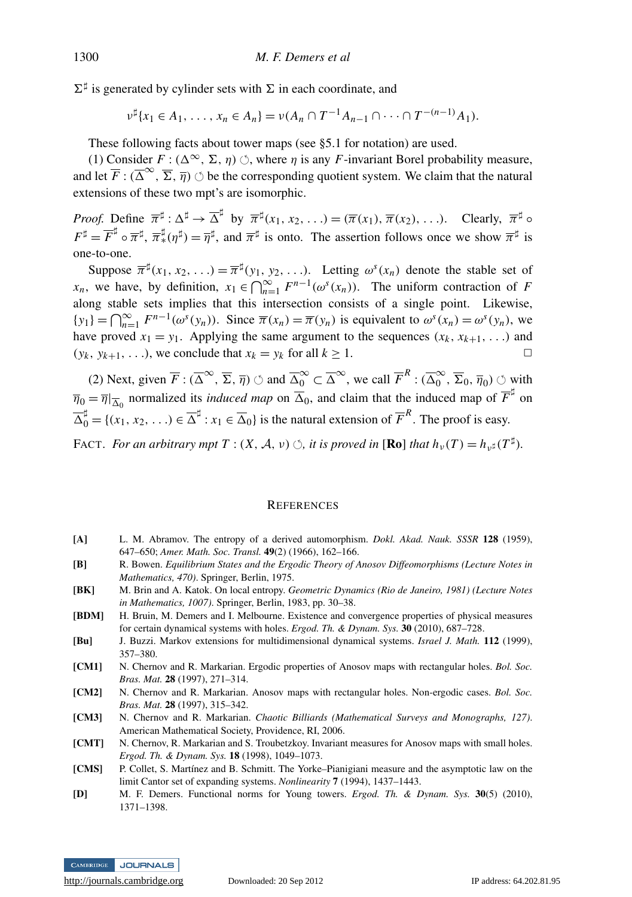$\Sigma^\sharp$ is generated by cylinder sets with $\Sigma$ in each coordinate, and

$$\nu^\sharp\{x_1 \in A_1, \ldots, x_n \in A_n\} = \nu(A_n \cap T^{-1}A_{n-1} \cap \cdots \cap T^{-(n-1)}A_1).$$

These following facts about tower maps (see §5.1 for notation) are used.

(1) Consider $F : (\Delta^\infty, \Sigma, \eta) \circlearrowleft$, where $\eta$ is any $F$-invariant Borel probability measure, and let $\overline{F} : (\overline{\Delta}^\infty, \overline{\Sigma}, \overline{\eta}) \circlearrowleft$ be the corresponding quotient system. We claim that the natural extensions of these two mpt's are isomorphic.

*Proof.* Define $\overline{\pi}^\sharp : \Delta^\sharp \to \overline{\Delta}^\sharp$ by $\overline{\pi}^\sharp(x_1, x_2, \ldots) = (\overline{\pi}(x_1), \overline{\pi}(x_2), \ldots)$. Clearly, $\overline{\pi}^\sharp \circ F^\sharp = \overline{F}^\sharp \circ \overline{\pi}^\sharp$, $\overline{\pi}^\sharp_*(\eta^\sharp) = \overline{\eta}^\sharp$, and $\overline{\pi}^\sharp$ is onto. The assertion follows once we show $\overline{\pi}^\sharp$ is one-to-one.

Suppose $\overline{\pi}^\sharp(x_1, x_2, \ldots) = \overline{\pi}^\sharp(y_1, y_2, \ldots)$. Letting $\omega^s(x_n)$ denote the stable set of $x_n$, we have, by definition, $x_1 \in \bigcap_{n=1}^\infty F^{n-1}(\omega^s(x_n))$. The uniform contraction of $F$ along stable sets implies that this intersection consists of a single point. Likewise, $\{y_1\} = \bigcap_{n=1}^\infty F^{n-1}(\omega^s(y_n))$. Since $\overline{\pi}(x_n) = \overline{\pi}(y_n)$ is equivalent to $\omega^s(x_n) = \omega^s(y_n)$, we have proved $x_1 = y_1$. Applying the same argument to the sequences $(x_k, x_{k+1}, \ldots)$ and $(y_k, y_{k+1}, \ldots)$, we conclude that $x_k = y_k$ for all $k \geq 1$. □

(2) Next, given $\overline{F} : (\overline{\Delta}^\infty, \overline{\Sigma}, \overline{\eta}) \circlearrowleft$ and $\overline{\Delta}_0^\infty \subset \overline{\Delta}^\infty$, we call $\overline{F}^R : (\overline{\Delta}_0^\infty, \overline{\Sigma}_0, \overline{\eta}_0) \circlearrowleft$ with $\overline{\eta}_0 = \overline{\eta}|_{\overline{\Delta}_0}$ normalized its *induced map* on $\overline{\Delta}_0$, and claim that the induced map of $\overline{F}^\sharp$ on $\overline{\Delta}_0^\sharp = \{(x_1, x_2, \ldots) \in \overline{\Delta}^\sharp : x_1 \in \overline{\Delta}_0\}$ is the natural extension of $\overline{F}^R$. The proof is easy.

FACT. *For an arbitrary mpt $T : (X, \mathcal{A}, \nu) \circlearrowleft$, it is proved in* [**Ro**] *that $h_\nu(T) = h_{\nu^\sharp}(T^\sharp)$.*

## REFERENCES

- **[A]** L. M. Abramov. The entropy of a derived automorphism. *Dokl. Akad. Nauk. SSSR* **128** (1959), 647–650; *Amer. Math. Soc. Transl.* **49**(2) (1966), 162–166.
- **[B]** R. Bowen. *Equilibrium States and the Ergodic Theory of Anosov Diffeomorphisms (Lecture Notes in Mathematics, 470)*. Springer, Berlin, 1975.
- **[BK]** M. Brin and A. Katok. On local entropy. *Geometric Dynamics (Rio de Janeiro, 1981) (Lecture Notes in Mathematics, 1007)*. Springer, Berlin, 1983, pp. 30–38.
- **[BDM]** H. Bruin, M. Demers and I. Melbourne. Existence and convergence properties of physical measures for certain dynamical systems with holes. *Ergod. Th. & Dynam. Sys.* **30** (2010), 687–728.
- **[Bu]** J. Buzzi. Markov extensions for multidimensional dynamical systems. *Israel J. Math.* **112** (1999), 357–380.
- **[CM1]** N. Chernov and R. Markarian. Ergodic properties of Anosov maps with rectangular holes. *Bol. Soc. Bras. Mat.* **28** (1997), 271–314.
- **[CM2]** N. Chernov and R. Markarian. Anosov maps with rectangular holes. Non-ergodic cases. *Bol. Soc. Bras. Mat.* **28** (1997), 315–342.
- **[CM3]** N. Chernov and R. Markarian. *Chaotic Billiards (Mathematical Surveys and Monographs, 127)*. American Mathematical Society, Providence, RI, 2006.
- **[CMT]** N. Chernov, R. Markarian and S. Troubetzkoy. Invariant measures for Anosov maps with small holes. *Ergod. Th. & Dynam. Sys.* **18** (1998), 1049–1073.
- **[CMS]** P. Collet, S. Martínez and B. Schmitt. The Yorke–Pianigiani measure and the asymptotic law on the limit Cantor set of expanding systems. *Nonlinearity* **7** (1994), 1437–1443.
- **[D]** M. F. Demers. Functional norms for Young towers. *Ergod. Th. & Dynam. Sys.* **30**(5) (2010), 1371–1398.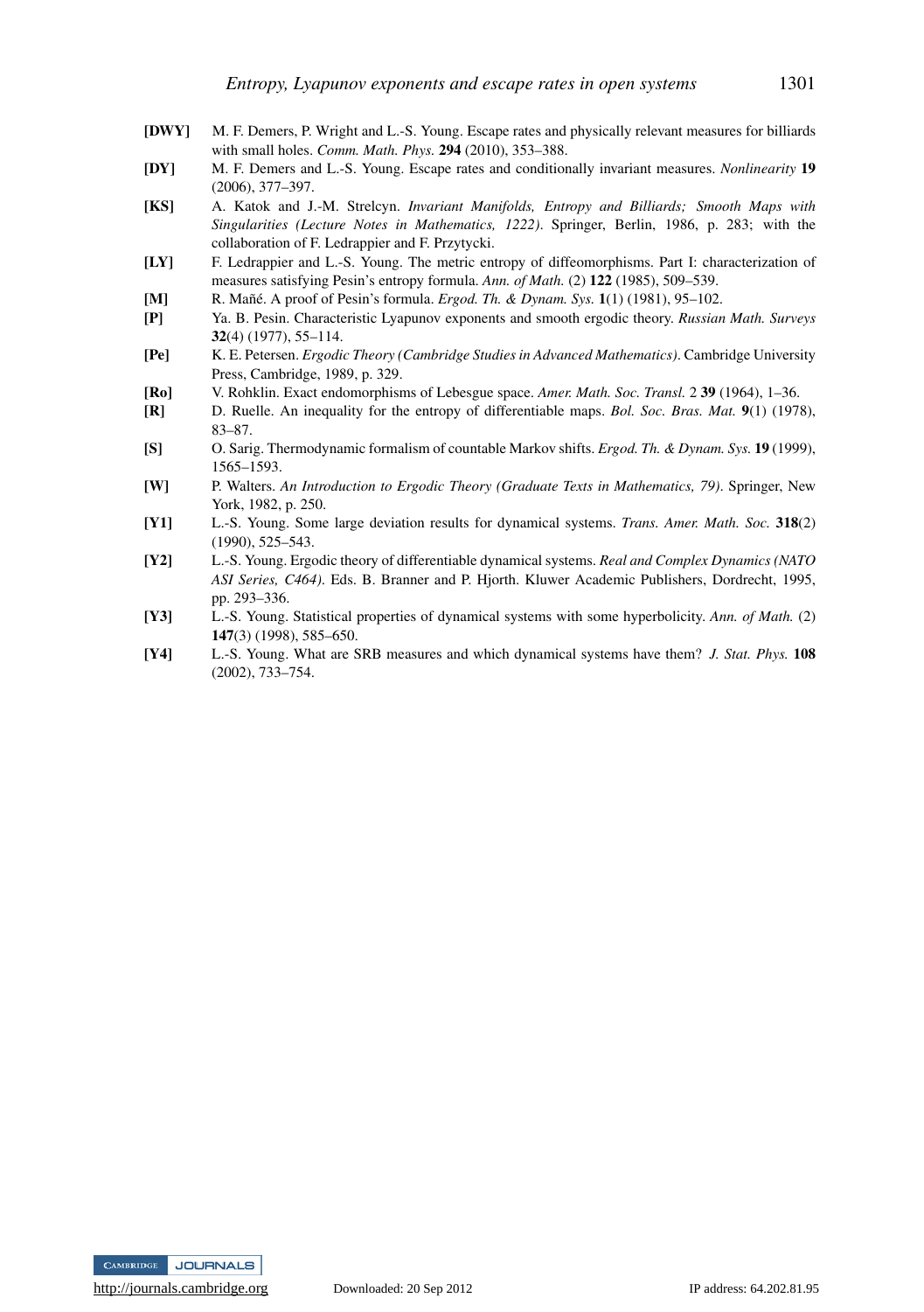**[DWY]** M. F. Demers, P. Wright and L.-S. Young. Escape rates and physically relevant measures for billiards with small holes. *Comm. Math. Phys.* **294** (2010), 353–388.

**[DY]** M. F. Demers and L.-S. Young. Escape rates and conditionally invariant measures. *Nonlinearity* **19** (2006), 377–397.

**[KS]** A. Katok and J.-M. Strelcyn. *Invariant Manifolds, Entropy and Billiards; Smooth Maps with Singularities (Lecture Notes in Mathematics, 1222)*. Springer, Berlin, 1986, p. 283; with the collaboration of F. Ledrappier and F. Przytycki.

**[LY]** F. Ledrappier and L.-S. Young. The metric entropy of diffeomorphisms. Part I: characterization of measures satisfying Pesin's entropy formula. *Ann. of Math.* (2) **122** (1985), 509–539.

**[M]** R. Mañé. A proof of Pesin's formula. *Ergod. Th. & Dynam. Sys.* **1**(1) (1981), 95–102.

**[P]** Ya. B. Pesin. Characteristic Lyapunov exponents and smooth ergodic theory. *Russian Math. Surveys* **32**(4) (1977), 55–114.

**[Pe]** K. E. Petersen. *Ergodic Theory (Cambridge Studies in Advanced Mathematics)*. Cambridge University Press, Cambridge, 1989, p. 329.

**[Ro]** V. Rohklin. Exact endomorphisms of Lebesgue space. *Amer. Math. Soc. Transl.* 2 **39** (1964), 1–36.

**[R]** D. Ruelle. An inequality for the entropy of differentiable maps. *Bol. Soc. Bras. Mat.* **9**(1) (1978), 83–87.

**[S]** O. Sarig. Thermodynamic formalism of countable Markov shifts. *Ergod. Th. & Dynam. Sys.* **19** (1999), 1565–1593.

**[W]** P. Walters. *An Introduction to Ergodic Theory (Graduate Texts in Mathematics, 79)*. Springer, New York, 1982, p. 250.

**[Y1]** L.-S. Young. Some large deviation results for dynamical systems. *Trans. Amer. Math. Soc.* **318**(2) (1990), 525–543.

**[Y2]** L.-S. Young. Ergodic theory of differentiable dynamical systems. *Real and Complex Dynamics (NATO ASI Series, C464)*. Eds. B. Branner and P. Hjorth. Kluwer Academic Publishers, Dordrecht, 1995, pp. 293–336.

**[Y3]** L.-S. Young. Statistical properties of dynamical systems with some hyperbolicity. *Ann. of Math.* (2) **147**(3) (1998), 585–650.

**[Y4]** L.-S. Young. What are SRB measures and which dynamical systems have them? *J. Stat. Phys.* **108** (2002), 733–754.